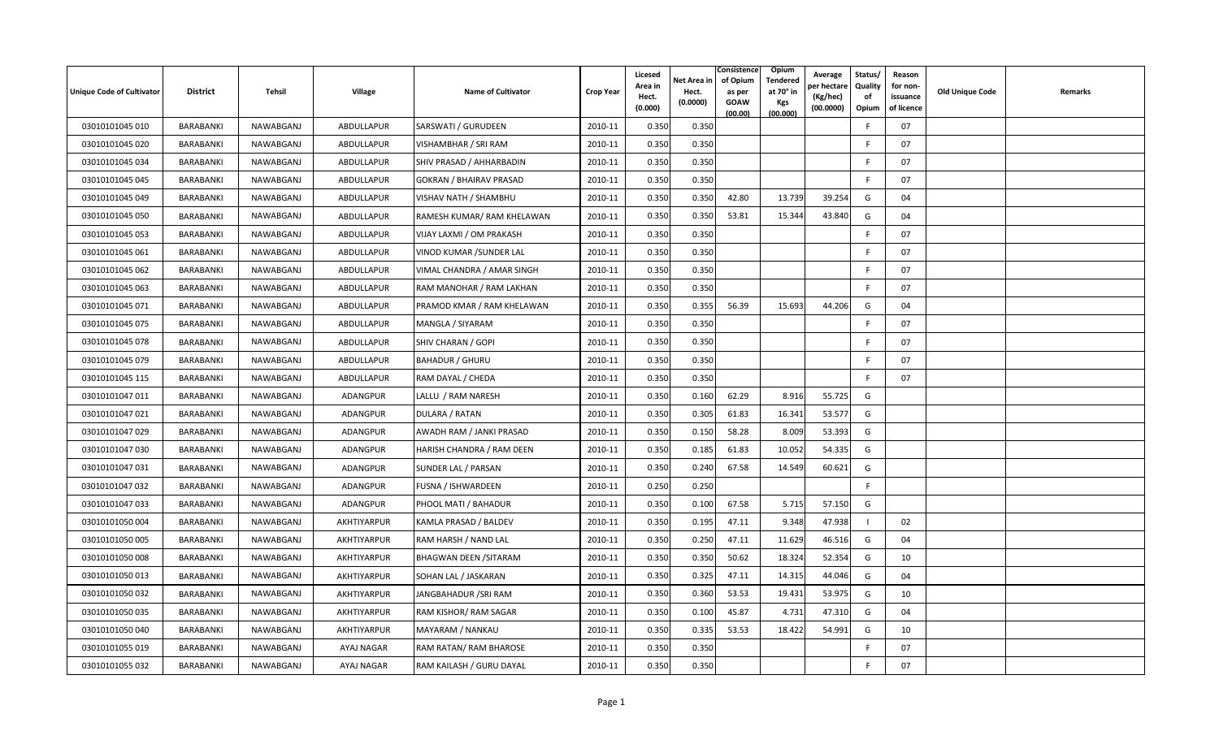| Unique Code of Cultivator | District | Tehsil | Village | Name of Cultivator | Crop Year | Licesed Area in Hect. (0.000) | Net Area in Hect. (0.0000) | Consistence of Opium as per GOAW (00.00) | Opium Tendered at 70° in Kgs (00.000) | Average per hectare (Kg/hec) (00.0000) | Status/ Quality of Opium | Reason for non-issuance of licence | Old Unique Code | Remarks |
|---|---|---|---|---|---|---|---|---|---|---|---|---|---|---|
| 03010101045 010 | BARABANKI | NAWABGANJ | ABDULLAPUR | SARSWATI / GURUDEEN | 2010-11 | 0.350 | 0.350 | | | | F | 07 | | |
| 03010101045 020 | BARABANKI | NAWABGANJ | ABDULLAPUR | VISHAMBHAR / SRI RAM | 2010-11 | 0.350 | 0.350 | | | | F | 07 | | |
| 03010101045 034 | BARABANKI | NAWABGANJ | ABDULLAPUR | SHIV PRASAD / AHHARBADIN | 2010-11 | 0.350 | 0.350 | | | | F | 07 | | |
| 03010101045 045 | BARABANKI | NAWABGANJ | ABDULLAPUR | GOKRAN / BHAIRAV PRASAD | 2010-11 | 0.350 | 0.350 | | | | F | 07 | | |
| 03010101045 049 | BARABANKI | NAWABGANJ | ABDULLAPUR | VISHAV NATH / SHAMBHU | 2010-11 | 0.350 | 0.350 | 42.80 | 13.739 | 39.254 | G | 04 | | |
| 03010101045 050 | BARABANKI | NAWABGANJ | ABDULLAPUR | RAMESH KUMAR/ RAM KHELAWAN | 2010-11 | 0.350 | 0.350 | 53.81 | 15.344 | 43.840 | G | 04 | | |
| 03010101045 053 | BARABANKI | NAWABGANJ | ABDULLAPUR | VIJAY LAXMI / OM PRAKASH | 2010-11 | 0.350 | 0.350 | | | | F | 07 | | |
| 03010101045 061 | BARABANKI | NAWABGANJ | ABDULLAPUR | VINOD KUMAR /SUNDER LAL | 2010-11 | 0.350 | 0.350 | | | | F | 07 | | |
| 03010101045 062 | BARABANKI | NAWABGANJ | ABDULLAPUR | VIMAL CHANDRA / AMAR SINGH | 2010-11 | 0.350 | 0.350 | | | | F | 07 | | |
| 03010101045 063 | BARABANKI | NAWABGANJ | ABDULLAPUR | RAM MANOHAR / RAM LAKHAN | 2010-11 | 0.350 | 0.350 | | | | F | 07 | | |
| 03010101045 071 | BARABANKI | NAWABGANJ | ABDULLAPUR | PRAMOD KMAR / RAM KHELAWAN | 2010-11 | 0.350 | 0.355 | 56.39 | 15.693 | 44.206 | G | 04 | | |
| 03010101045 075 | BARABANKI | NAWABGANJ | ABDULLAPUR | MANGLA / SIYARAM | 2010-11 | 0.350 | 0.350 | | | | F | 07 | | |
| 03010101045 078 | BARABANKI | NAWABGANJ | ABDULLAPUR | SHIV CHARAN / GOPI | 2010-11 | 0.350 | 0.350 | | | | F | 07 | | |
| 03010101045 079 | BARABANKI | NAWABGANJ | ABDULLAPUR | BAHADUR / GHURU | 2010-11 | 0.350 | 0.350 | | | | F | 07 | | |
| 03010101045 115 | BARABANKI | NAWABGANJ | ABDULLAPUR | RAM DAYAL / CHEDA | 2010-11 | 0.350 | 0.350 | | | | F | 07 | | |
| 03010101047 011 | BARABANKI | NAWABGANJ | ADANGPUR | LALLU / RAM NARESH | 2010-11 | 0.350 | 0.160 | 62.29 | 8.916 | 55.725 | G | | | |
| 03010101047 021 | BARABANKI | NAWABGANJ | ADANGPUR | DULARA / RATAN | 2010-11 | 0.350 | 0.305 | 61.83 | 16.341 | 53.577 | G | | | |
| 03010101047 029 | BARABANKI | NAWABGANJ | ADANGPUR | AWADH RAM / JANKI PRASAD | 2010-11 | 0.350 | 0.150 | 58.28 | 8.009 | 53.393 | G | | | |
| 03010101047 030 | BARABANKI | NAWABGANJ | ADANGPUR | HARISH CHANDRA / RAM DEEN | 2010-11 | 0.350 | 0.185 | 61.83 | 10.052 | 54.335 | G | | | |
| 03010101047 031 | BARABANKI | NAWABGANJ | ADANGPUR | SUNDER LAL / PARSAN | 2010-11 | 0.350 | 0.240 | 67.58 | 14.549 | 60.621 | G | | | |
| 03010101047 032 | BARABANKI | NAWABGANJ | ADANGPUR | FUSNA / ISHWARDEEN | 2010-11 | 0.250 | 0.250 | | | | F | | | |
| 03010101047 033 | BARABANKI | NAWABGANJ | ADANGPUR | PHOOL MATI / BAHADUR | 2010-11 | 0.350 | 0.100 | 67.58 | 5.715 | 57.150 | G | | | |
| 03010101050 004 | BARABANKI | NAWABGANJ | AKHTIYARPUR | KAMLA PRASAD / BALDEV | 2010-11 | 0.350 | 0.195 | 47.11 | 9.348 | 47.938 | I | 02 | | |
| 03010101050 005 | BARABANKI | NAWABGANJ | AKHTIYARPUR | RAM HARSH / NAND LAL | 2010-11 | 0.350 | 0.250 | 47.11 | 11.629 | 46.516 | G | 04 | | |
| 03010101050 008 | BARABANKI | NAWABGANJ | AKHTIYARPUR | BHAGWAN DEEN /SITARAM | 2010-11 | 0.350 | 0.350 | 50.62 | 18.324 | 52.354 | G | 10 | | |
| 03010101050 013 | BARABANKI | NAWABGANJ | AKHTIYARPUR | SOHAN LAL / JASKARAN | 2010-11 | 0.350 | 0.325 | 47.11 | 14.315 | 44.046 | G | 04 | | |
| 03010101050 032 | BARABANKI | NAWABGANJ | AKHTIYARPUR | JANGBAHADUR /SRI RAM | 2010-11 | 0.350 | 0.360 | 53.53 | 19.431 | 53.975 | G | 10 | | |
| 03010101050 035 | BARABANKI | NAWABGANJ | AKHTIYARPUR | RAM KISHOR/ RAM SAGAR | 2010-11 | 0.350 | 0.100 | 45.87 | 4.731 | 47.310 | G | 04 | | |
| 03010101050 040 | BARABANKI | NAWABGANJ | AKHTIYARPUR | MAYARAM / NANKAU | 2010-11 | 0.350 | 0.335 | 53.53 | 18.422 | 54.991 | G | 10 | | |
| 03010101055 019 | BARABANKI | NAWABGANJ | AYAJ NAGAR | RAM RATAN/ RAM BHAROSE | 2010-11 | 0.350 | 0.350 | | | | F | 07 | | |
| 03010101055 032 | BARABANKI | NAWABGANJ | AYAJ NAGAR | RAM KAILASH / GURU DAYAL | 2010-11 | 0.350 | 0.350 | | | | F | 07 | | |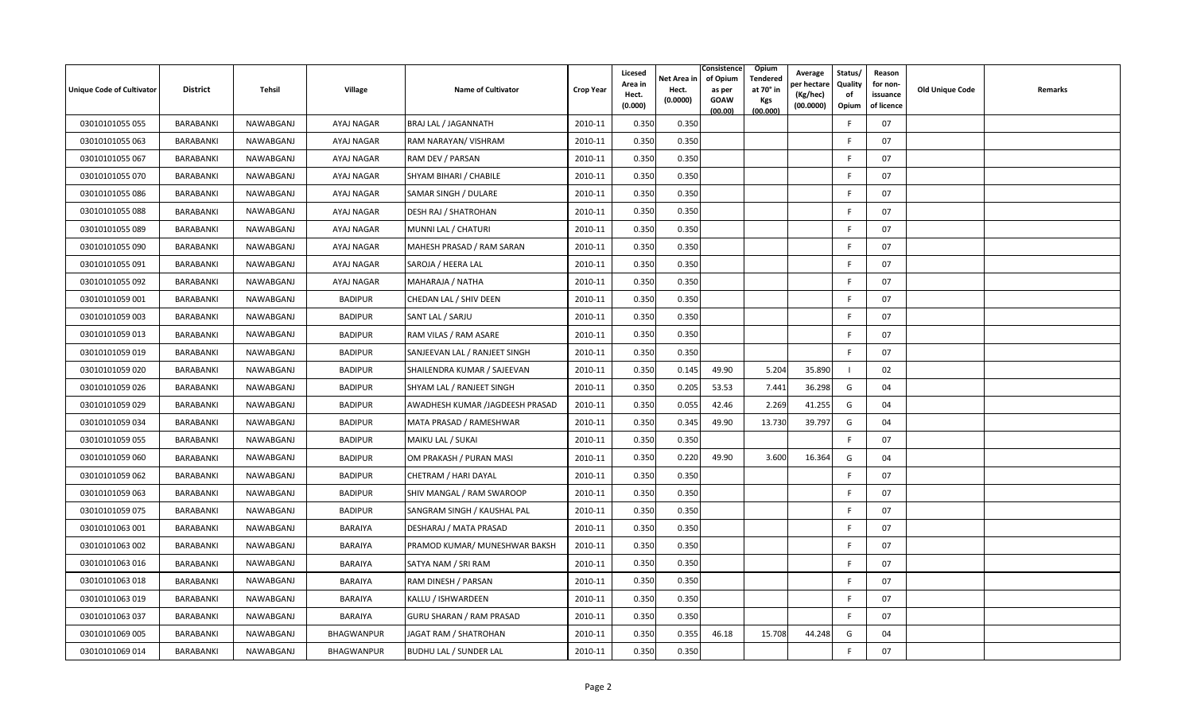| Unique Code of Cultivator | District | Tehsil | Village | Name of Cultivator | Crop Year | Licesed Area in Hect. (0.000) | Net Area in Hect. (0.0000) | Consistence of Opium as per GOAW (00.00) | Opium Tendered at 70° in Kgs (00.000) | Average per hectare (Kg/hec) (00.0000) | Status/ Quality of Opium | Reason for non-issuance of licence | Old Unique Code | Remarks |
|---|---|---|---|---|---|---|---|---|---|---|---|---|---|---|
| 03010101055 055 | BARABANKI | NAWABGANJ | AYAJ NAGAR | BRAJ LAL / JAGANNATH | 2010-11 | 0.350 | 0.350 | | | | F | 07 | | |
| 03010101055 063 | BARABANKI | NAWABGANJ | AYAJ NAGAR | RAM NARAYAN/ VISHRAM | 2010-11 | 0.350 | 0.350 | | | | F | 07 | | |
| 03010101055 067 | BARABANKI | NAWABGANJ | AYAJ NAGAR | RAM DEV / PARSAN | 2010-11 | 0.350 | 0.350 | | | | F | 07 | | |
| 03010101055 070 | BARABANKI | NAWABGANJ | AYAJ NAGAR | SHYAM BIHARI / CHABILE | 2010-11 | 0.350 | 0.350 | | | | F | 07 | | |
| 03010101055 086 | BARABANKI | NAWABGANJ | AYAJ NAGAR | SAMAR SINGH / DULARE | 2010-11 | 0.350 | 0.350 | | | | F | 07 | | |
| 03010101055 088 | BARABANKI | NAWABGANJ | AYAJ NAGAR | DESH RAJ / SHATROHAN | 2010-11 | 0.350 | 0.350 | | | | F | 07 | | |
| 03010101055 089 | BARABANKI | NAWABGANJ | AYAJ NAGAR | MUNNI LAL / CHATURI | 2010-11 | 0.350 | 0.350 | | | | F | 07 | | |
| 03010101055 090 | BARABANKI | NAWABGANJ | AYAJ NAGAR | MAHESH PRASAD / RAM SARAN | 2010-11 | 0.350 | 0.350 | | | | F | 07 | | |
| 03010101055 091 | BARABANKI | NAWABGANJ | AYAJ NAGAR | SAROJA / HEERA LAL | 2010-11 | 0.350 | 0.350 | | | | F | 07 | | |
| 03010101055 092 | BARABANKI | NAWABGANJ | AYAJ NAGAR | MAHARAJA / NATHA | 2010-11 | 0.350 | 0.350 | | | | F | 07 | | |
| 03010101059 001 | BARABANKI | NAWABGANJ | BADIPUR | CHEDAN LAL / SHIV DEEN | 2010-11 | 0.350 | 0.350 | | | | F | 07 | | |
| 03010101059 003 | BARABANKI | NAWABGANJ | BADIPUR | SANT LAL / SARJU | 2010-11 | 0.350 | 0.350 | | | | F | 07 | | |
| 03010101059 013 | BARABANKI | NAWABGANJ | BADIPUR | RAM VILAS / RAM ASARE | 2010-11 | 0.350 | 0.350 | | | | F | 07 | | |
| 03010101059 019 | BARABANKI | NAWABGANJ | BADIPUR | SANJEEVAN LAL / RANJEET SINGH | 2010-11 | 0.350 | 0.350 | | | | F | 07 | | |
| 03010101059 020 | BARABANKI | NAWABGANJ | BADIPUR | SHAILENDRA KUMAR / SAJEEVAN | 2010-11 | 0.350 | 0.145 | 49.90 | 5.204 | 35.890 | I | 02 | | |
| 03010101059 026 | BARABANKI | NAWABGANJ | BADIPUR | SHYAM LAL / RANJEET SINGH | 2010-11 | 0.350 | 0.205 | 53.53 | 7.441 | 36.298 | G | 04 | | |
| 03010101059 029 | BARABANKI | NAWABGANJ | BADIPUR | AWADHESH KUMAR /JAGDEESH PRASAD | 2010-11 | 0.350 | 0.055 | 42.46 | 2.269 | 41.255 | G | 04 | | |
| 03010101059 034 | BARABANKI | NAWABGANJ | BADIPUR | MATA PRASAD / RAMESHWAR | 2010-11 | 0.350 | 0.345 | 49.90 | 13.730 | 39.797 | G | 04 | | |
| 03010101059 055 | BARABANKI | NAWABGANJ | BADIPUR | MAIKU LAL / SUKAI | 2010-11 | 0.350 | 0.350 | | | | F | 07 | | |
| 03010101059 060 | BARABANKI | NAWABGANJ | BADIPUR | OM PRAKASH / PURAN MASI | 2010-11 | 0.350 | 0.220 | 49.90 | 3.600 | 16.364 | G | 04 | | |
| 03010101059 062 | BARABANKI | NAWABGANJ | BADIPUR | CHETRAM / HARI DAYAL | 2010-11 | 0.350 | 0.350 | | | | F | 07 | | |
| 03010101059 063 | BARABANKI | NAWABGANJ | BADIPUR | SHIV MANGAL / RAM SWAROOP | 2010-11 | 0.350 | 0.350 | | | | F | 07 | | |
| 03010101059 075 | BARABANKI | NAWABGANJ | BADIPUR | SANGRAM SINGH / KAUSHAL PAL | 2010-11 | 0.350 | 0.350 | | | | F | 07 | | |
| 03010101063 001 | BARABANKI | NAWABGANJ | BARAIYA | DESHARAJ / MATA PRASAD | 2010-11 | 0.350 | 0.350 | | | | F | 07 | | |
| 03010101063 002 | BARABANKI | NAWABGANJ | BARAIYA | PRAMOD KUMAR/ MUNESHWAR BAKSH | 2010-11 | 0.350 | 0.350 | | | | F | 07 | | |
| 03010101063 016 | BARABANKI | NAWABGANJ | BARAIYA | SATYA NAM / SRI RAM | 2010-11 | 0.350 | 0.350 | | | | F | 07 | | |
| 03010101063 018 | BARABANKI | NAWABGANJ | BARAIYA | RAM DINESH / PARSAN | 2010-11 | 0.350 | 0.350 | | | | F | 07 | | |
| 03010101063 019 | BARABANKI | NAWABGANJ | BARAIYA | KALLU / ISHWARDEEN | 2010-11 | 0.350 | 0.350 | | | | F | 07 | | |
| 03010101063 037 | BARABANKI | NAWABGANJ | BARAIYA | GURU SHARAN / RAM PRASAD | 2010-11 | 0.350 | 0.350 | | | | F | 07 | | |
| 03010101069 005 | BARABANKI | NAWABGANJ | BHAGWANPUR | JAGAT RAM / SHATROHAN | 2010-11 | 0.350 | 0.355 | 46.18 | 15.708 | 44.248 | G | 04 | | |
| 03010101069 014 | BARABANKI | NAWABGANJ | BHAGWANPUR | BUDHU LAL / SUNDER LAL | 2010-11 | 0.350 | 0.350 | | | | F | 07 | | |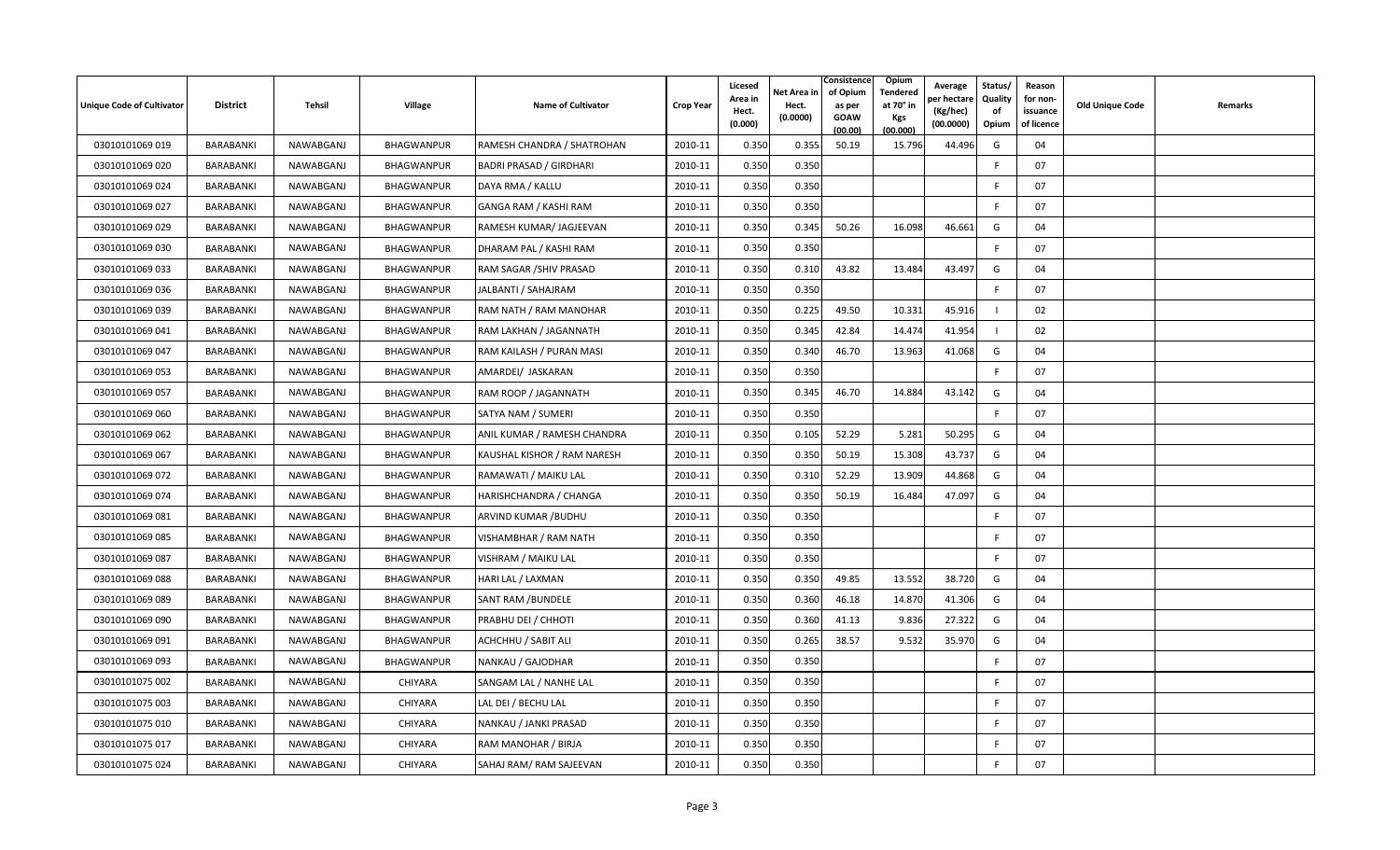| Unique Code of Cultivator | District | Tehsil | Village | Name of Cultivator | Crop Year | Licesed Area in Hect. (0.000) | Net Area in Hect. (0.0000) | Consistence of Opium as per GOAW (00.00) | Opium Tendered at 70° in Kgs (00.000) | Average per hectare (Kg/hec) (00.0000) | Status/ Quality of Opium | Reason for non-issuance of licence | Old Unique Code | Remarks |
|---|---|---|---|---|---|---|---|---|---|---|---|---|---|---|
| 03010101069 019 | BARABANKI | NAWABGANJ | BHAGWANPUR | RAMESH CHANDRA / SHATROHAN | 2010-11 | 0.350 | 0.355 | 50.19 | 15.796 | 44.496 | G | 04 | | |
| 03010101069 020 | BARABANKI | NAWABGANJ | BHAGWANPUR | BADRI PRASAD / GIRDHARI | 2010-11 | 0.350 | 0.350 | | | | F | 07 | | |
| 03010101069 024 | BARABANKI | NAWABGANJ | BHAGWANPUR | DAYA RMA / KALLU | 2010-11 | 0.350 | 0.350 | | | | F | 07 | | |
| 03010101069 027 | BARABANKI | NAWABGANJ | BHAGWANPUR | GANGA RAM / KASHI RAM | 2010-11 | 0.350 | 0.350 | | | | F | 07 | | |
| 03010101069 029 | BARABANKI | NAWABGANJ | BHAGWANPUR | RAMESH KUMAR/ JAGJEEVAN | 2010-11 | 0.350 | 0.345 | 50.26 | 16.098 | 46.661 | G | 04 | | |
| 03010101069 030 | BARABANKI | NAWABGANJ | BHAGWANPUR | DHARAM PAL / KASHI RAM | 2010-11 | 0.350 | 0.350 | | | | F | 07 | | |
| 03010101069 033 | BARABANKI | NAWABGANJ | BHAGWANPUR | RAM SAGAR /SHIV PRASAD | 2010-11 | 0.350 | 0.310 | 43.82 | 13.484 | 43.497 | G | 04 | | |
| 03010101069 036 | BARABANKI | NAWABGANJ | BHAGWANPUR | JALBANTI / SAHAJRAM | 2010-11 | 0.350 | 0.350 | | | | F | 07 | | |
| 03010101069 039 | BARABANKI | NAWABGANJ | BHAGWANPUR | RAM NATH / RAM MANOHAR | 2010-11 | 0.350 | 0.225 | 49.50 | 10.331 | 45.916 | I | 02 | | |
| 03010101069 041 | BARABANKI | NAWABGANJ | BHAGWANPUR | RAM LAKHAN / JAGANNATH | 2010-11 | 0.350 | 0.345 | 42.84 | 14.474 | 41.954 | I | 02 | | |
| 03010101069 047 | BARABANKI | NAWABGANJ | BHAGWANPUR | RAM KAILASH / PURAN MASI | 2010-11 | 0.350 | 0.340 | 46.70 | 13.963 | 41.068 | G | 04 | | |
| 03010101069 053 | BARABANKI | NAWABGANJ | BHAGWANPUR | AMARDEI/ JASKARAN | 2010-11 | 0.350 | 0.350 | | | | F | 07 | | |
| 03010101069 057 | BARABANKI | NAWABGANJ | BHAGWANPUR | RAM ROOP / JAGANNATH | 2010-11 | 0.350 | 0.345 | 46.70 | 14.884 | 43.142 | G | 04 | | |
| 03010101069 060 | BARABANKI | NAWABGANJ | BHAGWANPUR | SATYA NAM / SUMERI | 2010-11 | 0.350 | 0.350 | | | | F | 07 | | |
| 03010101069 062 | BARABANKI | NAWABGANJ | BHAGWANPUR | ANIL KUMAR / RAMESH CHANDRA | 2010-11 | 0.350 | 0.105 | 52.29 | 5.281 | 50.295 | G | 04 | | |
| 03010101069 067 | BARABANKI | NAWABGANJ | BHAGWANPUR | KAUSHAL KISHOR / RAM NARESH | 2010-11 | 0.350 | 0.350 | 50.19 | 15.308 | 43.737 | G | 04 | | |
| 03010101069 072 | BARABANKI | NAWABGANJ | BHAGWANPUR | RAMAWATI / MAIKU LAL | 2010-11 | 0.350 | 0.310 | 52.29 | 13.909 | 44.868 | G | 04 | | |
| 03010101069 074 | BARABANKI | NAWABGANJ | BHAGWANPUR | HARISHCHANDRA / CHANGA | 2010-11 | 0.350 | 0.350 | 50.19 | 16.484 | 47.097 | G | 04 | | |
| 03010101069 081 | BARABANKI | NAWABGANJ | BHAGWANPUR | ARVIND KUMAR /BUDHU | 2010-11 | 0.350 | 0.350 | | | | F | 07 | | |
| 03010101069 085 | BARABANKI | NAWABGANJ | BHAGWANPUR | VISHAMBHAR / RAM NATH | 2010-11 | 0.350 | 0.350 | | | | F | 07 | | |
| 03010101069 087 | BARABANKI | NAWABGANJ | BHAGWANPUR | VISHRAM / MAIKU LAL | 2010-11 | 0.350 | 0.350 | | | | F | 07 | | |
| 03010101069 088 | BARABANKI | NAWABGANJ | BHAGWANPUR | HARI LAL / LAXMAN | 2010-11 | 0.350 | 0.350 | 49.85 | 13.552 | 38.720 | G | 04 | | |
| 03010101069 089 | BARABANKI | NAWABGANJ | BHAGWANPUR | SANT RAM /BUNDELE | 2010-11 | 0.350 | 0.360 | 46.18 | 14.870 | 41.306 | G | 04 | | |
| 03010101069 090 | BARABANKI | NAWABGANJ | BHAGWANPUR | PRABHU DEI / CHHOTI | 2010-11 | 0.350 | 0.360 | 41.13 | 9.836 | 27.322 | G | 04 | | |
| 03010101069 091 | BARABANKI | NAWABGANJ | BHAGWANPUR | ACHCHHU / SABIT ALI | 2010-11 | 0.350 | 0.265 | 38.57 | 9.532 | 35.970 | G | 04 | | |
| 03010101069 093 | BARABANKI | NAWABGANJ | BHAGWANPUR | NANKAU / GAJODHAR | 2010-11 | 0.350 | 0.350 | | | | F | 07 | | |
| 03010101075 002 | BARABANKI | NAWABGANJ | CHIYARA | SANGAM LAL / NANHE LAL | 2010-11 | 0.350 | 0.350 | | | | F | 07 | | |
| 03010101075 003 | BARABANKI | NAWABGANJ | CHIYARA | LAL DEI / BECHU LAL | 2010-11 | 0.350 | 0.350 | | | | F | 07 | | |
| 03010101075 010 | BARABANKI | NAWABGANJ | CHIYARA | NANKAU / JANKI PRASAD | 2010-11 | 0.350 | 0.350 | | | | F | 07 | | |
| 03010101075 017 | BARABANKI | NAWABGANJ | CHIYARA | RAM MANOHAR / BIRJA | 2010-11 | 0.350 | 0.350 | | | | F | 07 | | |
| 03010101075 024 | BARABANKI | NAWABGANJ | CHIYARA | SAHAJ RAM/ RAM SAJEEVAN | 2010-11 | 0.350 | 0.350 | | | | F | 07 | | |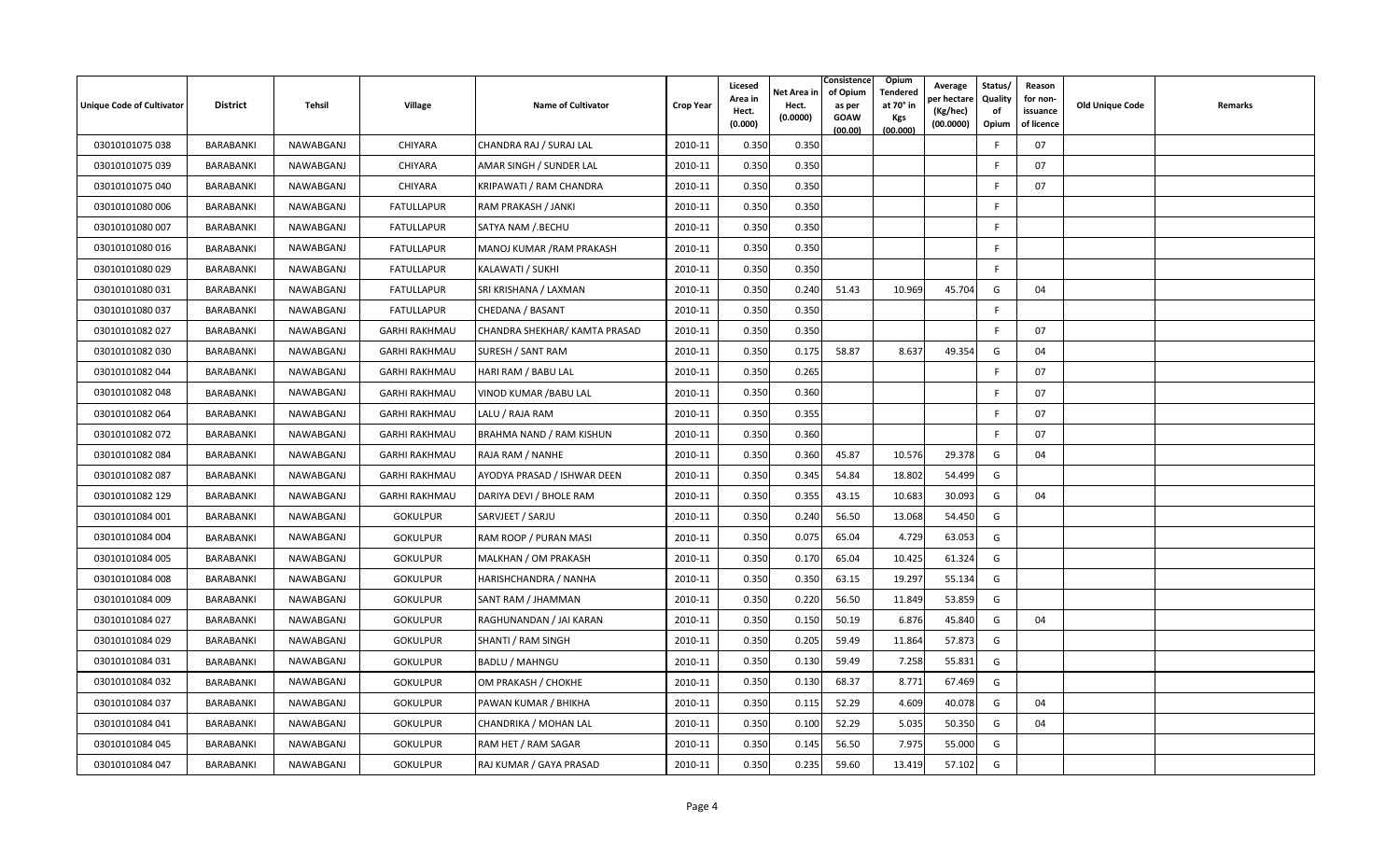| Unique Code of Cultivator | District | Tehsil | Village | Name of Cultivator | Crop Year | Licesed Area in Hect. (0.000) | Net Area in Hect. (0.0000) | Consistence of Opium as per GOAW (00.00) | Opium Tendered at 70° in Kgs (00.000) | Average per hectare (Kg/hec) (00.0000) | Status/ Quality of Opium | Reason for non-issuance of licence | Old Unique Code | Remarks |
|---|---|---|---|---|---|---|---|---|---|---|---|---|---|---|
| 03010101075 038 | BARABANKI | NAWABGANJ | CHIYARA | CHANDRA RAJ / SURAJ LAL | 2010-11 | 0.350 | 0.350 | | | | F | 07 | | |
| 03010101075 039 | BARABANKI | NAWABGANJ | CHIYARA | AMAR SINGH / SUNDER LAL | 2010-11 | 0.350 | 0.350 | | | | F | 07 | | |
| 03010101075 040 | BARABANKI | NAWABGANJ | CHIYARA | KRIPAWATI / RAM CHANDRA | 2010-11 | 0.350 | 0.350 | | | | F | 07 | | |
| 03010101080 006 | BARABANKI | NAWABGANJ | FATULLAPUR | RAM PRAKASH / JANKI | 2010-11 | 0.350 | 0.350 | | | | F | | | |
| 03010101080 007 | BARABANKI | NAWABGANJ | FATULLAPUR | SATYA NAM /.BECHU | 2010-11 | 0.350 | 0.350 | | | | F | | | |
| 03010101080 016 | BARABANKI | NAWABGANJ | FATULLAPUR | MANOJ KUMAR /RAM PRAKASH | 2010-11 | 0.350 | 0.350 | | | | F | | | |
| 03010101080 029 | BARABANKI | NAWABGANJ | FATULLAPUR | KALAWATI / SUKHI | 2010-11 | 0.350 | 0.350 | | | | F | | | |
| 03010101080 031 | BARABANKI | NAWABGANJ | FATULLAPUR | SRI KRISHANA / LAXMAN | 2010-11 | 0.350 | 0.240 | 51.43 | 10.969 | 45.704 | G | 04 | | |
| 03010101080 037 | BARABANKI | NAWABGANJ | FATULLAPUR | CHEDANA / BASANT | 2010-11 | 0.350 | 0.350 | | | | F | | | |
| 03010101082 027 | BARABANKI | NAWABGANJ | GARHI RAKHMAU | CHANDRA SHEKHAR/ KAMTA PRASAD | 2010-11 | 0.350 | 0.350 | | | | F | 07 | | |
| 03010101082 030 | BARABANKI | NAWABGANJ | GARHI RAKHMAU | SURESH / SANT RAM | 2010-11 | 0.350 | 0.175 | 58.87 | 8.637 | 49.354 | G | 04 | | |
| 03010101082 044 | BARABANKI | NAWABGANJ | GARHI RAKHMAU | HARI RAM / BABU LAL | 2010-11 | 0.350 | 0.265 | | | | F | 07 | | |
| 03010101082 048 | BARABANKI | NAWABGANJ | GARHI RAKHMAU | VINOD KUMAR /BABU LAL | 2010-11 | 0.350 | 0.360 | | | | F | 07 | | |
| 03010101082 064 | BARABANKI | NAWABGANJ | GARHI RAKHMAU | LALU / RAJA RAM | 2010-11 | 0.350 | 0.355 | | | | F | 07 | | |
| 03010101082 072 | BARABANKI | NAWABGANJ | GARHI RAKHMAU | BRAHMA NAND / RAM KISHUN | 2010-11 | 0.350 | 0.360 | | | | F | 07 | | |
| 03010101082 084 | BARABANKI | NAWABGANJ | GARHI RAKHMAU | RAJA RAM / NANHE | 2010-11 | 0.350 | 0.360 | 45.87 | 10.576 | 29.378 | G | 04 | | |
| 03010101082 087 | BARABANKI | NAWABGANJ | GARHI RAKHMAU | AYODYA PRASAD / ISHWAR DEEN | 2010-11 | 0.350 | 0.345 | 54.84 | 18.802 | 54.499 | G | | | |
| 03010101082 129 | BARABANKI | NAWABGANJ | GARHI RAKHMAU | DARIYA DEVI / BHOLE RAM | 2010-11 | 0.350 | 0.355 | 43.15 | 10.683 | 30.093 | G | 04 | | |
| 03010101084 001 | BARABANKI | NAWABGANJ | GOKULPUR | SARVJEET / SARJU | 2010-11 | 0.350 | 0.240 | 56.50 | 13.068 | 54.450 | G | | | |
| 03010101084 004 | BARABANKI | NAWABGANJ | GOKULPUR | RAM ROOP / PURAN MASI | 2010-11 | 0.350 | 0.075 | 65.04 | 4.729 | 63.053 | G | | | |
| 03010101084 005 | BARABANKI | NAWABGANJ | GOKULPUR | MALKHAN / OM PRAKASH | 2010-11 | 0.350 | 0.170 | 65.04 | 10.425 | 61.324 | G | | | |
| 03010101084 008 | BARABANKI | NAWABGANJ | GOKULPUR | HARISHCHANDRA / NANHA | 2010-11 | 0.350 | 0.350 | 63.15 | 19.297 | 55.134 | G | | | |
| 03010101084 009 | BARABANKI | NAWABGANJ | GOKULPUR | SANT RAM / JHAMMAN | 2010-11 | 0.350 | 0.220 | 56.50 | 11.849 | 53.859 | G | | | |
| 03010101084 027 | BARABANKI | NAWABGANJ | GOKULPUR | RAGHUNANDAN / JAI KARAN | 2010-11 | 0.350 | 0.150 | 50.19 | 6.876 | 45.840 | G | 04 | | |
| 03010101084 029 | BARABANKI | NAWABGANJ | GOKULPUR | SHANTI / RAM SINGH | 2010-11 | 0.350 | 0.205 | 59.49 | 11.864 | 57.873 | G | | | |
| 03010101084 031 | BARABANKI | NAWABGANJ | GOKULPUR | BADLU / MAHNGU | 2010-11 | 0.350 | 0.130 | 59.49 | 7.258 | 55.831 | G | | | |
| 03010101084 032 | BARABANKI | NAWABGANJ | GOKULPUR | OM PRAKASH / CHOKHE | 2010-11 | 0.350 | 0.130 | 68.37 | 8.771 | 67.469 | G | | | |
| 03010101084 037 | BARABANKI | NAWABGANJ | GOKULPUR | PAWAN KUMAR / BHIKHA | 2010-11 | 0.350 | 0.115 | 52.29 | 4.609 | 40.078 | G | 04 | | |
| 03010101084 041 | BARABANKI | NAWABGANJ | GOKULPUR | CHANDRIKA / MOHAN LAL | 2010-11 | 0.350 | 0.100 | 52.29 | 5.035 | 50.350 | G | 04 | | |
| 03010101084 045 | BARABANKI | NAWABGANJ | GOKULPUR | RAM HET / RAM SAGAR | 2010-11 | 0.350 | 0.145 | 56.50 | 7.975 | 55.000 | G | | | |
| 03010101084 047 | BARABANKI | NAWABGANJ | GOKULPUR | RAJ KUMAR / GAYA PRASAD | 2010-11 | 0.350 | 0.235 | 59.60 | 13.419 | 57.102 | G | | | |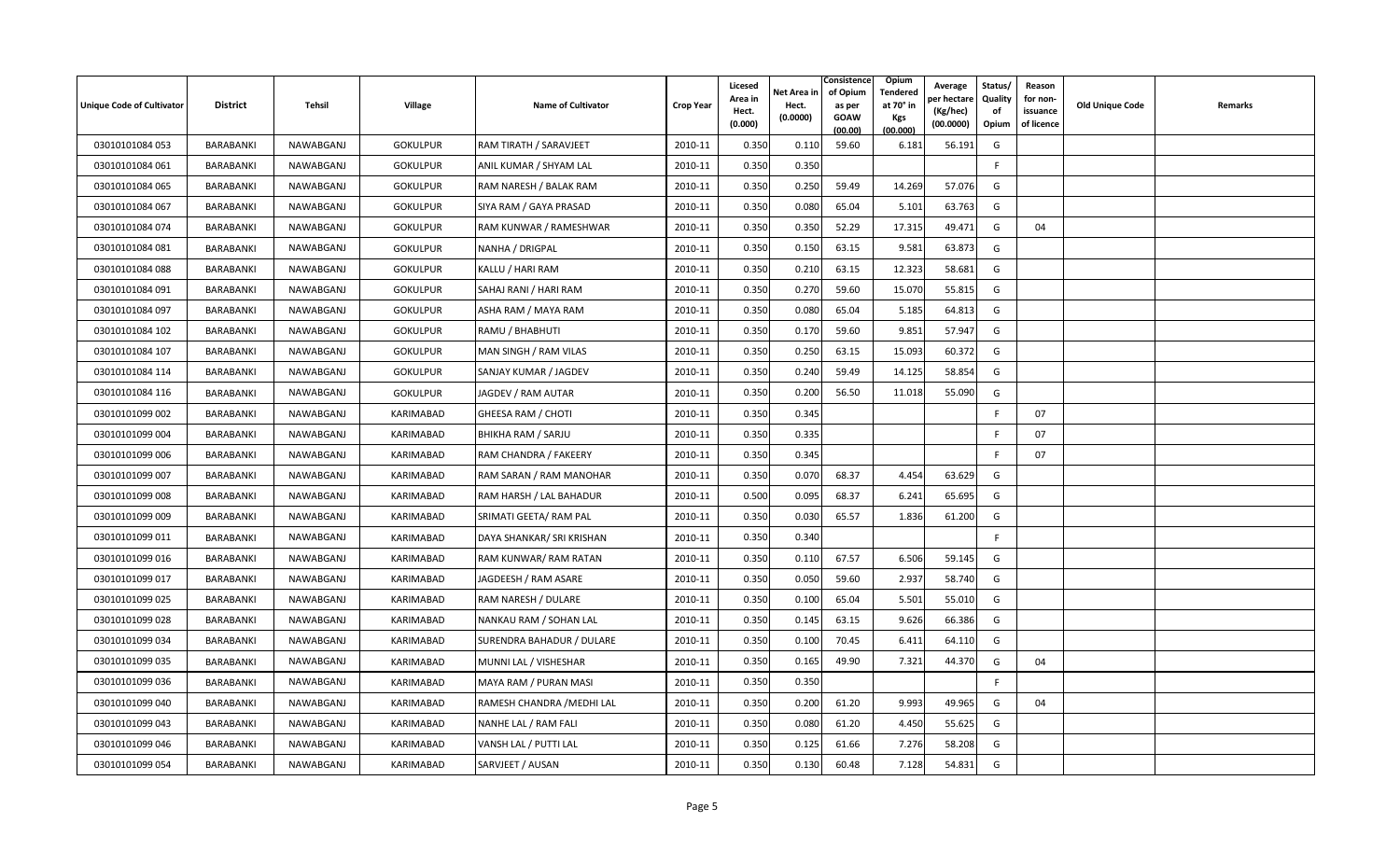| Unique Code of Cultivator | District | Tehsil | Village | Name of Cultivator | Crop Year | Licesed Area in Hect. (0.000) | Net Area in Hect. (0.0000) | Consistence of Opium as per GOAW (00.00) | Opium Tendered at 70° in Kgs (00.000) | Average per hectare (Kg/hec) (00.0000) | Status/ Quality of Opium | Reason for non-issuance of licence | Old Unique Code | Remarks |
|---|---|---|---|---|---|---|---|---|---|---|---|---|---|---|
| 03010101084 053 | BARABANKI | NAWABGANJ | GOKULPUR | RAM TIRATH / SARAVJEET | 2010-11 | 0.350 | 0.110 | 59.60 | 6.181 | 56.191 | G | | | |
| 03010101084 061 | BARABANKI | NAWABGANJ | GOKULPUR | ANIL KUMAR / SHYAM LAL | 2010-11 | 0.350 | 0.350 | | | | F | | | |
| 03010101084 065 | BARABANKI | NAWABGANJ | GOKULPUR | RAM NARESH / BALAK RAM | 2010-11 | 0.350 | 0.250 | 59.49 | 14.269 | 57.076 | G | | | |
| 03010101084 067 | BARABANKI | NAWABGANJ | GOKULPUR | SIYA RAM / GAYA PRASAD | 2010-11 | 0.350 | 0.080 | 65.04 | 5.101 | 63.763 | G | | | |
| 03010101084 074 | BARABANKI | NAWABGANJ | GOKULPUR | RAM KUNWAR / RAMESHWAR | 2010-11 | 0.350 | 0.350 | 52.29 | 17.315 | 49.471 | G | 04 | | |
| 03010101084 081 | BARABANKI | NAWABGANJ | GOKULPUR | NANHA / DRIGPAL | 2010-11 | 0.350 | 0.150 | 63.15 | 9.581 | 63.873 | G | | | |
| 03010101084 088 | BARABANKI | NAWABGANJ | GOKULPUR | KALLU / HARI RAM | 2010-11 | 0.350 | 0.210 | 63.15 | 12.323 | 58.681 | G | | | |
| 03010101084 091 | BARABANKI | NAWABGANJ | GOKULPUR | SAHAJ RANI / HARI RAM | 2010-11 | 0.350 | 0.270 | 59.60 | 15.070 | 55.815 | G | | | |
| 03010101084 097 | BARABANKI | NAWABGANJ | GOKULPUR | ASHA RAM / MAYA RAM | 2010-11 | 0.350 | 0.080 | 65.04 | 5.185 | 64.813 | G | | | |
| 03010101084 102 | BARABANKI | NAWABGANJ | GOKULPUR | RAMU / BHABHUTI | 2010-11 | 0.350 | 0.170 | 59.60 | 9.851 | 57.947 | G | | | |
| 03010101084 107 | BARABANKI | NAWABGANJ | GOKULPUR | MAN SINGH / RAM VILAS | 2010-11 | 0.350 | 0.250 | 63.15 | 15.093 | 60.372 | G | | | |
| 03010101084 114 | BARABANKI | NAWABGANJ | GOKULPUR | SANJAY KUMAR / JAGDEV | 2010-11 | 0.350 | 0.240 | 59.49 | 14.125 | 58.854 | G | | | |
| 03010101084 116 | BARABANKI | NAWABGANJ | GOKULPUR | JAGDEV / RAM AUTAR | 2010-11 | 0.350 | 0.200 | 56.50 | 11.018 | 55.090 | G | | | |
| 03010101099 002 | BARABANKI | NAWABGANJ | KARIMABAD | GHEESA RAM / CHOTI | 2010-11 | 0.350 | 0.345 | | | | F | 07 | | |
| 03010101099 004 | BARABANKI | NAWABGANJ | KARIMABAD | BHIKHA RAM / SARJU | 2010-11 | 0.350 | 0.335 | | | | F | 07 | | |
| 03010101099 006 | BARABANKI | NAWABGANJ | KARIMABAD | RAM CHANDRA / FAKEERY | 2010-11 | 0.350 | 0.345 | | | | F | 07 | | |
| 03010101099 007 | BARABANKI | NAWABGANJ | KARIMABAD | RAM SARAN / RAM MANOHAR | 2010-11 | 0.350 | 0.070 | 68.37 | 4.454 | 63.629 | G | | | |
| 03010101099 008 | BARABANKI | NAWABGANJ | KARIMABAD | RAM HARSH / LAL BAHADUR | 2010-11 | 0.500 | 0.095 | 68.37 | 6.241 | 65.695 | G | | | |
| 03010101099 009 | BARABANKI | NAWABGANJ | KARIMABAD | SRIMATI GEETA/ RAM PAL | 2010-11 | 0.350 | 0.030 | 65.57 | 1.836 | 61.200 | G | | | |
| 03010101099 011 | BARABANKI | NAWABGANJ | KARIMABAD | DAYA SHANKAR/ SRI KRISHAN | 2010-11 | 0.350 | 0.340 | | | | F | | | |
| 03010101099 016 | BARABANKI | NAWABGANJ | KARIMABAD | RAM KUNWAR/ RAM RATAN | 2010-11 | 0.350 | 0.110 | 67.57 | 6.506 | 59.145 | G | | | |
| 03010101099 017 | BARABANKI | NAWABGANJ | KARIMABAD | JAGDEESH / RAM ASARE | 2010-11 | 0.350 | 0.050 | 59.60 | 2.937 | 58.740 | G | | | |
| 03010101099 025 | BARABANKI | NAWABGANJ | KARIMABAD | RAM NARESH / DULARE | 2010-11 | 0.350 | 0.100 | 65.04 | 5.501 | 55.010 | G | | | |
| 03010101099 028 | BARABANKI | NAWABGANJ | KARIMABAD | NANKAU RAM / SOHAN LAL | 2010-11 | 0.350 | 0.145 | 63.15 | 9.626 | 66.386 | G | | | |
| 03010101099 034 | BARABANKI | NAWABGANJ | KARIMABAD | SURENDRA BAHADUR / DULARE | 2010-11 | 0.350 | 0.100 | 70.45 | 6.411 | 64.110 | G | | | |
| 03010101099 035 | BARABANKI | NAWABGANJ | KARIMABAD | MUNNI LAL / VISHESHAR | 2010-11 | 0.350 | 0.165 | 49.90 | 7.321 | 44.370 | G | 04 | | |
| 03010101099 036 | BARABANKI | NAWABGANJ | KARIMABAD | MAYA RAM / PURAN MASI | 2010-11 | 0.350 | 0.350 | | | | F | | | |
| 03010101099 040 | BARABANKI | NAWABGANJ | KARIMABAD | RAMESH CHANDRA /MEDHI LAL | 2010-11 | 0.350 | 0.200 | 61.20 | 9.993 | 49.965 | G | 04 | | |
| 03010101099 043 | BARABANKI | NAWABGANJ | KARIMABAD | NANHE LAL / RAM FALI | 2010-11 | 0.350 | 0.080 | 61.20 | 4.450 | 55.625 | G | | | |
| 03010101099 046 | BARABANKI | NAWABGANJ | KARIMABAD | VANSH LAL / PUTTI LAL | 2010-11 | 0.350 | 0.125 | 61.66 | 7.276 | 58.208 | G | | | |
| 03010101099 054 | BARABANKI | NAWABGANJ | KARIMABAD | SARVJEET / AUSAN | 2010-11 | 0.350 | 0.130 | 60.48 | 7.128 | 54.831 | G | | | |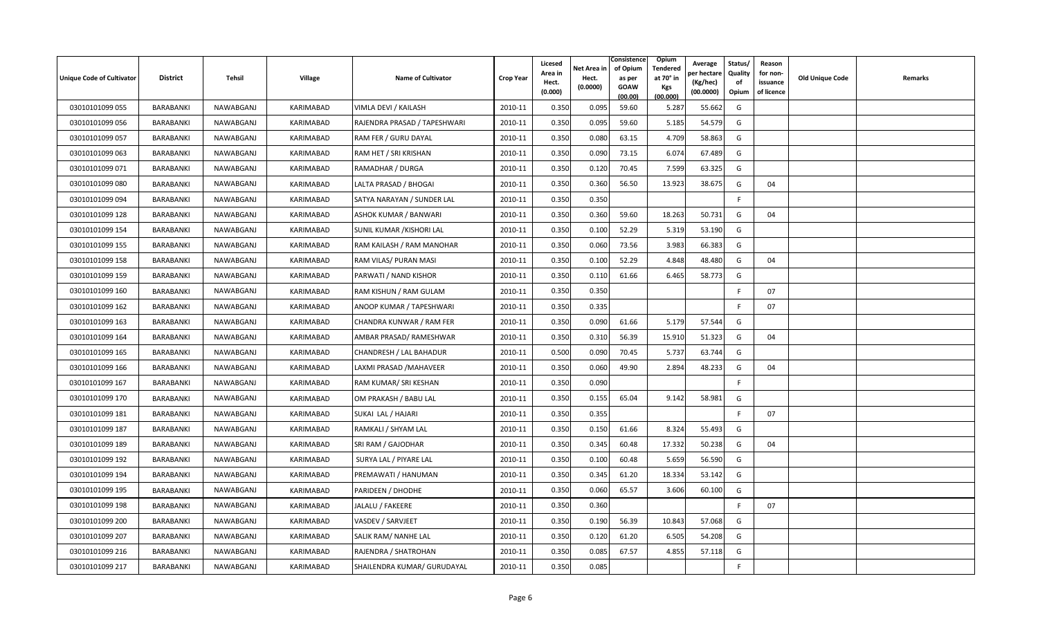| Unique Code of Cultivator | District | Tehsil | Village | Name of Cultivator | Crop Year | Licesed Area in Hect. (0.000) | Net Area in Hect. (0.0000) | Consistence of Opium as per GOAW (00.00) | Opium Tendered at 70° in Kgs (00.000) | Average per hectare (Kg/hec) (00.0000) | Status/ Quality of Opium | Reason for non-issuance of licence | Old Unique Code | Remarks |
|---|---|---|---|---|---|---|---|---|---|---|---|---|---|---|
| 03010101099 055 | BARABANKI | NAWABGANJ | KARIMABAD | VIMLA DEVI / KAILASH | 2010-11 | 0.350 | 0.095 | 59.60 | 5.287 | 55.662 | G | | | |
| 03010101099 056 | BARABANKI | NAWABGANJ | KARIMABAD | RAJENDRA PRASAD / TAPESHWARI | 2010-11 | 0.350 | 0.095 | 59.60 | 5.185 | 54.579 | G | | | |
| 03010101099 057 | BARABANKI | NAWABGANJ | KARIMABAD | RAM FER / GURU DAYAL | 2010-11 | 0.350 | 0.080 | 63.15 | 4.709 | 58.863 | G | | | |
| 03010101099 063 | BARABANKI | NAWABGANJ | KARIMABAD | RAM HET / SRI KRISHAN | 2010-11 | 0.350 | 0.090 | 73.15 | 6.074 | 67.489 | G | | | |
| 03010101099 071 | BARABANKI | NAWABGANJ | KARIMABAD | RAMADHAR / DURGA | 2010-11 | 0.350 | 0.120 | 70.45 | 7.599 | 63.325 | G | | | |
| 03010101099 080 | BARABANKI | NAWABGANJ | KARIMABAD | LALTA PRASAD / BHOGAI | 2010-11 | 0.350 | 0.360 | 56.50 | 13.923 | 38.675 | G | 04 | | |
| 03010101099 094 | BARABANKI | NAWABGANJ | KARIMABAD | SATYA NARAYAN / SUNDER LAL | 2010-11 | 0.350 | 0.350 | | | | F | | | |
| 03010101099 128 | BARABANKI | NAWABGANJ | KARIMABAD | ASHOK KUMAR / BANWARI | 2010-11 | 0.350 | 0.360 | 59.60 | 18.263 | 50.731 | G | 04 | | |
| 03010101099 154 | BARABANKI | NAWABGANJ | KARIMABAD | SUNIL KUMAR /KISHORI LAL | 2010-11 | 0.350 | 0.100 | 52.29 | 5.319 | 53.190 | G | | | |
| 03010101099 155 | BARABANKI | NAWABGANJ | KARIMABAD | RAM KAILASH / RAM MANOHAR | 2010-11 | 0.350 | 0.060 | 73.56 | 3.983 | 66.383 | G | | | |
| 03010101099 158 | BARABANKI | NAWABGANJ | KARIMABAD | RAM VILAS/ PURAN MASI | 2010-11 | 0.350 | 0.100 | 52.29 | 4.848 | 48.480 | G | 04 | | |
| 03010101099 159 | BARABANKI | NAWABGANJ | KARIMABAD | PARWATI / NAND KISHOR | 2010-11 | 0.350 | 0.110 | 61.66 | 6.465 | 58.773 | G | | | |
| 03010101099 160 | BARABANKI | NAWABGANJ | KARIMABAD | RAM KISHUN / RAM GULAM | 2010-11 | 0.350 | 0.350 | | | | F | 07 | | |
| 03010101099 162 | BARABANKI | NAWABGANJ | KARIMABAD | ANOOP KUMAR / TAPESHWARI | 2010-11 | 0.350 | 0.335 | | | | F | 07 | | |
| 03010101099 163 | BARABANKI | NAWABGANJ | KARIMABAD | CHANDRA KUNWAR / RAM FER | 2010-11 | 0.350 | 0.090 | 61.66 | 5.179 | 57.544 | G | | | |
| 03010101099 164 | BARABANKI | NAWABGANJ | KARIMABAD | AMBAR PRASAD/ RAMESHWAR | 2010-11 | 0.350 | 0.310 | 56.39 | 15.910 | 51.323 | G | 04 | | |
| 03010101099 165 | BARABANKI | NAWABGANJ | KARIMABAD | CHANDRESH / LAL BAHADUR | 2010-11 | 0.500 | 0.090 | 70.45 | 5.737 | 63.744 | G | | | |
| 03010101099 166 | BARABANKI | NAWABGANJ | KARIMABAD | LAXMI PRASAD /MAHAVEER | 2010-11 | 0.350 | 0.060 | 49.90 | 2.894 | 48.233 | G | 04 | | |
| 03010101099 167 | BARABANKI | NAWABGANJ | KARIMABAD | RAM KUMAR/ SRI KESHAN | 2010-11 | 0.350 | 0.090 | | | | F | | | |
| 03010101099 170 | BARABANKI | NAWABGANJ | KARIMABAD | OM PRAKASH / BABU LAL | 2010-11 | 0.350 | 0.155 | 65.04 | 9.142 | 58.981 | G | | | |
| 03010101099 181 | BARABANKI | NAWABGANJ | KARIMABAD | SUKAI LAL / HAJARI | 2010-11 | 0.350 | 0.355 | | | | F | 07 | | |
| 03010101099 187 | BARABANKI | NAWABGANJ | KARIMABAD | RAMKALI / SHYAM LAL | 2010-11 | 0.350 | 0.150 | 61.66 | 8.324 | 55.493 | G | | | |
| 03010101099 189 | BARABANKI | NAWABGANJ | KARIMABAD | SRI RAM / GAJODHAR | 2010-11 | 0.350 | 0.345 | 60.48 | 17.332 | 50.238 | G | 04 | | |
| 03010101099 192 | BARABANKI | NAWABGANJ | KARIMABAD | SURYA LAL / PIYARE LAL | 2010-11 | 0.350 | 0.100 | 60.48 | 5.659 | 56.590 | G | | | |
| 03010101099 194 | BARABANKI | NAWABGANJ | KARIMABAD | PREMAWATI / HANUMAN | 2010-11 | 0.350 | 0.345 | 61.20 | 18.334 | 53.142 | G | | | |
| 03010101099 195 | BARABANKI | NAWABGANJ | KARIMABAD | PARIDEEN / DHODHE | 2010-11 | 0.350 | 0.060 | 65.57 | 3.606 | 60.100 | G | | | |
| 03010101099 198 | BARABANKI | NAWABGANJ | KARIMABAD | JALALU / FAKEERE | 2010-11 | 0.350 | 0.360 | | | | F | 07 | | |
| 03010101099 200 | BARABANKI | NAWABGANJ | KARIMABAD | VASDEV / SARVJEET | 2010-11 | 0.350 | 0.190 | 56.39 | 10.843 | 57.068 | G | | | |
| 03010101099 207 | BARABANKI | NAWABGANJ | KARIMABAD | SALIK RAM/ NANHE LAL | 2010-11 | 0.350 | 0.120 | 61.20 | 6.505 | 54.208 | G | | | |
| 03010101099 216 | BARABANKI | NAWABGANJ | KARIMABAD | RAJENDRA / SHATROHAN | 2010-11 | 0.350 | 0.085 | 67.57 | 4.855 | 57.118 | G | | | |
| 03010101099 217 | BARABANKI | NAWABGANJ | KARIMABAD | SHAILENDRA KUMAR/ GURUDAYAL | 2010-11 | 0.350 | 0.085 | | | | F | | | |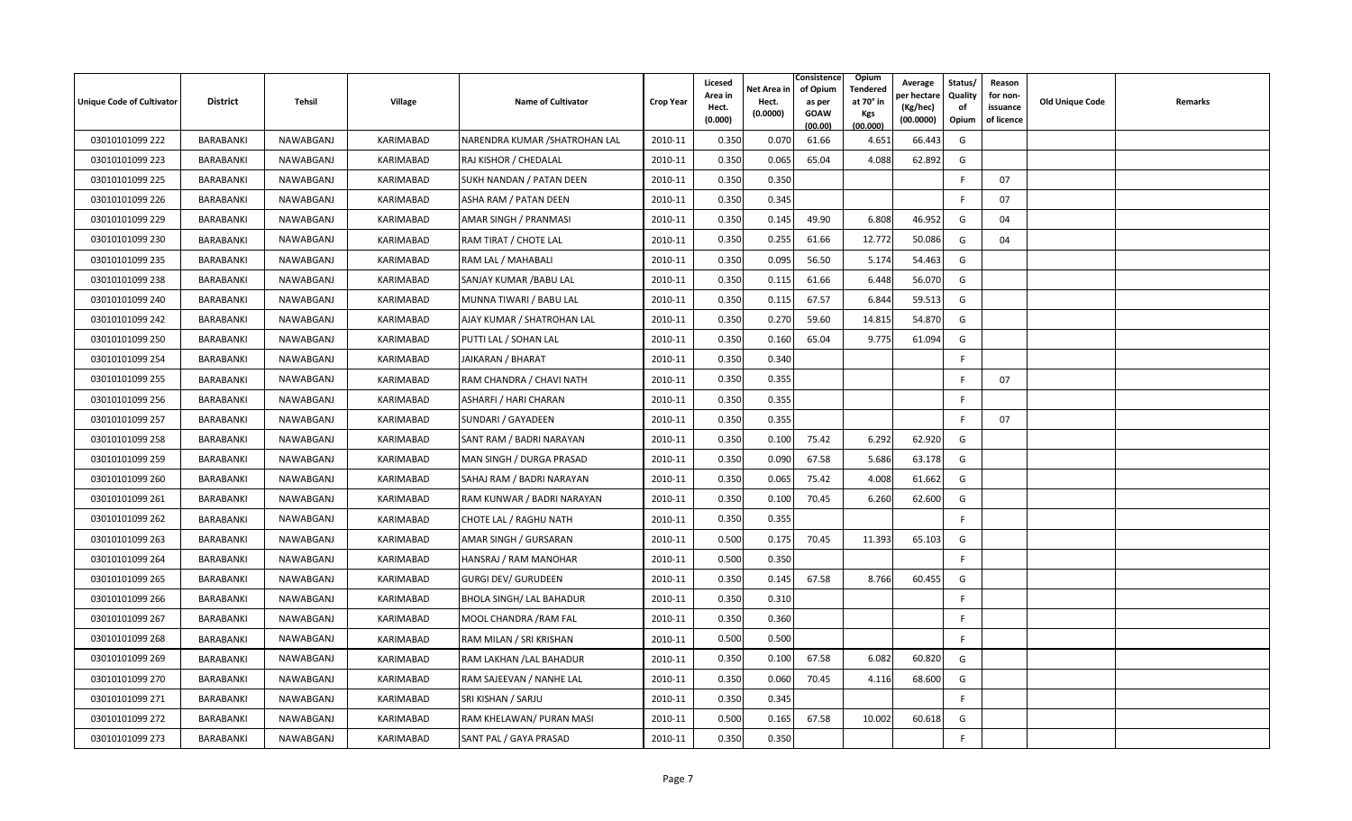| Unique Code of Cultivator | District | Tehsil | Village | Name of Cultivator | Crop Year | Licesed Area in Hect. (0.000) | Net Area in Hect. (0.0000) | Consistence of Opium as per GOAW (00.00) | Opium Tendered at 70° in Kgs (00.000) | Average per hectare (Kg/hec) (00.0000) | Status/ Quality of Opium | Reason for non-issuance of licence | Old Unique Code | Remarks |
|---|---|---|---|---|---|---|---|---|---|---|---|---|---|---|
| 03010101099 222 | BARABANKI | NAWABGANJ | KARIMABAD | NARENDRA KUMAR /SHATROHAN LAL | 2010-11 | 0.350 | 0.070 | 61.66 | 4.651 | 66.443 | G | | | |
| 03010101099 223 | BARABANKI | NAWABGANJ | KARIMABAD | RAJ KISHOR / CHEDALAL | 2010-11 | 0.350 | 0.065 | 65.04 | 4.088 | 62.892 | G | | | |
| 03010101099 225 | BARABANKI | NAWABGANJ | KARIMABAD | SUKH NANDAN / PATAN DEEN | 2010-11 | 0.350 | 0.350 | | | | F | 07 | | |
| 03010101099 226 | BARABANKI | NAWABGANJ | KARIMABAD | ASHA RAM / PATAN DEEN | 2010-11 | 0.350 | 0.345 | | | | F | 07 | | |
| 03010101099 229 | BARABANKI | NAWABGANJ | KARIMABAD | AMAR SINGH / PRANMASI | 2010-11 | 0.350 | 0.145 | 49.90 | 6.808 | 46.952 | G | 04 | | |
| 03010101099 230 | BARABANKI | NAWABGANJ | KARIMABAD | RAM TIRAT / CHOTE LAL | 2010-11 | 0.350 | 0.255 | 61.66 | 12.772 | 50.086 | G | 04 | | |
| 03010101099 235 | BARABANKI | NAWABGANJ | KARIMABAD | RAM LAL / MAHABALI | 2010-11 | 0.350 | 0.095 | 56.50 | 5.174 | 54.463 | G | | | |
| 03010101099 238 | BARABANKI | NAWABGANJ | KARIMABAD | SANJAY KUMAR /BABU LAL | 2010-11 | 0.350 | 0.115 | 61.66 | 6.448 | 56.070 | G | | | |
| 03010101099 240 | BARABANKI | NAWABGANJ | KARIMABAD | MUNNA TIWARI / BABU LAL | 2010-11 | 0.350 | 0.115 | 67.57 | 6.844 | 59.513 | G | | | |
| 03010101099 242 | BARABANKI | NAWABGANJ | KARIMABAD | AJAY KUMAR / SHATROHAN LAL | 2010-11 | 0.350 | 0.270 | 59.60 | 14.815 | 54.870 | G | | | |
| 03010101099 250 | BARABANKI | NAWABGANJ | KARIMABAD | PUTTI LAL / SOHAN LAL | 2010-11 | 0.350 | 0.160 | 65.04 | 9.775 | 61.094 | G | | | |
| 03010101099 254 | BARABANKI | NAWABGANJ | KARIMABAD | JAIKARAN / BHARAT | 2010-11 | 0.350 | 0.340 | | | | F | | | |
| 03010101099 255 | BARABANKI | NAWABGANJ | KARIMABAD | RAM CHANDRA / CHAVI NATH | 2010-11 | 0.350 | 0.355 | | | | F | 07 | | |
| 03010101099 256 | BARABANKI | NAWABGANJ | KARIMABAD | ASHARFI / HARI CHARAN | 2010-11 | 0.350 | 0.355 | | | | F | | | |
| 03010101099 257 | BARABANKI | NAWABGANJ | KARIMABAD | SUNDARI / GAYADEEN | 2010-11 | 0.350 | 0.355 | | | | F | 07 | | |
| 03010101099 258 | BARABANKI | NAWABGANJ | KARIMABAD | SANT RAM / BADRI NARAYAN | 2010-11 | 0.350 | 0.100 | 75.42 | 6.292 | 62.920 | G | | | |
| 03010101099 259 | BARABANKI | NAWABGANJ | KARIMABAD | MAN SINGH / DURGA PRASAD | 2010-11 | 0.350 | 0.090 | 67.58 | 5.686 | 63.178 | G | | | |
| 03010101099 260 | BARABANKI | NAWABGANJ | KARIMABAD | SAHAJ RAM / BADRI NARAYAN | 2010-11 | 0.350 | 0.065 | 75.42 | 4.008 | 61.662 | G | | | |
| 03010101099 261 | BARABANKI | NAWABGANJ | KARIMABAD | RAM KUNWAR / BADRI NARAYAN | 2010-11 | 0.350 | 0.100 | 70.45 | 6.260 | 62.600 | G | | | |
| 03010101099 262 | BARABANKI | NAWABGANJ | KARIMABAD | CHOTE LAL / RAGHU NATH | 2010-11 | 0.350 | 0.355 | | | | F | | | |
| 03010101099 263 | BARABANKI | NAWABGANJ | KARIMABAD | AMAR SINGH / GURSARAN | 2010-11 | 0.500 | 0.175 | 70.45 | 11.393 | 65.103 | G | | | |
| 03010101099 264 | BARABANKI | NAWABGANJ | KARIMABAD | HANSRAJ / RAM MANOHAR | 2010-11 | 0.500 | 0.350 | | | | F | | | |
| 03010101099 265 | BARABANKI | NAWABGANJ | KARIMABAD | GURGI DEV/ GURUDEEN | 2010-11 | 0.350 | 0.145 | 67.58 | 8.766 | 60.455 | G | | | |
| 03010101099 266 | BARABANKI | NAWABGANJ | KARIMABAD | BHOLA SINGH/ LAL BAHADUR | 2010-11 | 0.350 | 0.310 | | | | F | | | |
| 03010101099 267 | BARABANKI | NAWABGANJ | KARIMABAD | MOOL CHANDRA /RAM FAL | 2010-11 | 0.350 | 0.360 | | | | F | | | |
| 03010101099 268 | BARABANKI | NAWABGANJ | KARIMABAD | RAM MILAN / SRI KRISHAN | 2010-11 | 0.500 | 0.500 | | | | F | | | |
| 03010101099 269 | BARABANKI | NAWABGANJ | KARIMABAD | RAM LAKHAN /LAL BAHADUR | 2010-11 | 0.350 | 0.100 | 67.58 | 6.082 | 60.820 | G | | | |
| 03010101099 270 | BARABANKI | NAWABGANJ | KARIMABAD | RAM SAJEEVAN / NANHE LAL | 2010-11 | 0.350 | 0.060 | 70.45 | 4.116 | 68.600 | G | | | |
| 03010101099 271 | BARABANKI | NAWABGANJ | KARIMABAD | SRI KISHAN / SARJU | 2010-11 | 0.350 | 0.345 | | | | F | | | |
| 03010101099 272 | BARABANKI | NAWABGANJ | KARIMABAD | RAM KHELAWAN/ PURAN MASI | 2010-11 | 0.500 | 0.165 | 67.58 | 10.002 | 60.618 | G | | | |
| 03010101099 273 | BARABANKI | NAWABGANJ | KARIMABAD | SANT PAL / GAYA PRASAD | 2010-11 | 0.350 | 0.350 | | | | F | | | |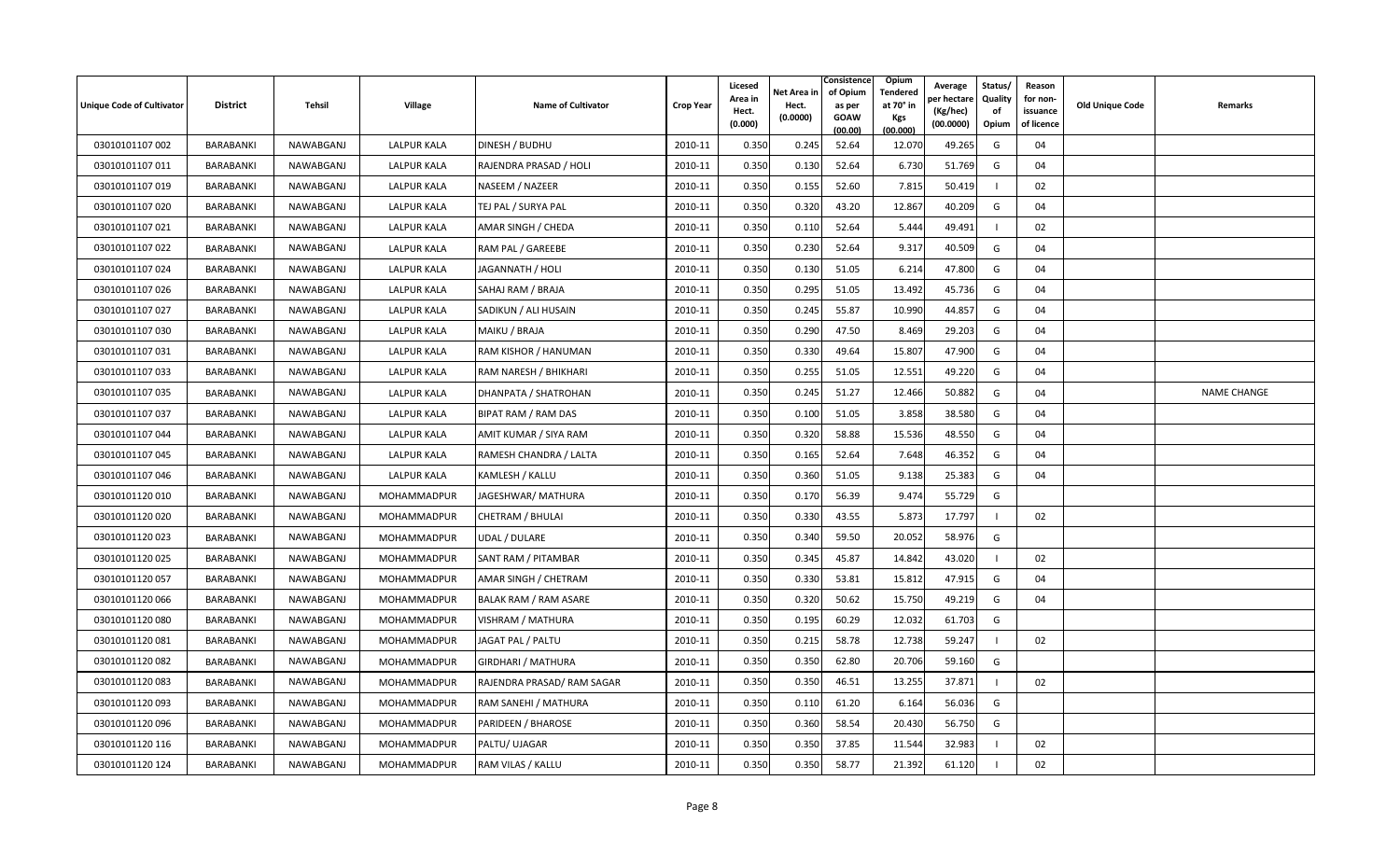| Unique Code of Cultivator | District | Tehsil | Village | Name of Cultivator | Crop Year | Licesed Area in Hect. (0.000) | Net Area in Hect. (0.0000) | Consistence of Opium as per GOAW (00.00) | Opium Tendered at 70° in Kgs (00.000) | Average per hectare (Kg/hec) (00.0000) | Status/ Quality of Opium | Reason for non-issuance of licence | Old Unique Code | Remarks |
|---|---|---|---|---|---|---|---|---|---|---|---|---|---|---|
| 03010101107 002 | BARABANKI | NAWABGANJ | LALPUR KALA | DINESH / BUDHU | 2010-11 | 0.350 | 0.245 | 52.64 | 12.070 | 49.265 | G | 04 | | |
| 03010101107 011 | BARABANKI | NAWABGANJ | LALPUR KALA | RAJENDRA PRASAD / HOLI | 2010-11 | 0.350 | 0.130 | 52.64 | 6.730 | 51.769 | G | 04 | | |
| 03010101107 019 | BARABANKI | NAWABGANJ | LALPUR KALA | NASEEM / NAZEER | 2010-11 | 0.350 | 0.155 | 52.60 | 7.815 | 50.419 | I | 02 | | |
| 03010101107 020 | BARABANKI | NAWABGANJ | LALPUR KALA | TEJ PAL / SURYA PAL | 2010-11 | 0.350 | 0.320 | 43.20 | 12.867 | 40.209 | G | 04 | | |
| 03010101107 021 | BARABANKI | NAWABGANJ | LALPUR KALA | AMAR SINGH / CHEDA | 2010-11 | 0.350 | 0.110 | 52.64 | 5.444 | 49.491 | I | 02 | | |
| 03010101107 022 | BARABANKI | NAWABGANJ | LALPUR KALA | RAM PAL / GAREEBE | 2010-11 | 0.350 | 0.230 | 52.64 | 9.317 | 40.509 | G | 04 | | |
| 03010101107 024 | BARABANKI | NAWABGANJ | LALPUR KALA | JAGANNATH / HOLI | 2010-11 | 0.350 | 0.130 | 51.05 | 6.214 | 47.800 | G | 04 | | |
| 03010101107 026 | BARABANKI | NAWABGANJ | LALPUR KALA | SAHAJ RAM / BRAJA | 2010-11 | 0.350 | 0.295 | 51.05 | 13.492 | 45.736 | G | 04 | | |
| 03010101107 027 | BARABANKI | NAWABGANJ | LALPUR KALA | SADIKUN / ALI HUSAIN | 2010-11 | 0.350 | 0.245 | 55.87 | 10.990 | 44.857 | G | 04 | | |
| 03010101107 030 | BARABANKI | NAWABGANJ | LALPUR KALA | MAIKU / BRAJA | 2010-11 | 0.350 | 0.290 | 47.50 | 8.469 | 29.203 | G | 04 | | |
| 03010101107 031 | BARABANKI | NAWABGANJ | LALPUR KALA | RAM KISHOR / HANUMAN | 2010-11 | 0.350 | 0.330 | 49.64 | 15.807 | 47.900 | G | 04 | | |
| 03010101107 033 | BARABANKI | NAWABGANJ | LALPUR KALA | RAM NARESH / BHIKHARI | 2010-11 | 0.350 | 0.255 | 51.05 | 12.551 | 49.220 | G | 04 | | |
| 03010101107 035 | BARABANKI | NAWABGANJ | LALPUR KALA | DHANPATA / SHATROHAN | 2010-11 | 0.350 | 0.245 | 51.27 | 12.466 | 50.882 | G | 04 | | NAME CHANGE |
| 03010101107 037 | BARABANKI | NAWABGANJ | LALPUR KALA | BIPAT RAM / RAM DAS | 2010-11 | 0.350 | 0.100 | 51.05 | 3.858 | 38.580 | G | 04 | | |
| 03010101107 044 | BARABANKI | NAWABGANJ | LALPUR KALA | AMIT KUMAR / SIYA RAM | 2010-11 | 0.350 | 0.320 | 58.88 | 15.536 | 48.550 | G | 04 | | |
| 03010101107 045 | BARABANKI | NAWABGANJ | LALPUR KALA | RAMESH CHANDRA / LALTA | 2010-11 | 0.350 | 0.165 | 52.64 | 7.648 | 46.352 | G | 04 | | |
| 03010101107 046 | BARABANKI | NAWABGANJ | LALPUR KALA | KAMLESH / KALLU | 2010-11 | 0.350 | 0.360 | 51.05 | 9.138 | 25.383 | G | 04 | | |
| 03010101120 010 | BARABANKI | NAWABGANJ | MOHAMMADPUR | JAGESHWAR/ MATHURA | 2010-11 | 0.350 | 0.170 | 56.39 | 9.474 | 55.729 | G | | | |
| 03010101120 020 | BARABANKI | NAWABGANJ | MOHAMMADPUR | CHETRAM / BHULAI | 2010-11 | 0.350 | 0.330 | 43.55 | 5.873 | 17.797 | I | 02 | | |
| 03010101120 023 | BARABANKI | NAWABGANJ | MOHAMMADPUR | UDAL / DULARE | 2010-11 | 0.350 | 0.340 | 59.50 | 20.052 | 58.976 | G | | | |
| 03010101120 025 | BARABANKI | NAWABGANJ | MOHAMMADPUR | SANT RAM / PITAMBAR | 2010-11 | 0.350 | 0.345 | 45.87 | 14.842 | 43.020 | I | 02 | | |
| 03010101120 057 | BARABANKI | NAWABGANJ | MOHAMMADPUR | AMAR SINGH / CHETRAM | 2010-11 | 0.350 | 0.330 | 53.81 | 15.812 | 47.915 | G | 04 | | |
| 03010101120 066 | BARABANKI | NAWABGANJ | MOHAMMADPUR | BALAK RAM / RAM ASARE | 2010-11 | 0.350 | 0.320 | 50.62 | 15.750 | 49.219 | G | 04 | | |
| 03010101120 080 | BARABANKI | NAWABGANJ | MOHAMMADPUR | VISHRAM / MATHURA | 2010-11 | 0.350 | 0.195 | 60.29 | 12.032 | 61.703 | G | | | |
| 03010101120 081 | BARABANKI | NAWABGANJ | MOHAMMADPUR | JAGAT PAL / PALTU | 2010-11 | 0.350 | 0.215 | 58.78 | 12.738 | 59.247 | I | 02 | | |
| 03010101120 082 | BARABANKI | NAWABGANJ | MOHAMMADPUR | GIRDHARI / MATHURA | 2010-11 | 0.350 | 0.350 | 62.80 | 20.706 | 59.160 | G | | | |
| 03010101120 083 | BARABANKI | NAWABGANJ | MOHAMMADPUR | RAJENDRA PRASAD/ RAM SAGAR | 2010-11 | 0.350 | 0.350 | 46.51 | 13.255 | 37.871 | I | 02 | | |
| 03010101120 093 | BARABANKI | NAWABGANJ | MOHAMMADPUR | RAM SANEHI / MATHURA | 2010-11 | 0.350 | 0.110 | 61.20 | 6.164 | 56.036 | G | | | |
| 03010101120 096 | BARABANKI | NAWABGANJ | MOHAMMADPUR | PARIDEEN / BHAROSE | 2010-11 | 0.350 | 0.360 | 58.54 | 20.430 | 56.750 | G | | | |
| 03010101120 116 | BARABANKI | NAWABGANJ | MOHAMMADPUR | PALTU/ UJAGAR | 2010-11 | 0.350 | 0.350 | 37.85 | 11.544 | 32.983 | I | 02 | | |
| 03010101120 124 | BARABANKI | NAWABGANJ | MOHAMMADPUR | RAM VILAS / KALLU | 2010-11 | 0.350 | 0.350 | 58.77 | 21.392 | 61.120 | I | 02 | | |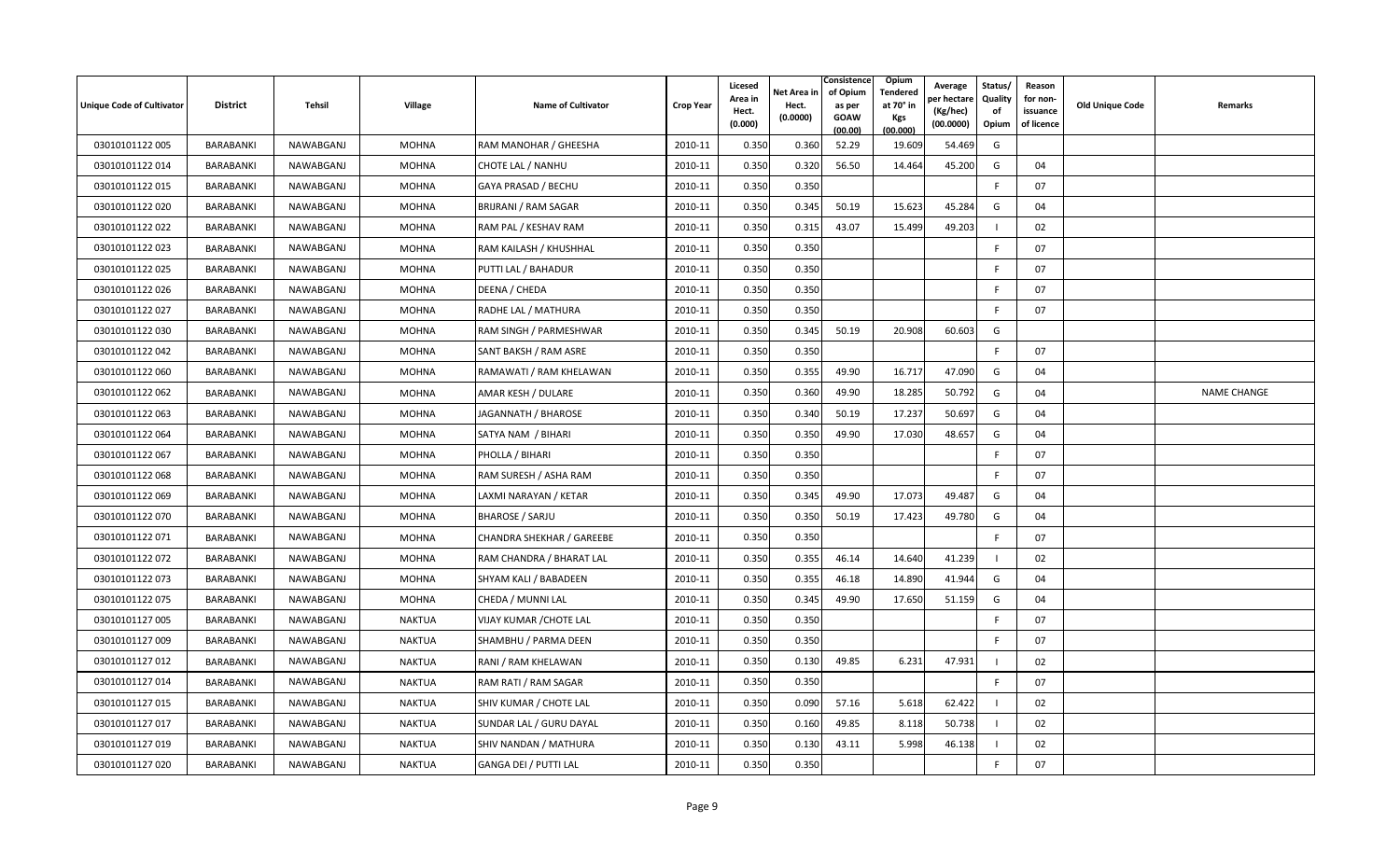| Unique Code of Cultivator | District | Tehsil | Village | Name of Cultivator | Crop Year | Licesed Area in Hect. (0.000) | Net Area in Hect. (0.0000) | Consistence of Opium as per GOAW (00.00) | Opium Tendered at 70° in Kgs (00.000) | Average per hectare (Kg/hec) (00.0000) | Status/ Quality of Opium | Reason for non-issuance of licence | Old Unique Code | Remarks |
|---|---|---|---|---|---|---|---|---|---|---|---|---|---|---|
| 03010101122 005 | BARABANKI | NAWABGANJ | MOHNA | RAM MANOHAR / GHEESHA | 2010-11 | 0.350 | 0.360 | 52.29 | 19.609 | 54.469 | G | | | |
| 03010101122 014 | BARABANKI | NAWABGANJ | MOHNA | CHOTE LAL / NANHU | 2010-11 | 0.350 | 0.320 | 56.50 | 14.464 | 45.200 | G | 04 | | |
| 03010101122 015 | BARABANKI | NAWABGANJ | MOHNA | GAYA PRASAD / BECHU | 2010-11 | 0.350 | 0.350 | | | | F | 07 | | |
| 03010101122 020 | BARABANKI | NAWABGANJ | MOHNA | BRIJRANI / RAM SAGAR | 2010-11 | 0.350 | 0.345 | 50.19 | 15.623 | 45.284 | G | 04 | | |
| 03010101122 022 | BARABANKI | NAWABGANJ | MOHNA | RAM PAL / KESHAV RAM | 2010-11 | 0.350 | 0.315 | 43.07 | 15.499 | 49.203 | I | 02 | | |
| 03010101122 023 | BARABANKI | NAWABGANJ | MOHNA | RAM KAILASH / KHUSHHAL | 2010-11 | 0.350 | 0.350 | | | | F | 07 | | |
| 03010101122 025 | BARABANKI | NAWABGANJ | MOHNA | PUTTI LAL / BAHADUR | 2010-11 | 0.350 | 0.350 | | | | F | 07 | | |
| 03010101122 026 | BARABANKI | NAWABGANJ | MOHNA | DEENA / CHEDA | 2010-11 | 0.350 | 0.350 | | | | F | 07 | | |
| 03010101122 027 | BARABANKI | NAWABGANJ | MOHNA | RADHE LAL / MATHURA | 2010-11 | 0.350 | 0.350 | | | | F | 07 | | |
| 03010101122 030 | BARABANKI | NAWABGANJ | MOHNA | RAM SINGH / PARMESHWAR | 2010-11 | 0.350 | 0.345 | 50.19 | 20.908 | 60.603 | G | | | |
| 03010101122 042 | BARABANKI | NAWABGANJ | MOHNA | SANT BAKSH / RAM ASRE | 2010-11 | 0.350 | 0.350 | | | | F | 07 | | |
| 03010101122 060 | BARABANKI | NAWABGANJ | MOHNA | RAMAWATI / RAM KHELAWAN | 2010-11 | 0.350 | 0.355 | 49.90 | 16.717 | 47.090 | G | 04 | | |
| 03010101122 062 | BARABANKI | NAWABGANJ | MOHNA | AMAR KESH / DULARE | 2010-11 | 0.350 | 0.360 | 49.90 | 18.285 | 50.792 | G | 04 | | NAME CHANGE |
| 03010101122 063 | BARABANKI | NAWABGANJ | MOHNA | JAGANNATH / BHAROSE | 2010-11 | 0.350 | 0.340 | 50.19 | 17.237 | 50.697 | G | 04 | | |
| 03010101122 064 | BARABANKI | NAWABGANJ | MOHNA | SATYA NAM / BIHARI | 2010-11 | 0.350 | 0.350 | 49.90 | 17.030 | 48.657 | G | 04 | | |
| 03010101122 067 | BARABANKI | NAWABGANJ | MOHNA | PHOLLA / BIHARI | 2010-11 | 0.350 | 0.350 | | | | F | 07 | | |
| 03010101122 068 | BARABANKI | NAWABGANJ | MOHNA | RAM SURESH / ASHA RAM | 2010-11 | 0.350 | 0.350 | | | | F | 07 | | |
| 03010101122 069 | BARABANKI | NAWABGANJ | MOHNA | LAXMI NARAYAN / KETAR | 2010-11 | 0.350 | 0.345 | 49.90 | 17.073 | 49.487 | G | 04 | | |
| 03010101122 070 | BARABANKI | NAWABGANJ | MOHNA | BHAROSE / SARJU | 2010-11 | 0.350 | 0.350 | 50.19 | 17.423 | 49.780 | G | 04 | | |
| 03010101122 071 | BARABANKI | NAWABGANJ | MOHNA | CHANDRA SHEKHAR / GAREEBE | 2010-11 | 0.350 | 0.350 | | | | F | 07 | | |
| 03010101122 072 | BARABANKI | NAWABGANJ | MOHNA | RAM CHANDRA / BHARAT LAL | 2010-11 | 0.350 | 0.355 | 46.14 | 14.640 | 41.239 | I | 02 | | |
| 03010101122 073 | BARABANKI | NAWABGANJ | MOHNA | SHYAM KALI / BABADEEN | 2010-11 | 0.350 | 0.355 | 46.18 | 14.890 | 41.944 | G | 04 | | |
| 03010101122 075 | BARABANKI | NAWABGANJ | MOHNA | CHEDA / MUNNI LAL | 2010-11 | 0.350 | 0.345 | 49.90 | 17.650 | 51.159 | G | 04 | | |
| 03010101127 005 | BARABANKI | NAWABGANJ | NAKTUA | VIJAY KUMAR /CHOTE LAL | 2010-11 | 0.350 | 0.350 | | | | F | 07 | | |
| 03010101127 009 | BARABANKI | NAWABGANJ | NAKTUA | SHAMBHU / PARMA DEEN | 2010-11 | 0.350 | 0.350 | | | | F | 07 | | |
| 03010101127 012 | BARABANKI | NAWABGANJ | NAKTUA | RANI / RAM KHELAWAN | 2010-11 | 0.350 | 0.130 | 49.85 | 6.231 | 47.931 | I | 02 | | |
| 03010101127 014 | BARABANKI | NAWABGANJ | NAKTUA | RAM RATI / RAM SAGAR | 2010-11 | 0.350 | 0.350 | | | | F | 07 | | |
| 03010101127 015 | BARABANKI | NAWABGANJ | NAKTUA | SHIV KUMAR / CHOTE LAL | 2010-11 | 0.350 | 0.090 | 57.16 | 5.618 | 62.422 | I | 02 | | |
| 03010101127 017 | BARABANKI | NAWABGANJ | NAKTUA | SUNDAR LAL / GURU DAYAL | 2010-11 | 0.350 | 0.160 | 49.85 | 8.118 | 50.738 | I | 02 | | |
| 03010101127 019 | BARABANKI | NAWABGANJ | NAKTUA | SHIV NANDAN / MATHURA | 2010-11 | 0.350 | 0.130 | 43.11 | 5.998 | 46.138 | I | 02 | | |
| 03010101127 020 | BARABANKI | NAWABGANJ | NAKTUA | GANGA DEI / PUTTI LAL | 2010-11 | 0.350 | 0.350 | | | | F | 07 | | |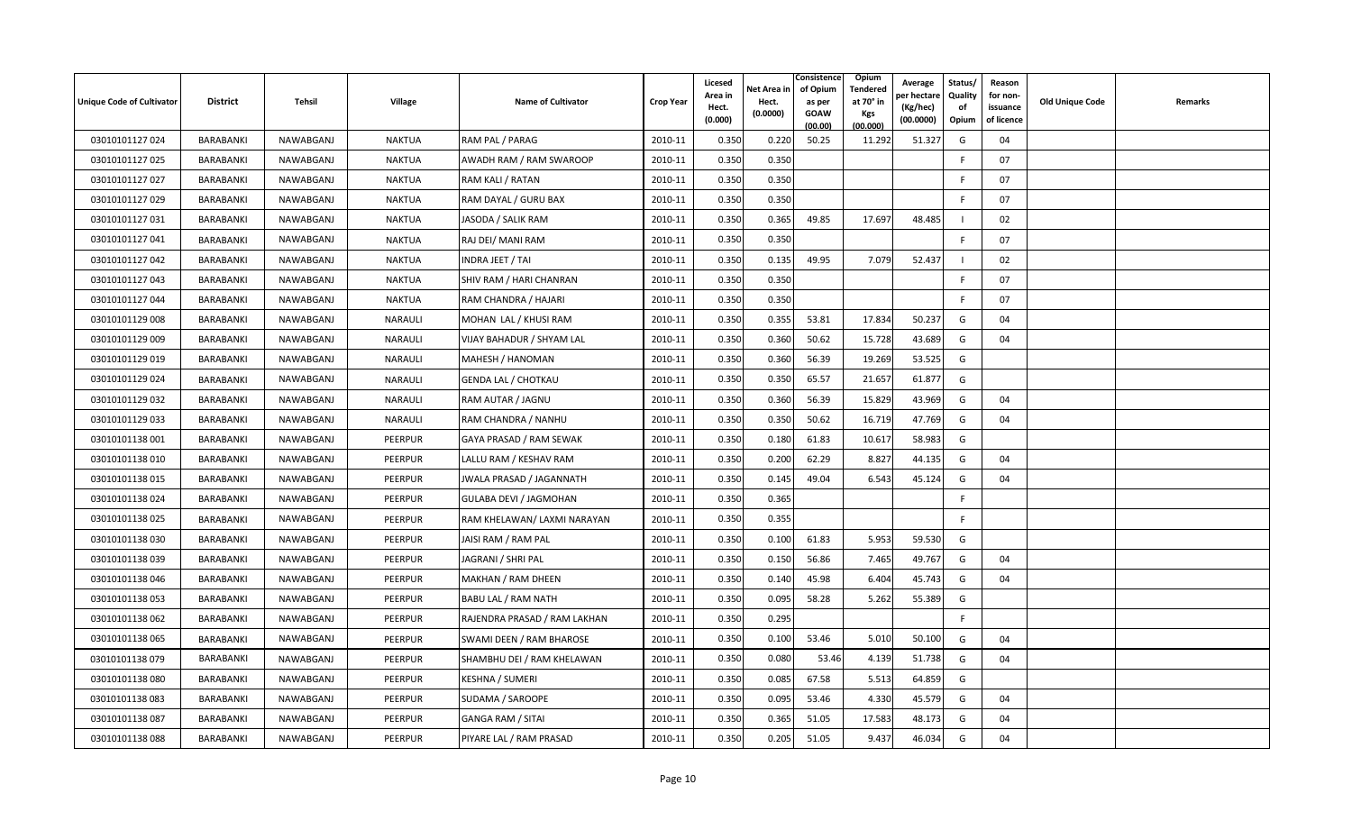| Unique Code of Cultivator | District | Tehsil | Village | Name of Cultivator | Crop Year | Licesed Area in Hect. (0.000) | Net Area in Hect. (0.0000) | Consistence of Opium as per GOAW (00.00) | Opium Tendered at 70° in Kgs (00.000) | Average per hectare (Kg/hec) (00.0000) | Status/ Quality of Opium | Reason for non-issuance of licence | Old Unique Code | Remarks |
|---|---|---|---|---|---|---|---|---|---|---|---|---|---|---|
| 03010101127 024 | BARABANKI | NAWABGANJ | NAKTUA | RAM PAL / PARAG | 2010-11 | 0.350 | 0.220 | 50.25 | 11.292 | 51.327 | G | 04 | | |
| 03010101127 025 | BARABANKI | NAWABGANJ | NAKTUA | AWADH RAM / RAM SWAROOP | 2010-11 | 0.350 | 0.350 | | | | F | 07 | | |
| 03010101127 027 | BARABANKI | NAWABGANJ | NAKTUA | RAM KALI / RATAN | 2010-11 | 0.350 | 0.350 | | | | F | 07 | | |
| 03010101127 029 | BARABANKI | NAWABGANJ | NAKTUA | RAM DAYAL / GURU BAX | 2010-11 | 0.350 | 0.350 | | | | F | 07 | | |
| 03010101127 031 | BARABANKI | NAWABGANJ | NAKTUA | JASODA / SALIK RAM | 2010-11 | 0.350 | 0.365 | 49.85 | 17.697 | 48.485 | I | 02 | | |
| 03010101127 041 | BARABANKI | NAWABGANJ | NAKTUA | RAJ DEI/ MANI RAM | 2010-11 | 0.350 | 0.350 | | | | F | 07 | | |
| 03010101127 042 | BARABANKI | NAWABGANJ | NAKTUA | INDRA JEET / TAI | 2010-11 | 0.350 | 0.135 | 49.95 | 7.079 | 52.437 | I | 02 | | |
| 03010101127 043 | BARABANKI | NAWABGANJ | NAKTUA | SHIV RAM / HARI CHANRAN | 2010-11 | 0.350 | 0.350 | | | | F | 07 | | |
| 03010101127 044 | BARABANKI | NAWABGANJ | NAKTUA | RAM CHANDRA / HAJARI | 2010-11 | 0.350 | 0.350 | | | | F | 07 | | |
| 03010101129 008 | BARABANKI | NAWABGANJ | NARAULI | MOHAN LAL / KHUSI RAM | 2010-11 | 0.350 | 0.355 | 53.81 | 17.834 | 50.237 | G | 04 | | |
| 03010101129 009 | BARABANKI | NAWABGANJ | NARAULI | VIJAY BAHADUR / SHYAM LAL | 2010-11 | 0.350 | 0.360 | 50.62 | 15.728 | 43.689 | G | 04 | | |
| 03010101129 019 | BARABANKI | NAWABGANJ | NARAULI | MAHESH / HANOMAN | 2010-11 | 0.350 | 0.360 | 56.39 | 19.269 | 53.525 | G | | | |
| 03010101129 024 | BARABANKI | NAWABGANJ | NARAULI | GENDA LAL / CHOTKAU | 2010-11 | 0.350 | 0.350 | 65.57 | 21.657 | 61.877 | G | | | |
| 03010101129 032 | BARABANKI | NAWABGANJ | NARAULI | RAM AUTAR / JAGNU | 2010-11 | 0.350 | 0.360 | 56.39 | 15.829 | 43.969 | G | 04 | | |
| 03010101129 033 | BARABANKI | NAWABGANJ | NARAULI | RAM CHANDRA / NANHU | 2010-11 | 0.350 | 0.350 | 50.62 | 16.719 | 47.769 | G | 04 | | |
| 03010101138 001 | BARABANKI | NAWABGANJ | PEERPUR | GAYA PRASAD / RAM SEWAK | 2010-11 | 0.350 | 0.180 | 61.83 | 10.617 | 58.983 | G | | | |
| 03010101138 010 | BARABANKI | NAWABGANJ | PEERPUR | LALLU RAM / KESHAV RAM | 2010-11 | 0.350 | 0.200 | 62.29 | 8.827 | 44.135 | G | 04 | | |
| 03010101138 015 | BARABANKI | NAWABGANJ | PEERPUR | JWALA PRASAD / JAGANNATH | 2010-11 | 0.350 | 0.145 | 49.04 | 6.543 | 45.124 | G | 04 | | |
| 03010101138 024 | BARABANKI | NAWABGANJ | PEERPUR | GULABA DEVI / JAGMOHAN | 2010-11 | 0.350 | 0.365 | | | | F | | | |
| 03010101138 025 | BARABANKI | NAWABGANJ | PEERPUR | RAM KHELAWAN/ LAXMI NARAYAN | 2010-11 | 0.350 | 0.355 | | | | F | | | |
| 03010101138 030 | BARABANKI | NAWABGANJ | PEERPUR | JAISI RAM / RAM PAL | 2010-11 | 0.350 | 0.100 | 61.83 | 5.953 | 59.530 | G | | | |
| 03010101138 039 | BARABANKI | NAWABGANJ | PEERPUR | JAGRANI / SHRI PAL | 2010-11 | 0.350 | 0.150 | 56.86 | 7.465 | 49.767 | G | 04 | | |
| 03010101138 046 | BARABANKI | NAWABGANJ | PEERPUR | MAKHAN / RAM DHEEN | 2010-11 | 0.350 | 0.140 | 45.98 | 6.404 | 45.743 | G | 04 | | |
| 03010101138 053 | BARABANKI | NAWABGANJ | PEERPUR | BABU LAL / RAM NATH | 2010-11 | 0.350 | 0.095 | 58.28 | 5.262 | 55.389 | G | | | |
| 03010101138 062 | BARABANKI | NAWABGANJ | PEERPUR | RAJENDRA PRASAD / RAM LAKHAN | 2010-11 | 0.350 | 0.295 | | | | F | | | |
| 03010101138 065 | BARABANKI | NAWABGANJ | PEERPUR | SWAMI DEEN / RAM BHAROSE | 2010-11 | 0.350 | 0.100 | 53.46 | 5.010 | 50.100 | G | 04 | | |
| 03010101138 079 | BARABANKI | NAWABGANJ | PEERPUR | SHAMBHU DEI / RAM KHELAWAN | 2010-11 | 0.350 | 0.080 | 53.46 | 4.139 | 51.738 | G | 04 | | |
| 03010101138 080 | BARABANKI | NAWABGANJ | PEERPUR | KESHNA / SUMERI | 2010-11 | 0.350 | 0.085 | 67.58 | 5.513 | 64.859 | G | | | |
| 03010101138 083 | BARABANKI | NAWABGANJ | PEERPUR | SUDAMA / SAROOPE | 2010-11 | 0.350 | 0.095 | 53.46 | 4.330 | 45.579 | G | 04 | | |
| 03010101138 087 | BARABANKI | NAWABGANJ | PEERPUR | GANGA RAM / SITAI | 2010-11 | 0.350 | 0.365 | 51.05 | 17.583 | 48.173 | G | 04 | | |
| 03010101138 088 | BARABANKI | NAWABGANJ | PEERPUR | PIYARE LAL / RAM PRASAD | 2010-11 | 0.350 | 0.205 | 51.05 | 9.437 | 46.034 | G | 04 | | |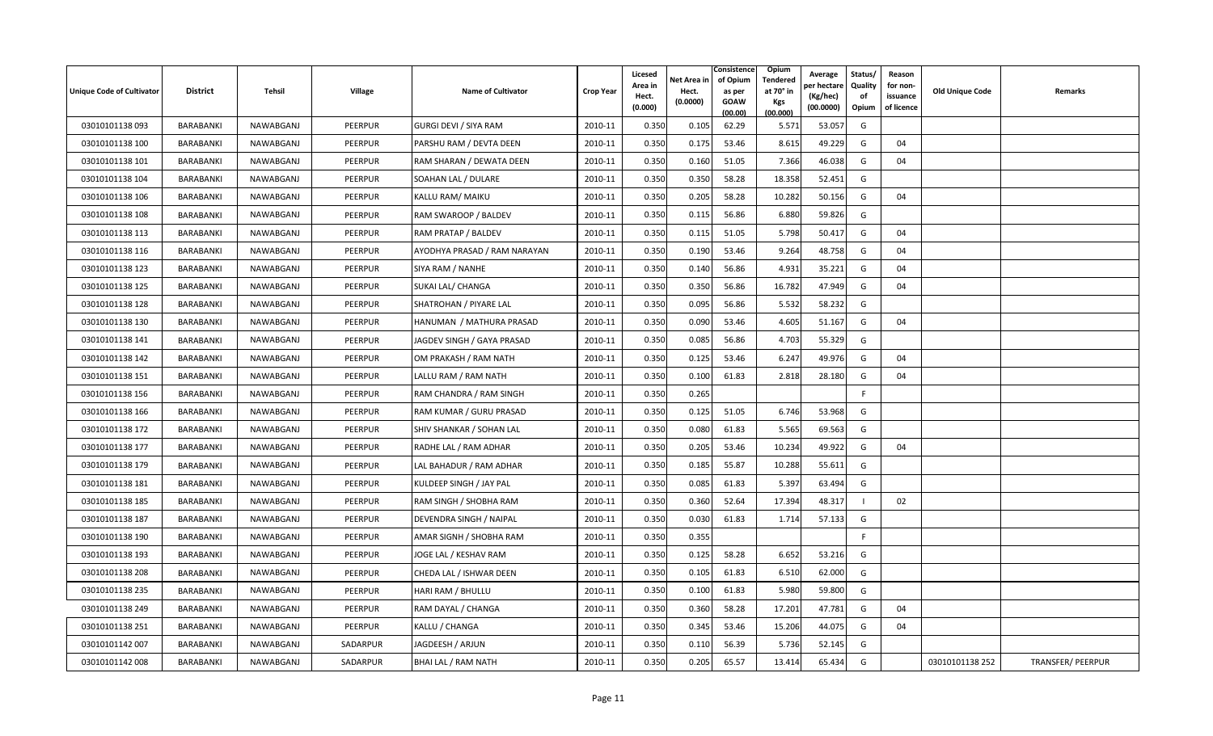| Unique Code of Cultivator | District | Tehsil | Village | Name of Cultivator | Crop Year | Licesed Area in Hect. (0.000) | Net Area in Hect. (0.0000) | Consistence of Opium as per GOAW (00.00) | Opium Tendered at 70° in Kgs (00.000) | Average per hectare (Kg/hec) (00.0000) | Status/ Quality of Opium | Reason for non-issuance of licence | Old Unique Code | Remarks |
|---|---|---|---|---|---|---|---|---|---|---|---|---|---|---|
| 03010101138 093 | BARABANKI | NAWABGANJ | PEERPUR | GURGI DEVI / SIYA RAM | 2010-11 | 0.350 | 0.105 | 62.29 | 5.571 | 53.057 | G | | | |
| 03010101138 100 | BARABANKI | NAWABGANJ | PEERPUR | PARSHU RAM / DEVTA DEEN | 2010-11 | 0.350 | 0.175 | 53.46 | 8.615 | 49.229 | G | 04 | | |
| 03010101138 101 | BARABANKI | NAWABGANJ | PEERPUR | RAM SHARAN / DEWATA DEEN | 2010-11 | 0.350 | 0.160 | 51.05 | 7.366 | 46.038 | G | 04 | | |
| 03010101138 104 | BARABANKI | NAWABGANJ | PEERPUR | SOAHAN LAL / DULARE | 2010-11 | 0.350 | 0.350 | 58.28 | 18.358 | 52.451 | G | | | |
| 03010101138 106 | BARABANKI | NAWABGANJ | PEERPUR | KALLU RAM/ MAIKU | 2010-11 | 0.350 | 0.205 | 58.28 | 10.282 | 50.156 | G | 04 | | |
| 03010101138 108 | BARABANKI | NAWABGANJ | PEERPUR | RAM SWAROOP / BALDEV | 2010-11 | 0.350 | 0.115 | 56.86 | 6.880 | 59.826 | G | | | |
| 03010101138 113 | BARABANKI | NAWABGANJ | PEERPUR | RAM PRATAP / BALDEV | 2010-11 | 0.350 | 0.115 | 51.05 | 5.798 | 50.417 | G | 04 | | |
| 03010101138 116 | BARABANKI | NAWABGANJ | PEERPUR | AYODHYA PRASAD / RAM NARAYAN | 2010-11 | 0.350 | 0.190 | 53.46 | 9.264 | 48.758 | G | 04 | | |
| 03010101138 123 | BARABANKI | NAWABGANJ | PEERPUR | SIYA RAM / NANHE | 2010-11 | 0.350 | 0.140 | 56.86 | 4.931 | 35.221 | G | 04 | | |
| 03010101138 125 | BARABANKI | NAWABGANJ | PEERPUR | SUKAI LAL/ CHANGA | 2010-11 | 0.350 | 0.350 | 56.86 | 16.782 | 47.949 | G | 04 | | |
| 03010101138 128 | BARABANKI | NAWABGANJ | PEERPUR | SHATROHAN / PIYARE LAL | 2010-11 | 0.350 | 0.095 | 56.86 | 5.532 | 58.232 | G | | | |
| 03010101138 130 | BARABANKI | NAWABGANJ | PEERPUR | HANUMAN / MATHURA PRASAD | 2010-11 | 0.350 | 0.090 | 53.46 | 4.605 | 51.167 | G | 04 | | |
| 03010101138 141 | BARABANKI | NAWABGANJ | PEERPUR | JAGDEV SINGH / GAYA PRASAD | 2010-11 | 0.350 | 0.085 | 56.86 | 4.703 | 55.329 | G | | | |
| 03010101138 142 | BARABANKI | NAWABGANJ | PEERPUR | OM PRAKASH / RAM NATH | 2010-11 | 0.350 | 0.125 | 53.46 | 6.247 | 49.976 | G | 04 | | |
| 03010101138 151 | BARABANKI | NAWABGANJ | PEERPUR | LALLU RAM / RAM NATH | 2010-11 | 0.350 | 0.100 | 61.83 | 2.818 | 28.180 | G | 04 | | |
| 03010101138 156 | BARABANKI | NAWABGANJ | PEERPUR | RAM CHANDRA / RAM SINGH | 2010-11 | 0.350 | 0.265 | | | | F | | | |
| 03010101138 166 | BARABANKI | NAWABGANJ | PEERPUR | RAM KUMAR / GURU PRASAD | 2010-11 | 0.350 | 0.125 | 51.05 | 6.746 | 53.968 | G | | | |
| 03010101138 172 | BARABANKI | NAWABGANJ | PEERPUR | SHIV SHANKAR / SOHAN LAL | 2010-11 | 0.350 | 0.080 | 61.83 | 5.565 | 69.563 | G | | | |
| 03010101138 177 | BARABANKI | NAWABGANJ | PEERPUR | RADHE LAL / RAM ADHAR | 2010-11 | 0.350 | 0.205 | 53.46 | 10.234 | 49.922 | G | 04 | | |
| 03010101138 179 | BARABANKI | NAWABGANJ | PEERPUR | LAL BAHADUR / RAM ADHAR | 2010-11 | 0.350 | 0.185 | 55.87 | 10.288 | 55.611 | G | | | |
| 03010101138 181 | BARABANKI | NAWABGANJ | PEERPUR | KULDEEP SINGH / JAY PAL | 2010-11 | 0.350 | 0.085 | 61.83 | 5.397 | 63.494 | G | | | |
| 03010101138 185 | BARABANKI | NAWABGANJ | PEERPUR | RAM SINGH / SHOBHA RAM | 2010-11 | 0.350 | 0.360 | 52.64 | 17.394 | 48.317 | I | 02 | | |
| 03010101138 187 | BARABANKI | NAWABGANJ | PEERPUR | DEVENDRA SINGH / NAIPAL | 2010-11 | 0.350 | 0.030 | 61.83 | 1.714 | 57.133 | G | | | |
| 03010101138 190 | BARABANKI | NAWABGANJ | PEERPUR | AMAR SIGNH / SHOBHA RAM | 2010-11 | 0.350 | 0.355 | | | | F | | | |
| 03010101138 193 | BARABANKI | NAWABGANJ | PEERPUR | JOGE LAL / KESHAV RAM | 2010-11 | 0.350 | 0.125 | 58.28 | 6.652 | 53.216 | G | | | |
| 03010101138 208 | BARABANKI | NAWABGANJ | PEERPUR | CHEDA LAL / ISHWAR DEEN | 2010-11 | 0.350 | 0.105 | 61.83 | 6.510 | 62.000 | G | | | |
| 03010101138 235 | BARABANKI | NAWABGANJ | PEERPUR | HARI RAM / BHULLU | 2010-11 | 0.350 | 0.100 | 61.83 | 5.980 | 59.800 | G | | | |
| 03010101138 249 | BARABANKI | NAWABGANJ | PEERPUR | RAM DAYAL / CHANGA | 2010-11 | 0.350 | 0.360 | 58.28 | 17.201 | 47.781 | G | 04 | | |
| 03010101138 251 | BARABANKI | NAWABGANJ | PEERPUR | KALLU / CHANGA | 2010-11 | 0.350 | 0.345 | 53.46 | 15.206 | 44.075 | G | 04 | | |
| 03010101142 007 | BARABANKI | NAWABGANJ | SADARPUR | JAGDEESH / ARJUN | 2010-11 | 0.350 | 0.110 | 56.39 | 5.736 | 52.145 | G | | | |
| 03010101142 008 | BARABANKI | NAWABGANJ | SADARPUR | BHAI LAL / RAM NATH | 2010-11 | 0.350 | 0.205 | 65.57 | 13.414 | 65.434 | G | | 03010101138 252 | TRANSFER/ PEERPUR |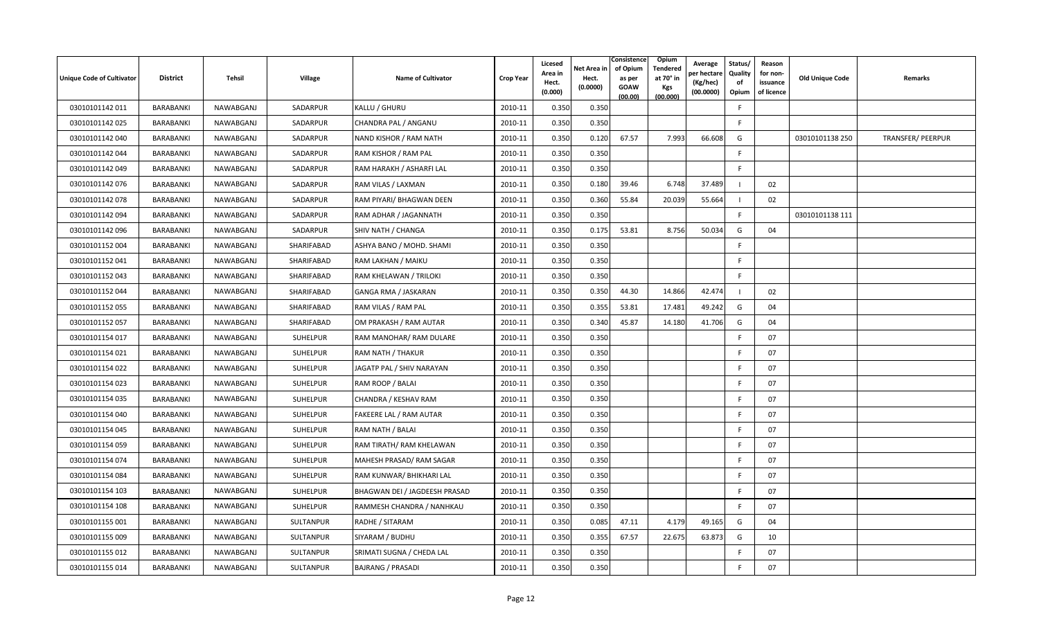| Unique Code of Cultivator | District | Tehsil | Village | Name of Cultivator | Crop Year | Licesed Area in Hect. (0.000) | Net Area in Hect. (0.0000) | Consistence of Opium as per GOAW (00.00) | Opium Tendered at 70° in Kgs (00.000) | Average per hectare (Kg/hec) (00.0000) | Status/ Quality of Opium | Reason for non-issuance of licence | Old Unique Code | Remarks |
|---|---|---|---|---|---|---|---|---|---|---|---|---|---|---|
| 03010101142 011 | BARABANKI | NAWABGANJ | SADARPUR | KALLU / GHURU | 2010-11 | 0.350 | 0.350 | | | | F | | | |
| 03010101142 025 | BARABANKI | NAWABGANJ | SADARPUR | CHANDRA PAL / ANGANU | 2010-11 | 0.350 | 0.350 | | | | F | | | |
| 03010101142 040 | BARABANKI | NAWABGANJ | SADARPUR | NAND KISHOR / RAM NATH | 2010-11 | 0.350 | 0.120 | 67.57 | 7.993 | 66.608 | G | | 03010101138 250 | TRANSFER/ PEERPUR |
| 03010101142 044 | BARABANKI | NAWABGANJ | SADARPUR | RAM KISHOR / RAM PAL | 2010-11 | 0.350 | 0.350 | | | | F | | | |
| 03010101142 049 | BARABANKI | NAWABGANJ | SADARPUR | RAM HARAKH / ASHARFI LAL | 2010-11 | 0.350 | 0.350 | | | | F | | | |
| 03010101142 076 | BARABANKI | NAWABGANJ | SADARPUR | RAM VILAS / LAXMAN | 2010-11 | 0.350 | 0.180 | 39.46 | 6.748 | 37.489 | I | 02 | | |
| 03010101142 078 | BARABANKI | NAWABGANJ | SADARPUR | RAM PIYARI/ BHAGWAN DEEN | 2010-11 | 0.350 | 0.360 | 55.84 | 20.039 | 55.664 | I | 02 | | |
| 03010101142 094 | BARABANKI | NAWABGANJ | SADARPUR | RAM ADHAR / JAGANNATH | 2010-11 | 0.350 | 0.350 | | | | F | | 03010101138 111 | |
| 03010101142 096 | BARABANKI | NAWABGANJ | SADARPUR | SHIV NATH / CHANGA | 2010-11 | 0.350 | 0.175 | 53.81 | 8.756 | 50.034 | G | 04 | | |
| 03010101152 004 | BARABANKI | NAWABGANJ | SHARIFABAD | ASHYA BANO / MOHD. SHAMI | 2010-11 | 0.350 | 0.350 | | | | F | | | |
| 03010101152 041 | BARABANKI | NAWABGANJ | SHARIFABAD | RAM LAKHAN / MAIKU | 2010-11 | 0.350 | 0.350 | | | | F | | | |
| 03010101152 043 | BARABANKI | NAWABGANJ | SHARIFABAD | RAM KHELAWAN / TRILOKI | 2010-11 | 0.350 | 0.350 | | | | F | | | |
| 03010101152 044 | BARABANKI | NAWABGANJ | SHARIFABAD | GANGA RMA / JASKARAN | 2010-11 | 0.350 | 0.350 | 44.30 | 14.866 | 42.474 | I | 02 | | |
| 03010101152 055 | BARABANKI | NAWABGANJ | SHARIFABAD | RAM VILAS / RAM PAL | 2010-11 | 0.350 | 0.355 | 53.81 | 17.481 | 49.242 | G | 04 | | |
| 03010101152 057 | BARABANKI | NAWABGANJ | SHARIFABAD | OM PRAKASH / RAM AUTAR | 2010-11 | 0.350 | 0.340 | 45.87 | 14.180 | 41.706 | G | 04 | | |
| 03010101154 017 | BARABANKI | NAWABGANJ | SUHELPUR | RAM MANOHAR/ RAM DULARE | 2010-11 | 0.350 | 0.350 | | | | F | 07 | | |
| 03010101154 021 | BARABANKI | NAWABGANJ | SUHELPUR | RAM NATH / THAKUR | 2010-11 | 0.350 | 0.350 | | | | F | 07 | | |
| 03010101154 022 | BARABANKI | NAWABGANJ | SUHELPUR | JAGATP PAL / SHIV NARAYAN | 2010-11 | 0.350 | 0.350 | | | | F | 07 | | |
| 03010101154 023 | BARABANKI | NAWABGANJ | SUHELPUR | RAM ROOP / BALAI | 2010-11 | 0.350 | 0.350 | | | | F | 07 | | |
| 03010101154 035 | BARABANKI | NAWABGANJ | SUHELPUR | CHANDRA / KESHAV RAM | 2010-11 | 0.350 | 0.350 | | | | F | 07 | | |
| 03010101154 040 | BARABANKI | NAWABGANJ | SUHELPUR | FAKEERE LAL / RAM AUTAR | 2010-11 | 0.350 | 0.350 | | | | F | 07 | | |
| 03010101154 045 | BARABANKI | NAWABGANJ | SUHELPUR | RAM NATH / BALAI | 2010-11 | 0.350 | 0.350 | | | | F | 07 | | |
| 03010101154 059 | BARABANKI | NAWABGANJ | SUHELPUR | RAM TIRATH/ RAM KHELAWAN | 2010-11 | 0.350 | 0.350 | | | | F | 07 | | |
| 03010101154 074 | BARABANKI | NAWABGANJ | SUHELPUR | MAHESH PRASAD/ RAM SAGAR | 2010-11 | 0.350 | 0.350 | | | | F | 07 | | |
| 03010101154 084 | BARABANKI | NAWABGANJ | SUHELPUR | RAM KUNWAR/ BHIKHARI LAL | 2010-11 | 0.350 | 0.350 | | | | F | 07 | | |
| 03010101154 103 | BARABANKI | NAWABGANJ | SUHELPUR | BHAGWAN DEI / JAGDEESH PRASAD | 2010-11 | 0.350 | 0.350 | | | | F | 07 | | |
| 03010101154 108 | BARABANKI | NAWABGANJ | SUHELPUR | RAMMESH CHANDRA / NANHKAU | 2010-11 | 0.350 | 0.350 | | | | F | 07 | | |
| 03010101155 001 | BARABANKI | NAWABGANJ | SULTANPUR | RADHE / SITARAM | 2010-11 | 0.350 | 0.085 | 47.11 | 4.179 | 49.165 | G | 04 | | |
| 03010101155 009 | BARABANKI | NAWABGANJ | SULTANPUR | SIYARAM / BUDHU | 2010-11 | 0.350 | 0.355 | 67.57 | 22.675 | 63.873 | G | 10 | | |
| 03010101155 012 | BARABANKI | NAWABGANJ | SULTANPUR | SRIMATI SUGNA / CHEDA LAL | 2010-11 | 0.350 | 0.350 | | | | F | 07 | | |
| 03010101155 014 | BARABANKI | NAWABGANJ | SULTANPUR | BAJRANG / PRASADI | 2010-11 | 0.350 | 0.350 | | | | F | 07 | | |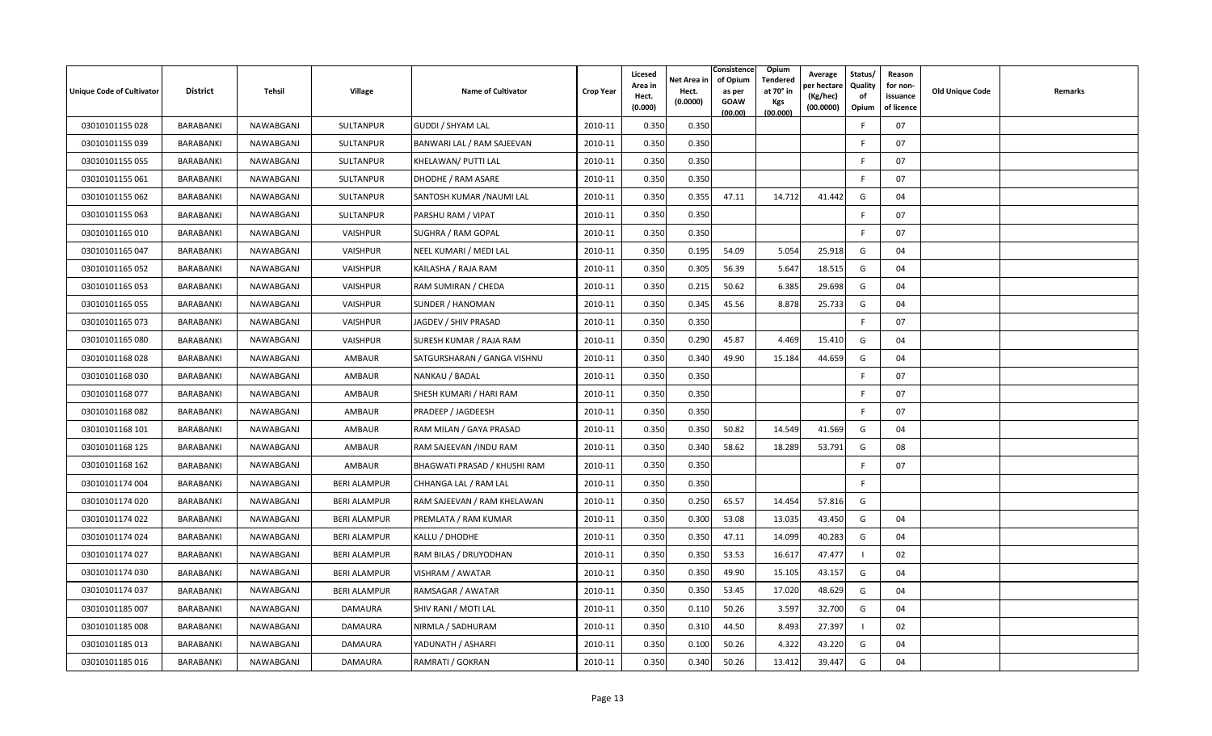| Unique Code of Cultivator | District | Tehsil | Village | Name of Cultivator | Crop Year | Licesed Area in Hect. (0.000) | Net Area in Hect. (0.0000) | Consistence of Opium as per GOAW (00.00) | Opium Tendered at 70° in Kgs (00.000) | Average per hectare (Kg/hec) (00.0000) | Status/ Quality of Opium | Reason for non-issuance of licence | Old Unique Code | Remarks |
|---|---|---|---|---|---|---|---|---|---|---|---|---|---|---|
| 03010101155 028 | BARABANKI | NAWABGANJ | SULTANPUR | GUDDI / SHYAM LAL | 2010-11 | 0.350 | 0.350 | | | | F | 07 | | |
| 03010101155 039 | BARABANKI | NAWABGANJ | SULTANPUR | BANWARI LAL / RAM SAJEEVAN | 2010-11 | 0.350 | 0.350 | | | | F | 07 | | |
| 03010101155 055 | BARABANKI | NAWABGANJ | SULTANPUR | KHELAWAN/ PUTTI LAL | 2010-11 | 0.350 | 0.350 | | | | F | 07 | | |
| 03010101155 061 | BARABANKI | NAWABGANJ | SULTANPUR | DHODHE / RAM ASARE | 2010-11 | 0.350 | 0.350 | | | | F | 07 | | |
| 03010101155 062 | BARABANKI | NAWABGANJ | SULTANPUR | SANTOSH KUMAR /NAUMI LAL | 2010-11 | 0.350 | 0.355 | 47.11 | 14.712 | 41.442 | G | 04 | | |
| 03010101155 063 | BARABANKI | NAWABGANJ | SULTANPUR | PARSHU RAM / VIPAT | 2010-11 | 0.350 | 0.350 | | | | F | 07 | | |
| 03010101165 010 | BARABANKI | NAWABGANJ | VAISHPUR | SUGHRA / RAM GOPAL | 2010-11 | 0.350 | 0.350 | | | | F | 07 | | |
| 03010101165 047 | BARABANKI | NAWABGANJ | VAISHPUR | NEEL KUMARI / MEDI LAL | 2010-11 | 0.350 | 0.195 | 54.09 | 5.054 | 25.918 | G | 04 | | |
| 03010101165 052 | BARABANKI | NAWABGANJ | VAISHPUR | KAILASHA / RAJA RAM | 2010-11 | 0.350 | 0.305 | 56.39 | 5.647 | 18.515 | G | 04 | | |
| 03010101165 053 | BARABANKI | NAWABGANJ | VAISHPUR | RAM SUMIRAN / CHEDA | 2010-11 | 0.350 | 0.215 | 50.62 | 6.385 | 29.698 | G | 04 | | |
| 03010101165 055 | BARABANKI | NAWABGANJ | VAISHPUR | SUNDER / HANOMAN | 2010-11 | 0.350 | 0.345 | 45.56 | 8.878 | 25.733 | G | 04 | | |
| 03010101165 073 | BARABANKI | NAWABGANJ | VAISHPUR | JAGDEV / SHIV PRASAD | 2010-11 | 0.350 | 0.350 | | | | F | 07 | | |
| 03010101165 080 | BARABANKI | NAWABGANJ | VAISHPUR | SURESH KUMAR / RAJA RAM | 2010-11 | 0.350 | 0.290 | 45.87 | 4.469 | 15.410 | G | 04 | | |
| 03010101168 028 | BARABANKI | NAWABGANJ | AMBAUR | SATGURSHARAN / GANGA VISHNU | 2010-11 | 0.350 | 0.340 | 49.90 | 15.184 | 44.659 | G | 04 | | |
| 03010101168 030 | BARABANKI | NAWABGANJ | AMBAUR | NANKAU / BADAL | 2010-11 | 0.350 | 0.350 | | | | F | 07 | | |
| 03010101168 077 | BARABANKI | NAWABGANJ | AMBAUR | SHESH KUMARI / HARI RAM | 2010-11 | 0.350 | 0.350 | | | | F | 07 | | |
| 03010101168 082 | BARABANKI | NAWABGANJ | AMBAUR | PRADEEP / JAGDEESH | 2010-11 | 0.350 | 0.350 | | | | F | 07 | | |
| 03010101168 101 | BARABANKI | NAWABGANJ | AMBAUR | RAM MILAN / GAYA PRASAD | 2010-11 | 0.350 | 0.350 | 50.82 | 14.549 | 41.569 | G | 04 | | |
| 03010101168 125 | BARABANKI | NAWABGANJ | AMBAUR | RAM SAJEEVAN /INDU RAM | 2010-11 | 0.350 | 0.340 | 58.62 | 18.289 | 53.791 | G | 08 | | |
| 03010101168 162 | BARABANKI | NAWABGANJ | AMBAUR | BHAGWATI PRASAD / KHUSHI RAM | 2010-11 | 0.350 | 0.350 | | | | F | 07 | | |
| 03010101174 004 | BARABANKI | NAWABGANJ | BERI ALAMPUR | CHHANGA LAL / RAM LAL | 2010-11 | 0.350 | 0.350 | | | | F | | | |
| 03010101174 020 | BARABANKI | NAWABGANJ | BERI ALAMPUR | RAM SAJEEVAN / RAM KHELAWAN | 2010-11 | 0.350 | 0.250 | 65.57 | 14.454 | 57.816 | G | | | |
| 03010101174 022 | BARABANKI | NAWABGANJ | BERI ALAMPUR | PREMLATA / RAM KUMAR | 2010-11 | 0.350 | 0.300 | 53.08 | 13.035 | 43.450 | G | 04 | | |
| 03010101174 024 | BARABANKI | NAWABGANJ | BERI ALAMPUR | KALLU / DHODHE | 2010-11 | 0.350 | 0.350 | 47.11 | 14.099 | 40.283 | G | 04 | | |
| 03010101174 027 | BARABANKI | NAWABGANJ | BERI ALAMPUR | RAM BILAS / DRUYODHAN | 2010-11 | 0.350 | 0.350 | 53.53 | 16.617 | 47.477 | I | 02 | | |
| 03010101174 030 | BARABANKI | NAWABGANJ | BERI ALAMPUR | VISHRAM / AWATAR | 2010-11 | 0.350 | 0.350 | 49.90 | 15.105 | 43.157 | G | 04 | | |
| 03010101174 037 | BARABANKI | NAWABGANJ | BERI ALAMPUR | RAMSAGAR / AWATAR | 2010-11 | 0.350 | 0.350 | 53.45 | 17.020 | 48.629 | G | 04 | | |
| 03010101185 007 | BARABANKI | NAWABGANJ | DAMAURA | SHIV RANI / MOTI LAL | 2010-11 | 0.350 | 0.110 | 50.26 | 3.597 | 32.700 | G | 04 | | |
| 03010101185 008 | BARABANKI | NAWABGANJ | DAMAURA | NIRMLA / SADHURAM | 2010-11 | 0.350 | 0.310 | 44.50 | 8.493 | 27.397 | I | 02 | | |
| 03010101185 013 | BARABANKI | NAWABGANJ | DAMAURA | YADUNATH / ASHARFI | 2010-11 | 0.350 | 0.100 | 50.26 | 4.322 | 43.220 | G | 04 | | |
| 03010101185 016 | BARABANKI | NAWABGANJ | DAMAURA | RAMRATI / GOKRAN | 2010-11 | 0.350 | 0.340 | 50.26 | 13.412 | 39.447 | G | 04 | | |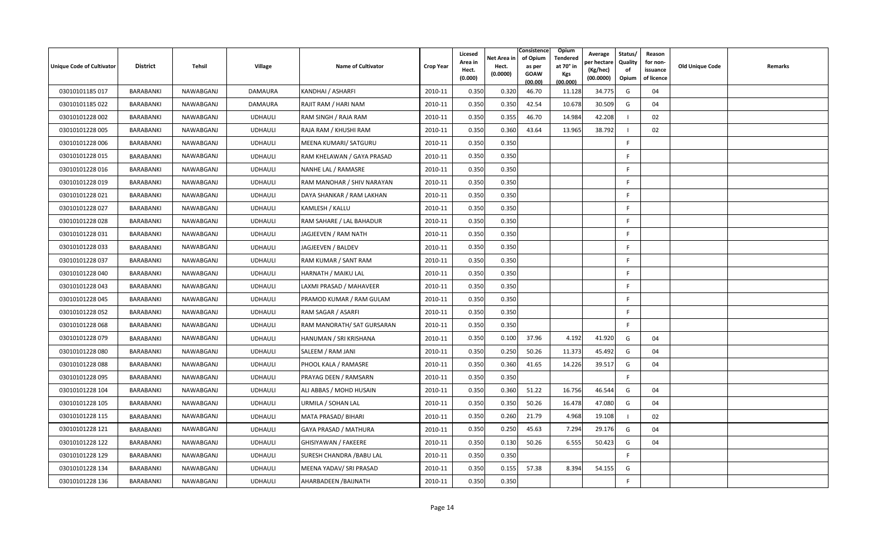| Unique Code of Cultivator | District | Tehsil | Village | Name of Cultivator | Crop Year | Licesed Area in Hect. (0.000) | Net Area in Hect. (0.0000) | Consistence of Opium as per GOAW (00.00) | Opium Tendered at 70° in Kgs (00.000) | Average per hectare (Kg/hec) (00.0000) | Status/ Quality of Opium | Reason for non-issuance of licence | Old Unique Code | Remarks |
|---|---|---|---|---|---|---|---|---|---|---|---|---|---|---|
| 03010101185 017 | BARABANKI | NAWABGANJ | DAMAURA | KANDHAI / ASHARFI | 2010-11 | 0.350 | 0.320 | 46.70 | 11.128 | 34.775 | G | 04 | | |
| 03010101185 022 | BARABANKI | NAWABGANJ | DAMAURA | RAJIT RAM / HARI NAM | 2010-11 | 0.350 | 0.350 | 42.54 | 10.678 | 30.509 | G | 04 | | |
| 03010101228 002 | BARABANKI | NAWABGANJ | UDHAULI | RAM SINGH / RAJA RAM | 2010-11 | 0.350 | 0.355 | 46.70 | 14.984 | 42.208 | I | 02 | | |
| 03010101228 005 | BARABANKI | NAWABGANJ | UDHAULI | RAJA RAM / KHUSHI RAM | 2010-11 | 0.350 | 0.360 | 43.64 | 13.965 | 38.792 | I | 02 | | |
| 03010101228 006 | BARABANKI | NAWABGANJ | UDHAULI | MEENA KUMARI/ SATGURU | 2010-11 | 0.350 | 0.350 | | | | F | | | |
| 03010101228 015 | BARABANKI | NAWABGANJ | UDHAULI | RAM KHELAWAN / GAYA PRASAD | 2010-11 | 0.350 | 0.350 | | | | F | | | |
| 03010101228 016 | BARABANKI | NAWABGANJ | UDHAULI | NANHE LAL / RAMASRE | 2010-11 | 0.350 | 0.350 | | | | F | | | |
| 03010101228 019 | BARABANKI | NAWABGANJ | UDHAULI | RAM MANOHAR / SHIV NARAYAN | 2010-11 | 0.350 | 0.350 | | | | F | | | |
| 03010101228 021 | BARABANKI | NAWABGANJ | UDHAULI | DAYA SHANKAR / RAM LAKHAN | 2010-11 | 0.350 | 0.350 | | | | F | | | |
| 03010101228 027 | BARABANKI | NAWABGANJ | UDHAULI | KAMLESH / KALLU | 2010-11 | 0.350 | 0.350 | | | | F | | | |
| 03010101228 028 | BARABANKI | NAWABGANJ | UDHAULI | RAM SAHARE / LAL BAHADUR | 2010-11 | 0.350 | 0.350 | | | | F | | | |
| 03010101228 031 | BARABANKI | NAWABGANJ | UDHAULI | JAGJEEVEN / RAM NATH | 2010-11 | 0.350 | 0.350 | | | | F | | | |
| 03010101228 033 | BARABANKI | NAWABGANJ | UDHAULI | JAGJEEVEN / BALDEV | 2010-11 | 0.350 | 0.350 | | | | F | | | |
| 03010101228 037 | BARABANKI | NAWABGANJ | UDHAULI | RAM KUMAR / SANT RAM | 2010-11 | 0.350 | 0.350 | | | | F | | | |
| 03010101228 040 | BARABANKI | NAWABGANJ | UDHAULI | HARNATH / MAIKU LAL | 2010-11 | 0.350 | 0.350 | | | | F | | | |
| 03010101228 043 | BARABANKI | NAWABGANJ | UDHAULI | LAXMI PRASAD / MAHAVEER | 2010-11 | 0.350 | 0.350 | | | | F | | | |
| 03010101228 045 | BARABANKI | NAWABGANJ | UDHAULI | PRAMOD KUMAR / RAM GULAM | 2010-11 | 0.350 | 0.350 | | | | F | | | |
| 03010101228 052 | BARABANKI | NAWABGANJ | UDHAULI | RAM SAGAR / ASARFI | 2010-11 | 0.350 | 0.350 | | | | F | | | |
| 03010101228 068 | BARABANKI | NAWABGANJ | UDHAULI | RAM MANORATH/ SAT GURSARAN | 2010-11 | 0.350 | 0.350 | | | | F | | | |
| 03010101228 079 | BARABANKI | NAWABGANJ | UDHAULI | HANUMAN / SRI KRISHANA | 2010-11 | 0.350 | 0.100 | 37.96 | 4.192 | 41.920 | G | 04 | | |
| 03010101228 080 | BARABANKI | NAWABGANJ | UDHAULI | SALEEM / RAM JANI | 2010-11 | 0.350 | 0.250 | 50.26 | 11.373 | 45.492 | G | 04 | | |
| 03010101228 088 | BARABANKI | NAWABGANJ | UDHAULI | PHOOL KALA / RAMASRE | 2010-11 | 0.350 | 0.360 | 41.65 | 14.226 | 39.517 | G | 04 | | |
| 03010101228 095 | BARABANKI | NAWABGANJ | UDHAULI | PRAYAG DEEN / RAMSARN | 2010-11 | 0.350 | 0.350 | | | | F | | | |
| 03010101228 104 | BARABANKI | NAWABGANJ | UDHAULI | ALI ABBAS / MOHD HUSAIN | 2010-11 | 0.350 | 0.360 | 51.22 | 16.756 | 46.544 | G | 04 | | |
| 03010101228 105 | BARABANKI | NAWABGANJ | UDHAULI | URMILA / SOHAN LAL | 2010-11 | 0.350 | 0.350 | 50.26 | 16.478 | 47.080 | G | 04 | | |
| 03010101228 115 | BARABANKI | NAWABGANJ | UDHAULI | MATA PRASAD/ BIHARI | 2010-11 | 0.350 | 0.260 | 21.79 | 4.968 | 19.108 | I | 02 | | |
| 03010101228 121 | BARABANKI | NAWABGANJ | UDHAULI | GAYA PRASAD / MATHURA | 2010-11 | 0.350 | 0.250 | 45.63 | 7.294 | 29.176 | G | 04 | | |
| 03010101228 122 | BARABANKI | NAWABGANJ | UDHAULI | GHISIYAWAN / FAKEERE | 2010-11 | 0.350 | 0.130 | 50.26 | 6.555 | 50.423 | G | 04 | | |
| 03010101228 129 | BARABANKI | NAWABGANJ | UDHAULI | SURESH CHANDRA /BABU LAL | 2010-11 | 0.350 | 0.350 | | | | F | | | |
| 03010101228 134 | BARABANKI | NAWABGANJ | UDHAULI | MEENA YADAV/ SRI PRASAD | 2010-11 | 0.350 | 0.155 | 57.38 | 8.394 | 54.155 | G | | | |
| 03010101228 136 | BARABANKI | NAWABGANJ | UDHAULI | AHARBADEEN /BAIJNATH | 2010-11 | 0.350 | 0.350 | | | | F | | | |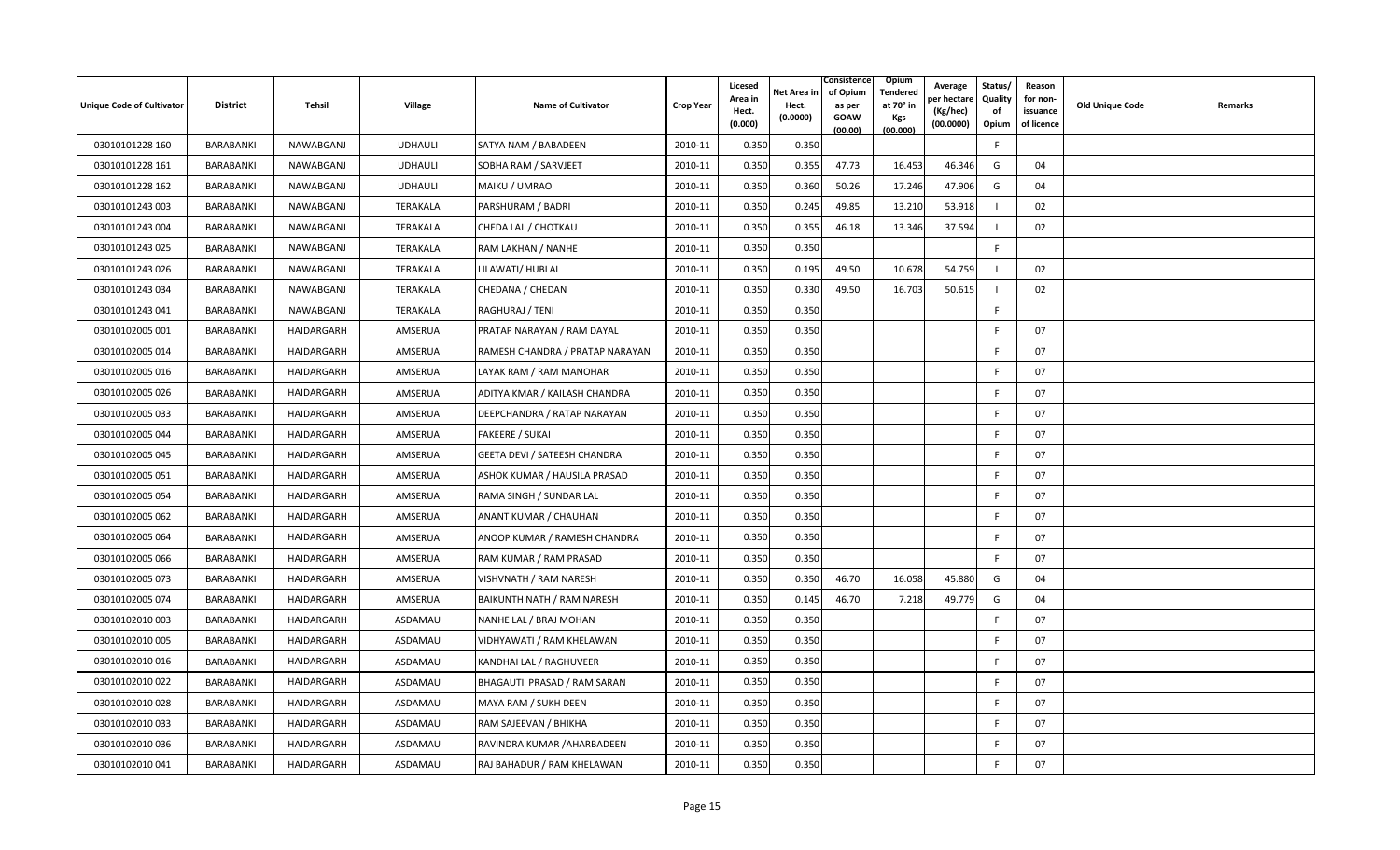| Unique Code of Cultivator | District | Tehsil | Village | Name of Cultivator | Crop Year | Licesed Area in Hect. (0.000) | Net Area in Hect. (0.0000) | Consistence of Opium as per GOAW (00.00) | Opium Tendered at 70° in Kgs (00.000) | Average per hectare (Kg/hec) (00.0000) | Status/ Quality of Opium | Reason for non-issuance of licence | Old Unique Code | Remarks |
|---|---|---|---|---|---|---|---|---|---|---|---|---|---|---|
| 03010101228 160 | BARABANKI | NAWABGANJ | UDHAULI | SATYA NAM / BABADEEN | 2010-11 | 0.350 | 0.350 | | | | F | | | |
| 03010101228 161 | BARABANKI | NAWABGANJ | UDHAULI | SOBHA RAM / SARVJEET | 2010-11 | 0.350 | 0.355 | 47.73 | 16.453 | 46.346 | G | 04 | | |
| 03010101228 162 | BARABANKI | NAWABGANJ | UDHAULI | MAIKU / UMRAO | 2010-11 | 0.350 | 0.360 | 50.26 | 17.246 | 47.906 | G | 04 | | |
| 03010101243 003 | BARABANKI | NAWABGANJ | TERAKALA | PARSHURAM / BADRI | 2010-11 | 0.350 | 0.245 | 49.85 | 13.210 | 53.918 | I | 02 | | |
| 03010101243 004 | BARABANKI | NAWABGANJ | TERAKALA | CHEDA LAL / CHOTKAU | 2010-11 | 0.350 | 0.355 | 46.18 | 13.346 | 37.594 | I | 02 | | |
| 03010101243 025 | BARABANKI | NAWABGANJ | TERAKALA | RAM LAKHAN / NANHE | 2010-11 | 0.350 | 0.350 | | | | F | | | |
| 03010101243 026 | BARABANKI | NAWABGANJ | TERAKALA | LILAWATI/ HUBLAL | 2010-11 | 0.350 | 0.195 | 49.50 | 10.678 | 54.759 | I | 02 | | |
| 03010101243 034 | BARABANKI | NAWABGANJ | TERAKALA | CHEDANA / CHEDAN | 2010-11 | 0.350 | 0.330 | 49.50 | 16.703 | 50.615 | I | 02 | | |
| 03010101243 041 | BARABANKI | NAWABGANJ | TERAKALA | RAGHURAJ / TENI | 2010-11 | 0.350 | 0.350 | | | | F | | | |
| 03010102005 001 | BARABANKI | HAIDARGARH | AMSERUA | PRATAP NARAYAN / RAM DAYAL | 2010-11 | 0.350 | 0.350 | | | | F | 07 | | |
| 03010102005 014 | BARABANKI | HAIDARGARH | AMSERUA | RAMESH CHANDRA / PRATAP NARAYAN | 2010-11 | 0.350 | 0.350 | | | | F | 07 | | |
| 03010102005 016 | BARABANKI | HAIDARGARH | AMSERUA | LAYAK RAM / RAM MANOHAR | 2010-11 | 0.350 | 0.350 | | | | F | 07 | | |
| 03010102005 026 | BARABANKI | HAIDARGARH | AMSERUA | ADITYA KMAR / KAILASH CHANDRA | 2010-11 | 0.350 | 0.350 | | | | F | 07 | | |
| 03010102005 033 | BARABANKI | HAIDARGARH | AMSERUA | DEEPCHANDRA / RATAP NARAYAN | 2010-11 | 0.350 | 0.350 | | | | F | 07 | | |
| 03010102005 044 | BARABANKI | HAIDARGARH | AMSERUA | FAKEERE / SUKAI | 2010-11 | 0.350 | 0.350 | | | | F | 07 | | |
| 03010102005 045 | BARABANKI | HAIDARGARH | AMSERUA | GEETA DEVI / SATEESH CHANDRA | 2010-11 | 0.350 | 0.350 | | | | F | 07 | | |
| 03010102005 051 | BARABANKI | HAIDARGARH | AMSERUA | ASHOK KUMAR / HAUSILA PRASAD | 2010-11 | 0.350 | 0.350 | | | | F | 07 | | |
| 03010102005 054 | BARABANKI | HAIDARGARH | AMSERUA | RAMA SINGH / SUNDAR LAL | 2010-11 | 0.350 | 0.350 | | | | F | 07 | | |
| 03010102005 062 | BARABANKI | HAIDARGARH | AMSERUA | ANANT KUMAR / CHAUHAN | 2010-11 | 0.350 | 0.350 | | | | F | 07 | | |
| 03010102005 064 | BARABANKI | HAIDARGARH | AMSERUA | ANOOP KUMAR / RAMESH CHANDRA | 2010-11 | 0.350 | 0.350 | | | | F | 07 | | |
| 03010102005 066 | BARABANKI | HAIDARGARH | AMSERUA | RAM KUMAR / RAM PRASAD | 2010-11 | 0.350 | 0.350 | | | | F | 07 | | |
| 03010102005 073 | BARABANKI | HAIDARGARH | AMSERUA | VISHVNATH / RAM NARESH | 2010-11 | 0.350 | 0.350 | 46.70 | 16.058 | 45.880 | G | 04 | | |
| 03010102005 074 | BARABANKI | HAIDARGARH | AMSERUA | BAIKUNTH NATH / RAM NARESH | 2010-11 | 0.350 | 0.145 | 46.70 | 7.218 | 49.779 | G | 04 | | |
| 03010102010 003 | BARABANKI | HAIDARGARH | ASDAMAU | NANHE LAL / BRAJ MOHAN | 2010-11 | 0.350 | 0.350 | | | | F | 07 | | |
| 03010102010 005 | BARABANKI | HAIDARGARH | ASDAMAU | VIDHYAWATI / RAM KHELAWAN | 2010-11 | 0.350 | 0.350 | | | | F | 07 | | |
| 03010102010 016 | BARABANKI | HAIDARGARH | ASDAMAU | KANDHAI LAL / RAGHUVEER | 2010-11 | 0.350 | 0.350 | | | | F | 07 | | |
| 03010102010 022 | BARABANKI | HAIDARGARH | ASDAMAU | BHAGAUTI PRASAD / RAM SARAN | 2010-11 | 0.350 | 0.350 | | | | F | 07 | | |
| 03010102010 028 | BARABANKI | HAIDARGARH | ASDAMAU | MAYA RAM / SUKH DEEN | 2010-11 | 0.350 | 0.350 | | | | F | 07 | | |
| 03010102010 033 | BARABANKI | HAIDARGARH | ASDAMAU | RAM SAJEEVAN / BHIKHA | 2010-11 | 0.350 | 0.350 | | | | F | 07 | | |
| 03010102010 036 | BARABANKI | HAIDARGARH | ASDAMAU | RAVINDRA KUMAR /AHARBADEEN | 2010-11 | 0.350 | 0.350 | | | | F | 07 | | |
| 03010102010 041 | BARABANKI | HAIDARGARH | ASDAMAU | RAJ BAHADUR / RAM KHELAWAN | 2010-11 | 0.350 | 0.350 | | | | F | 07 | | |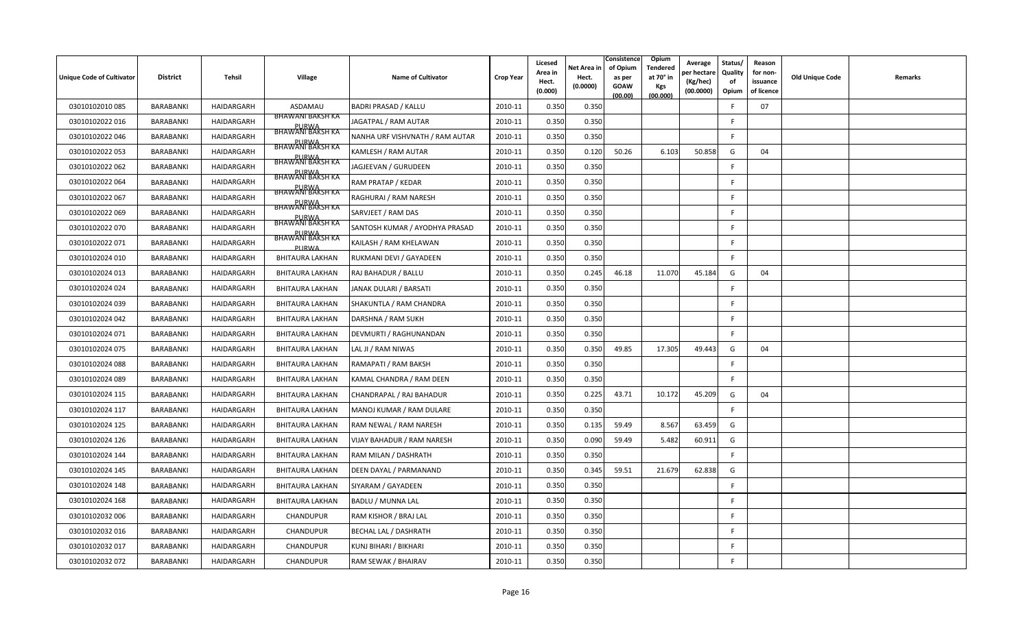| Unique Code of Cultivator | District | Tehsil | Village | Name of Cultivator | Crop Year | Licesed Area in Hect. (0.000) | Net Area in Hect. (0.0000) | Consistence of Opium as per GOAW (00.00) | Opium Tendered at 70° in Kgs (00.000) | Average per hectare (Kg/hec) (00.0000) | Status/ Quality of Opium | Reason for non-issuance of licence | Old Unique Code | Remarks |
|---|---|---|---|---|---|---|---|---|---|---|---|---|---|---|
| 03010102010 085 | BARABANKI | HAIDARGARH | ASDAMAU | BADRI PRASAD / KALLU | 2010-11 | 0.350 | 0.350 | | | | F | 07 | | |
| 03010102022 016 | BARABANKI | HAIDARGARH | BHAWANI BAKSH KA PURWA | JAGATPAL / RAM AUTAR | 2010-11 | 0.350 | 0.350 | | | | F | | | |
| 03010102022 046 | BARABANKI | HAIDARGARH | BHAWANI BAKSH KA PURWA | NANHA URF VISHVNATH / RAM AUTAR | 2010-11 | 0.350 | 0.350 | | | | F | | | |
| 03010102022 053 | BARABANKI | HAIDARGARH | BHAWANI BAKSH KA PURWA | KAMLESH / RAM AUTAR | 2010-11 | 0.350 | 0.120 | 50.26 | 6.103 | 50.858 | G | 04 | | |
| 03010102022 062 | BARABANKI | HAIDARGARH | BHAWANI BAKSH KA PURWA | JAGJEEVAN / GURUDEEN | 2010-11 | 0.350 | 0.350 | | | | F | | | |
| 03010102022 064 | BARABANKI | HAIDARGARH | BHAWANI BAKSH KA PURWA | RAM PRATAP / KEDAR | 2010-11 | 0.350 | 0.350 | | | | F | | | |
| 03010102022 067 | BARABANKI | HAIDARGARH | BHAWANI BAKSH KA PURWA | RAGHURAI / RAM NARESH | 2010-11 | 0.350 | 0.350 | | | | F | | | |
| 03010102022 069 | BARABANKI | HAIDARGARH | BHAWANI BAKSH KA PURWA | SARVJEET / RAM DAS | 2010-11 | 0.350 | 0.350 | | | | F | | | |
| 03010102022 070 | BARABANKI | HAIDARGARH | BHAWANI BAKSH KA PURWA | SANTOSH KUMAR / AYODHYA PRASAD | 2010-11 | 0.350 | 0.350 | | | | F | | | |
| 03010102022 071 | BARABANKI | HAIDARGARH | BHAWANI BAKSH KA PURWA | KAILASH / RAM KHELAWAN | 2010-11 | 0.350 | 0.350 | | | | F | | | |
| 03010102024 010 | BARABANKI | HAIDARGARH | BHITAURA LAKHAN | RUKMANI DEVI / GAYADEEN | 2010-11 | 0.350 | 0.350 | | | | F | | | |
| 03010102024 013 | BARABANKI | HAIDARGARH | BHITAURA LAKHAN | RAJ BAHADUR / BALLU | 2010-11 | 0.350 | 0.245 | 46.18 | 11.070 | 45.184 | G | 04 | | |
| 03010102024 024 | BARABANKI | HAIDARGARH | BHITAURA LAKHAN | JANAK DULARI / BARSATI | 2010-11 | 0.350 | 0.350 | | | | F | | | |
| 03010102024 039 | BARABANKI | HAIDARGARH | BHITAURA LAKHAN | SHAKUNTLA / RAM CHANDRA | 2010-11 | 0.350 | 0.350 | | | | F | | | |
| 03010102024 042 | BARABANKI | HAIDARGARH | BHITAURA LAKHAN | DARSHNA / RAM SUKH | 2010-11 | 0.350 | 0.350 | | | | F | | | |
| 03010102024 071 | BARABANKI | HAIDARGARH | BHITAURA LAKHAN | DEVMURTI / RAGHUNANDAN | 2010-11 | 0.350 | 0.350 | | | | F | | | |
| 03010102024 075 | BARABANKI | HAIDARGARH | BHITAURA LAKHAN | LAL JI / RAM NIWAS | 2010-11 | 0.350 | 0.350 | 49.85 | 17.305 | 49.443 | G | 04 | | |
| 03010102024 088 | BARABANKI | HAIDARGARH | BHITAURA LAKHAN | RAMAPATI / RAM BAKSH | 2010-11 | 0.350 | 0.350 | | | | F | | | |
| 03010102024 089 | BARABANKI | HAIDARGARH | BHITAURA LAKHAN | KAMAL CHANDRA / RAM DEEN | 2010-11 | 0.350 | 0.350 | | | | F | | | |
| 03010102024 115 | BARABANKI | HAIDARGARH | BHITAURA LAKHAN | CHANDRAPAL / RAJ BAHADUR | 2010-11 | 0.350 | 0.225 | 43.71 | 10.172 | 45.209 | G | 04 | | |
| 03010102024 117 | BARABANKI | HAIDARGARH | BHITAURA LAKHAN | MANOJ KUMAR / RAM DULARE | 2010-11 | 0.350 | 0.350 | | | | F | | | |
| 03010102024 125 | BARABANKI | HAIDARGARH | BHITAURA LAKHAN | RAM NEWAL / RAM NARESH | 2010-11 | 0.350 | 0.135 | 59.49 | 8.567 | 63.459 | G | | | |
| 03010102024 126 | BARABANKI | HAIDARGARH | BHITAURA LAKHAN | VIJAY BAHADUR / RAM NARESH | 2010-11 | 0.350 | 0.090 | 59.49 | 5.482 | 60.911 | G | | | |
| 03010102024 144 | BARABANKI | HAIDARGARH | BHITAURA LAKHAN | RAM MILAN / DASHRATH | 2010-11 | 0.350 | 0.350 | | | | F | | | |
| 03010102024 145 | BARABANKI | HAIDARGARH | BHITAURA LAKHAN | DEEN DAYAL / PARMANAND | 2010-11 | 0.350 | 0.345 | 59.51 | 21.679 | 62.838 | G | | | |
| 03010102024 148 | BARABANKI | HAIDARGARH | BHITAURA LAKHAN | SIYARAM / GAYADEEN | 2010-11 | 0.350 | 0.350 | | | | F | | | |
| 03010102024 168 | BARABANKI | HAIDARGARH | BHITAURA LAKHAN | BADLU / MUNNA LAL | 2010-11 | 0.350 | 0.350 | | | | F | | | |
| 03010102032 006 | BARABANKI | HAIDARGARH | CHANDUPUR | RAM KISHOR / BRAJ LAL | 2010-11 | 0.350 | 0.350 | | | | F | | | |
| 03010102032 016 | BARABANKI | HAIDARGARH | CHANDUPUR | BECHAL LAL / DASHRATH | 2010-11 | 0.350 | 0.350 | | | | F | | | |
| 03010102032 017 | BARABANKI | HAIDARGARH | CHANDUPUR | KUNJ BIHARI / BIKHARI | 2010-11 | 0.350 | 0.350 | | | | F | | | |
| 03010102032 072 | BARABANKI | HAIDARGARH | CHANDUPUR | RAM SEWAK / BHAIRAV | 2010-11 | 0.350 | 0.350 | | | | F | | | |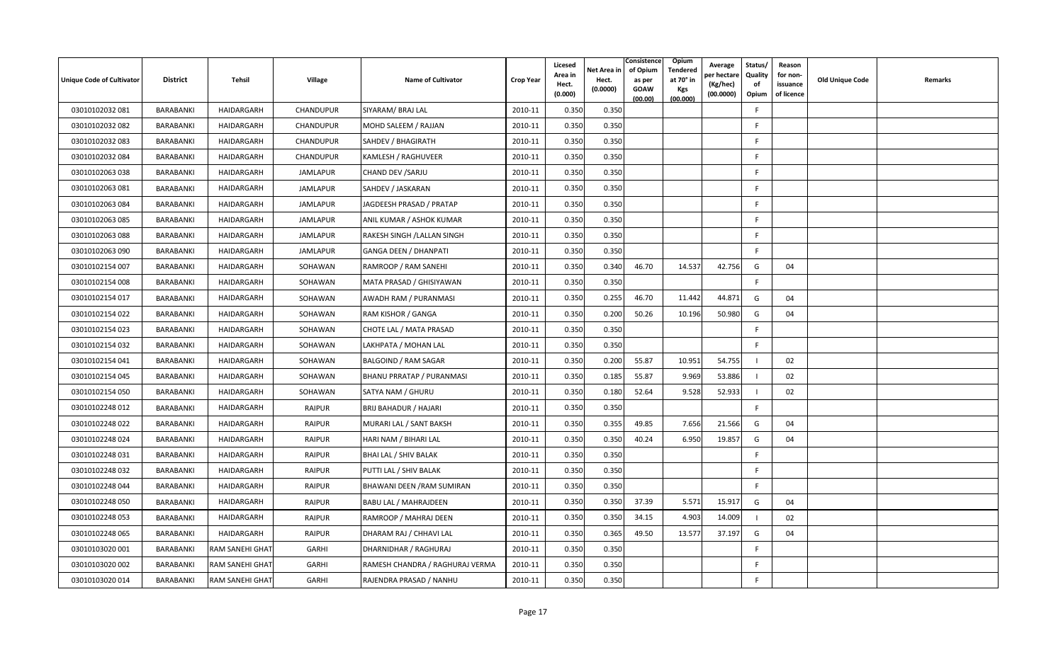| Unique Code of Cultivator | District | Tehsil | Village | Name of Cultivator | Crop Year | Licesed Area in Hect. (0.000) | Net Area in Hect. (0.0000) | Consistence of Opium as per GOAW (00.00) | Opium Tendered at 70° in Kgs (00.000) | Average per hectare (Kg/hec) (00.0000) | Status/ Quality of Opium | Reason for non-issuance of licence | Old Unique Code | Remarks |
|---|---|---|---|---|---|---|---|---|---|---|---|---|---|---|
| 03010102032 081 | BARABANKI | HAIDARGARH | CHANDUPUR | SIYARAM/ BRAJ LAL | 2010-11 | 0.350 | 0.350 | | | | F | | | |
| 03010102032 082 | BARABANKI | HAIDARGARH | CHANDUPUR | MOHD SALEEM / RAJJAN | 2010-11 | 0.350 | 0.350 | | | | F | | | |
| 03010102032 083 | BARABANKI | HAIDARGARH | CHANDUPUR | SAHDEV / BHAGIRATH | 2010-11 | 0.350 | 0.350 | | | | F | | | |
| 03010102032 084 | BARABANKI | HAIDARGARH | CHANDUPUR | KAMLESH / RAGHUVEER | 2010-11 | 0.350 | 0.350 | | | | F | | | |
| 03010102063 038 | BARABANKI | HAIDARGARH | JAMLAPUR | CHAND DEV /SARJU | 2010-11 | 0.350 | 0.350 | | | | F | | | |
| 03010102063 081 | BARABANKI | HAIDARGARH | JAMLAPUR | SAHDEV / JASKARAN | 2010-11 | 0.350 | 0.350 | | | | F | | | |
| 03010102063 084 | BARABANKI | HAIDARGARH | JAMLAPUR | JAGDEESH PRASAD / PRATAP | 2010-11 | 0.350 | 0.350 | | | | F | | | |
| 03010102063 085 | BARABANKI | HAIDARGARH | JAMLAPUR | ANIL KUMAR / ASHOK KUMAR | 2010-11 | 0.350 | 0.350 | | | | F | | | |
| 03010102063 088 | BARABANKI | HAIDARGARH | JAMLAPUR | RAKESH SINGH /LALLAN SINGH | 2010-11 | 0.350 | 0.350 | | | | F | | | |
| 03010102063 090 | BARABANKI | HAIDARGARH | JAMLAPUR | GANGA DEEN / DHANPATI | 2010-11 | 0.350 | 0.350 | | | | F | | | |
| 03010102154 007 | BARABANKI | HAIDARGARH | SOHAWAN | RAMROOP / RAM SANEHI | 2010-11 | 0.350 | 0.340 | 46.70 | 14.537 | 42.756 | G | 04 | | |
| 03010102154 008 | BARABANKI | HAIDARGARH | SOHAWAN | MATA PRASAD / GHISIYAWAN | 2010-11 | 0.350 | 0.350 | | | | F | | | |
| 03010102154 017 | BARABANKI | HAIDARGARH | SOHAWAN | AWADH RAM / PURANMASI | 2010-11 | 0.350 | 0.255 | 46.70 | 11.442 | 44.871 | G | 04 | | |
| 03010102154 022 | BARABANKI | HAIDARGARH | SOHAWAN | RAM KISHOR / GANGA | 2010-11 | 0.350 | 0.200 | 50.26 | 10.196 | 50.980 | G | 04 | | |
| 03010102154 023 | BARABANKI | HAIDARGARH | SOHAWAN | CHOTE LAL / MATA PRASAD | 2010-11 | 0.350 | 0.350 | | | | F | | | |
| 03010102154 032 | BARABANKI | HAIDARGARH | SOHAWAN | LAKHPATA / MOHAN LAL | 2010-11 | 0.350 | 0.350 | | | | F | | | |
| 03010102154 041 | BARABANKI | HAIDARGARH | SOHAWAN | BALGOIND / RAM SAGAR | 2010-11 | 0.350 | 0.200 | 55.87 | 10.951 | 54.755 | I | 02 | | |
| 03010102154 045 | BARABANKI | HAIDARGARH | SOHAWAN | BHANU PRRATAP / PURANMASI | 2010-11 | 0.350 | 0.185 | 55.87 | 9.969 | 53.886 | I | 02 | | |
| 03010102154 050 | BARABANKI | HAIDARGARH | SOHAWAN | SATYA NAM / GHURU | 2010-11 | 0.350 | 0.180 | 52.64 | 9.528 | 52.933 | I | 02 | | |
| 03010102248 012 | BARABANKI | HAIDARGARH | RAIPUR | BRIJ BAHADUR / HAJARI | 2010-11 | 0.350 | 0.350 | | | | F | | | |
| 03010102248 022 | BARABANKI | HAIDARGARH | RAIPUR | MURARI LAL / SANT BAKSH | 2010-11 | 0.350 | 0.355 | 49.85 | 7.656 | 21.566 | G | 04 | | |
| 03010102248 024 | BARABANKI | HAIDARGARH | RAIPUR | HARI NAM / BIHARI LAL | 2010-11 | 0.350 | 0.350 | 40.24 | 6.950 | 19.857 | G | 04 | | |
| 03010102248 031 | BARABANKI | HAIDARGARH | RAIPUR | BHAI LAL / SHIV BALAK | 2010-11 | 0.350 | 0.350 | | | | F | | | |
| 03010102248 032 | BARABANKI | HAIDARGARH | RAIPUR | PUTTI LAL / SHIV BALAK | 2010-11 | 0.350 | 0.350 | | | | F | | | |
| 03010102248 044 | BARABANKI | HAIDARGARH | RAIPUR | BHAWANI DEEN /RAM SUMIRAN | 2010-11 | 0.350 | 0.350 | | | | F | | | |
| 03010102248 050 | BARABANKI | HAIDARGARH | RAIPUR | BABU LAL / MAHRAJDEEN | 2010-11 | 0.350 | 0.350 | 37.39 | 5.571 | 15.917 | G | 04 | | |
| 03010102248 053 | BARABANKI | HAIDARGARH | RAIPUR | RAMROOP / MAHRAJ DEEN | 2010-11 | 0.350 | 0.350 | 34.15 | 4.903 | 14.009 | I | 02 | | |
| 03010102248 065 | BARABANKI | HAIDARGARH | RAIPUR | DHARAM RAJ / CHHAVI LAL | 2010-11 | 0.350 | 0.365 | 49.50 | 13.577 | 37.197 | G | 04 | | |
| 03010103020 001 | BARABANKI | RAM SANEHI GHAT | GARHI | DHARNIDHAR / RAGHURAJ | 2010-11 | 0.350 | 0.350 | | | | F | | | |
| 03010103020 002 | BARABANKI | RAM SANEHI GHAT | GARHI | RAMESH CHANDRA / RAGHURAJ VERMA | 2010-11 | 0.350 | 0.350 | | | | F | | | |
| 03010103020 014 | BARABANKI | RAM SANEHI GHAT | GARHI | RAJENDRA PRASAD / NANHU | 2010-11 | 0.350 | 0.350 | | | | F | | | |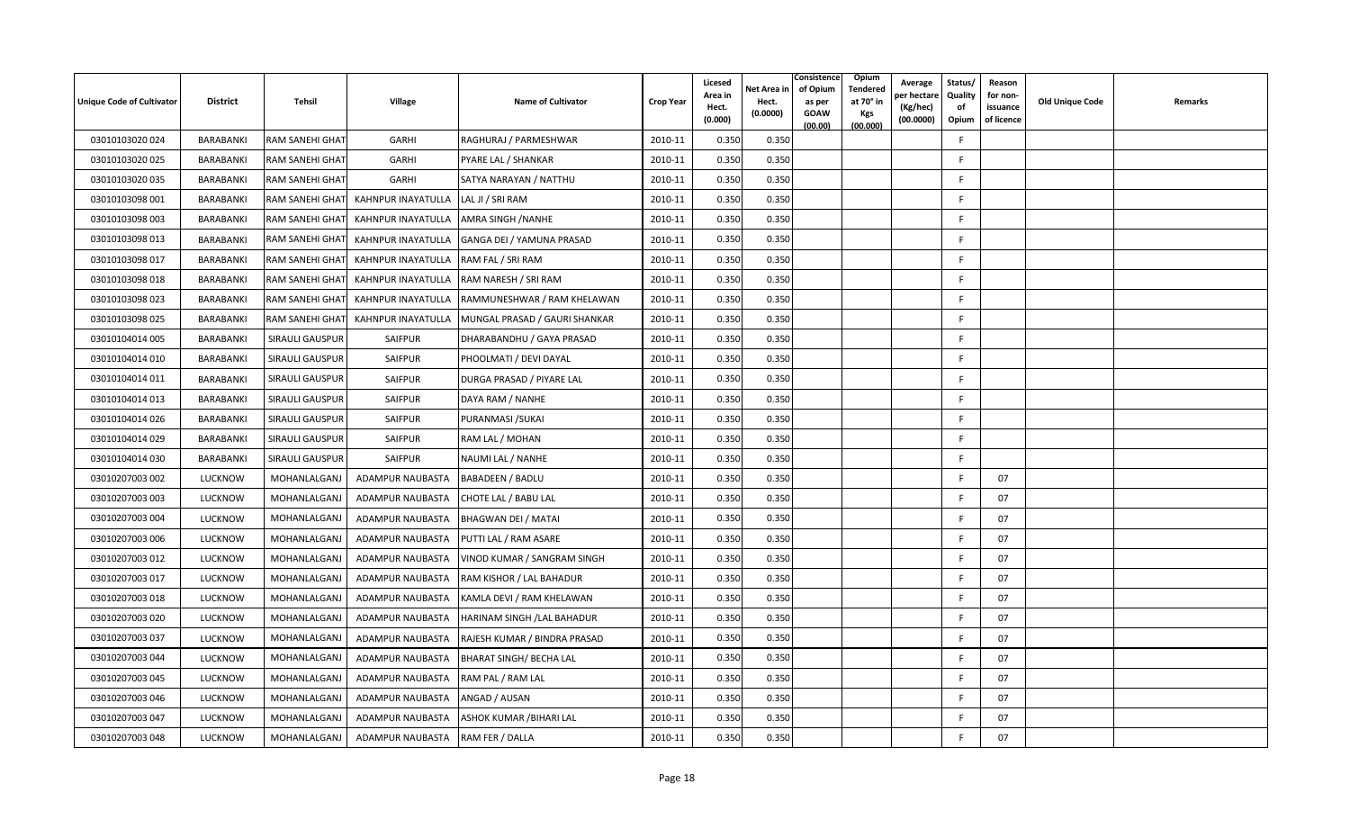| Unique Code of Cultivator | District | Tehsil | Village | Name of Cultivator | Crop Year | Licesed Area in Hect. (0.000) | Net Area in Hect. (0.0000) | Consistence of Opium as per GOAW (00.00) | Opium Tendered at 70° in Kgs (00.000) | Average per hectare (Kg/hec) (00.0000) | Status/ Quality of Opium | Reason for non-issuance of licence | Old Unique Code | Remarks |
|---|---|---|---|---|---|---|---|---|---|---|---|---|---|---|
| 03010103020 024 | BARABANKI | RAM SANEHI GHAT | GARHI | RAGHURAJ / PARMESHWAR | 2010-11 | 0.350 | 0.350 | | | | F | | | |
| 03010103020 025 | BARABANKI | RAM SANEHI GHAT | GARHI | PYARE LAL / SHANKAR | 2010-11 | 0.350 | 0.350 | | | | F | | | |
| 03010103020 035 | BARABANKI | RAM SANEHI GHAT | GARHI | SATYA NARAYAN / NATTHU | 2010-11 | 0.350 | 0.350 | | | | F | | | |
| 03010103098 001 | BARABANKI | RAM SANEHI GHAT | KAHNPUR INAYATULLA | LAL JI / SRI RAM | 2010-11 | 0.350 | 0.350 | | | | F | | | |
| 03010103098 003 | BARABANKI | RAM SANEHI GHAT | KAHNPUR INAYATULLA | AMRA SINGH /NANHE | 2010-11 | 0.350 | 0.350 | | | | F | | | |
| 03010103098 013 | BARABANKI | RAM SANEHI GHAT | KAHNPUR INAYATULLA | GANGA DEI / YAMUNA PRASAD | 2010-11 | 0.350 | 0.350 | | | | F | | | |
| 03010103098 017 | BARABANKI | RAM SANEHI GHAT | KAHNPUR INAYATULLA | RAM FAL / SRI RAM | 2010-11 | 0.350 | 0.350 | | | | F | | | |
| 03010103098 018 | BARABANKI | RAM SANEHI GHAT | KAHNPUR INAYATULLA | RAM NARESH / SRI RAM | 2010-11 | 0.350 | 0.350 | | | | F | | | |
| 03010103098 023 | BARABANKI | RAM SANEHI GHAT | KAHNPUR INAYATULLA | RAMMUNESHWAR / RAM KHELAWAN | 2010-11 | 0.350 | 0.350 | | | | F | | | |
| 03010103098 025 | BARABANKI | RAM SANEHI GHAT | KAHNPUR INAYATULLA | MUNGAL PRASAD / GAURI SHANKAR | 2010-11 | 0.350 | 0.350 | | | | F | | | |
| 03010104014 005 | BARABANKI | SIRAULI GAUSPUR | SAIFPUR | DHARABANDHU / GAYA PRASAD | 2010-11 | 0.350 | 0.350 | | | | F | | | |
| 03010104014 010 | BARABANKI | SIRAULI GAUSPUR | SAIFPUR | PHOOLMATI / DEVI DAYAL | 2010-11 | 0.350 | 0.350 | | | | F | | | |
| 03010104014 011 | BARABANKI | SIRAULI GAUSPUR | SAIFPUR | DURGA PRASAD / PIYARE LAL | 2010-11 | 0.350 | 0.350 | | | | F | | | |
| 03010104014 013 | BARABANKI | SIRAULI GAUSPUR | SAIFPUR | DAYA RAM / NANHE | 2010-11 | 0.350 | 0.350 | | | | F | | | |
| 03010104014 026 | BARABANKI | SIRAULI GAUSPUR | SAIFPUR | PURANMASI /SUKAI | 2010-11 | 0.350 | 0.350 | | | | F | | | |
| 03010104014 029 | BARABANKI | SIRAULI GAUSPUR | SAIFPUR | RAM LAL / MOHAN | 2010-11 | 0.350 | 0.350 | | | | F | | | |
| 03010104014 030 | BARABANKI | SIRAULI GAUSPUR | SAIFPUR | NAUMI LAL / NANHE | 2010-11 | 0.350 | 0.350 | | | | F | | | |
| 03010207003 002 | LUCKNOW | MOHANLALGANJ | ADAMPUR NAUBASTA | BABADEEN / BADLU | 2010-11 | 0.350 | 0.350 | | | | F | 07 | | |
| 03010207003 003 | LUCKNOW | MOHANLALGANJ | ADAMPUR NAUBASTA | CHOTE LAL / BABU LAL | 2010-11 | 0.350 | 0.350 | | | | F | 07 | | |
| 03010207003 004 | LUCKNOW | MOHANLALGANJ | ADAMPUR NAUBASTA | BHAGWAN DEI / MATAI | 2010-11 | 0.350 | 0.350 | | | | F | 07 | | |
| 03010207003 006 | LUCKNOW | MOHANLALGANJ | ADAMPUR NAUBASTA | PUTTI LAL / RAM ASARE | 2010-11 | 0.350 | 0.350 | | | | F | 07 | | |
| 03010207003 012 | LUCKNOW | MOHANLALGANJ | ADAMPUR NAUBASTA | VINOD KUMAR / SANGRAM SINGH | 2010-11 | 0.350 | 0.350 | | | | F | 07 | | |
| 03010207003 017 | LUCKNOW | MOHANLALGANJ | ADAMPUR NAUBASTA | RAM KISHOR / LAL BAHADUR | 2010-11 | 0.350 | 0.350 | | | | F | 07 | | |
| 03010207003 018 | LUCKNOW | MOHANLALGANJ | ADAMPUR NAUBASTA | KAMLA DEVI / RAM KHELAWAN | 2010-11 | 0.350 | 0.350 | | | | F | 07 | | |
| 03010207003 020 | LUCKNOW | MOHANLALGANJ | ADAMPUR NAUBASTA | HARINAM SINGH /LAL BAHADUR | 2010-11 | 0.350 | 0.350 | | | | F | 07 | | |
| 03010207003 037 | LUCKNOW | MOHANLALGANJ | ADAMPUR NAUBASTA | RAJESH KUMAR / BINDRA PRASAD | 2010-11 | 0.350 | 0.350 | | | | F | 07 | | |
| 03010207003 044 | LUCKNOW | MOHANLALGANJ | ADAMPUR NAUBASTA | BHARAT SINGH/ BECHA LAL | 2010-11 | 0.350 | 0.350 | | | | F | 07 | | |
| 03010207003 045 | LUCKNOW | MOHANLALGANJ | ADAMPUR NAUBASTA | RAM PAL / RAM LAL | 2010-11 | 0.350 | 0.350 | | | | F | 07 | | |
| 03010207003 046 | LUCKNOW | MOHANLALGANJ | ADAMPUR NAUBASTA | ANGAD / AUSAN | 2010-11 | 0.350 | 0.350 | | | | F | 07 | | |
| 03010207003 047 | LUCKNOW | MOHANLALGANJ | ADAMPUR NAUBASTA | ASHOK KUMAR /BIHARI LAL | 2010-11 | 0.350 | 0.350 | | | | F | 07 | | |
| 03010207003 048 | LUCKNOW | MOHANLALGANJ | ADAMPUR NAUBASTA | RAM FER / DALLA | 2010-11 | 0.350 | 0.350 | | | | F | 07 | | |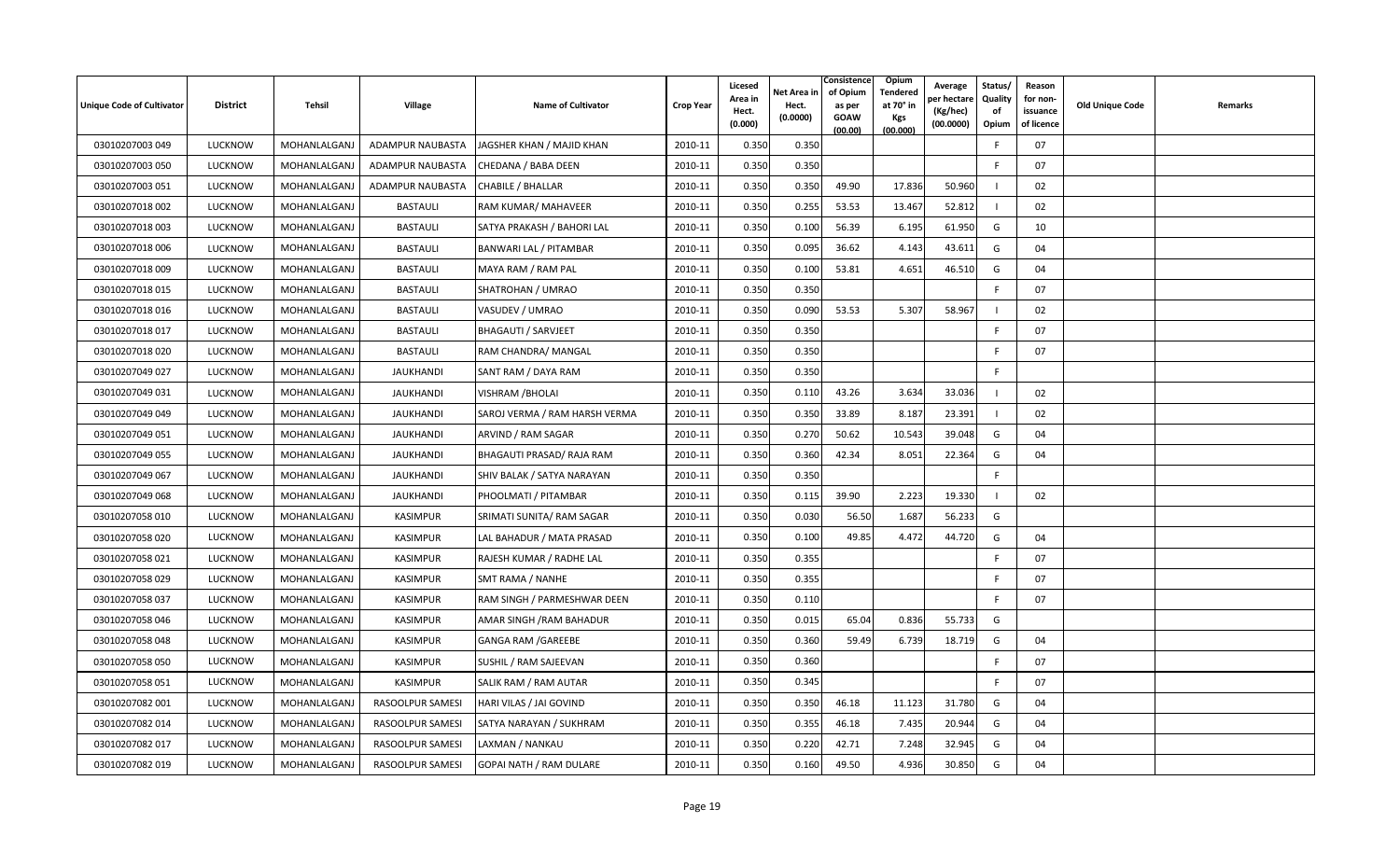| Unique Code of Cultivator | District | Tehsil | Village | Name of Cultivator | Crop Year | Licesed Area in Hect. (0.000) | Net Area in Hect. (0.0000) | Consistence of Opium as per GOAW (00.00) | Opium Tendered at 70° in Kgs (00.000) | Average per hectare (Kg/hec) (00.0000) | Status/ Quality of Opium | Reason for non-issuance of licence | Old Unique Code | Remarks |
|---|---|---|---|---|---|---|---|---|---|---|---|---|---|---|
| 03010207003 049 | LUCKNOW | MOHANLALGANJ | ADAMPUR NAUBASTA | JAGSHER KHAN / MAJID KHAN | 2010-11 | 0.350 | 0.350 | | | | F | 07 | | |
| 03010207003 050 | LUCKNOW | MOHANLALGANJ | ADAMPUR NAUBASTA | CHEDANA / BABA DEEN | 2010-11 | 0.350 | 0.350 | | | | F | 07 | | |
| 03010207003 051 | LUCKNOW | MOHANLALGANJ | ADAMPUR NAUBASTA | CHABILE / BHALLAR | 2010-11 | 0.350 | 0.350 | 49.90 | 17.836 | 50.960 | I | 02 | | |
| 03010207018 002 | LUCKNOW | MOHANLALGANJ | BASTAULI | RAM KUMAR/ MAHAVEER | 2010-11 | 0.350 | 0.255 | 53.53 | 13.467 | 52.812 | I | 02 | | |
| 03010207018 003 | LUCKNOW | MOHANLALGANJ | BASTAULI | SATYA PRAKASH / BAHORI LAL | 2010-11 | 0.350 | 0.100 | 56.39 | 6.195 | 61.950 | G | 10 | | |
| 03010207018 006 | LUCKNOW | MOHANLALGANJ | BASTAULI | BANWARI LAL / PITAMBAR | 2010-11 | 0.350 | 0.095 | 36.62 | 4.143 | 43.611 | G | 04 | | |
| 03010207018 009 | LUCKNOW | MOHANLALGANJ | BASTAULI | MAYA RAM / RAM PAL | 2010-11 | 0.350 | 0.100 | 53.81 | 4.651 | 46.510 | G | 04 | | |
| 03010207018 015 | LUCKNOW | MOHANLALGANJ | BASTAULI | SHATROHAN / UMRAO | 2010-11 | 0.350 | 0.350 | | | | F | 07 | | |
| 03010207018 016 | LUCKNOW | MOHANLALGANJ | BASTAULI | VASUDEV / UMRAO | 2010-11 | 0.350 | 0.090 | 53.53 | 5.307 | 58.967 | I | 02 | | |
| 03010207018 017 | LUCKNOW | MOHANLALGANJ | BASTAULI | BHAGAUTI / SARVJEET | 2010-11 | 0.350 | 0.350 | | | | F | 07 | | |
| 03010207018 020 | LUCKNOW | MOHANLALGANJ | BASTAULI | RAM CHANDRA/ MANGAL | 2010-11 | 0.350 | 0.350 | | | | F | 07 | | |
| 03010207049 027 | LUCKNOW | MOHANLALGANJ | JAUKHANDI | SANT RAM / DAYA RAM | 2010-11 | 0.350 | 0.350 | | | | F | | | |
| 03010207049 031 | LUCKNOW | MOHANLALGANJ | JAUKHANDI | VISHRAM /BHOLAI | 2010-11 | 0.350 | 0.110 | 43.26 | 3.634 | 33.036 | I | 02 | | |
| 03010207049 049 | LUCKNOW | MOHANLALGANJ | JAUKHANDI | SAROJ VERMA / RAM HARSH VERMA | 2010-11 | 0.350 | 0.350 | 33.89 | 8.187 | 23.391 | I | 02 | | |
| 03010207049 051 | LUCKNOW | MOHANLALGANJ | JAUKHANDI | ARVIND / RAM SAGAR | 2010-11 | 0.350 | 0.270 | 50.62 | 10.543 | 39.048 | G | 04 | | |
| 03010207049 055 | LUCKNOW | MOHANLALGANJ | JAUKHANDI | BHAGAUTI PRASAD/ RAJA RAM | 2010-11 | 0.350 | 0.360 | 42.34 | 8.051 | 22.364 | G | 04 | | |
| 03010207049 067 | LUCKNOW | MOHANLALGANJ | JAUKHANDI | SHIV BALAK / SATYA NARAYAN | 2010-11 | 0.350 | 0.350 | | | | F | | | |
| 03010207049 068 | LUCKNOW | MOHANLALGANJ | JAUKHANDI | PHOOLMATI / PITAMBAR | 2010-11 | 0.350 | 0.115 | 39.90 | 2.223 | 19.330 | I | 02 | | |
| 03010207058 010 | LUCKNOW | MOHANLALGANJ | KASIMPUR | SRIMATI SUNITA/ RAM SAGAR | 2010-11 | 0.350 | 0.030 | 56.50 | 1.687 | 56.233 | G | | | |
| 03010207058 020 | LUCKNOW | MOHANLALGANJ | KASIMPUR | LAL BAHADUR / MATA PRASAD | 2010-11 | 0.350 | 0.100 | 49.85 | 4.472 | 44.720 | G | 04 | | |
| 03010207058 021 | LUCKNOW | MOHANLALGANJ | KASIMPUR | RAJESH KUMAR / RADHE LAL | 2010-11 | 0.350 | 0.355 | | | | F | 07 | | |
| 03010207058 029 | LUCKNOW | MOHANLALGANJ | KASIMPUR | SMT RAMA / NANHE | 2010-11 | 0.350 | 0.355 | | | | F | 07 | | |
| 03010207058 037 | LUCKNOW | MOHANLALGANJ | KASIMPUR | RAM SINGH / PARMESHWAR DEEN | 2010-11 | 0.350 | 0.110 | | | | F | 07 | | |
| 03010207058 046 | LUCKNOW | MOHANLALGANJ | KASIMPUR | AMAR SINGH /RAM BAHADUR | 2010-11 | 0.350 | 0.015 | 65.04 | 0.836 | 55.733 | G | | | |
| 03010207058 048 | LUCKNOW | MOHANLALGANJ | KASIMPUR | GANGA RAM /GAREEBE | 2010-11 | 0.350 | 0.360 | 59.49 | 6.739 | 18.719 | G | 04 | | |
| 03010207058 050 | LUCKNOW | MOHANLALGANJ | KASIMPUR | SUSHIL / RAM SAJEEVAN | 2010-11 | 0.350 | 0.360 | | | | F | 07 | | |
| 03010207058 051 | LUCKNOW | MOHANLALGANJ | KASIMPUR | SALIK RAM / RAM AUTAR | 2010-11 | 0.350 | 0.345 | | | | F | 07 | | |
| 03010207082 001 | LUCKNOW | MOHANLALGANJ | RASOOLPUR SAMESI | HARI VILAS / JAI GOVIND | 2010-11 | 0.350 | 0.350 | 46.18 | 11.123 | 31.780 | G | 04 | | |
| 03010207082 014 | LUCKNOW | MOHANLALGANJ | RASOOLPUR SAMESI | SATYA NARAYAN / SUKHRAM | 2010-11 | 0.350 | 0.355 | 46.18 | 7.435 | 20.944 | G | 04 | | |
| 03010207082 017 | LUCKNOW | MOHANLALGANJ | RASOOLPUR SAMESI | LAXMAN / NANKAU | 2010-11 | 0.350 | 0.220 | 42.71 | 7.248 | 32.945 | G | 04 | | |
| 03010207082 019 | LUCKNOW | MOHANLALGANJ | RASOOLPUR SAMESI | GOPAI NATH / RAM DULARE | 2010-11 | 0.350 | 0.160 | 49.50 | 4.936 | 30.850 | G | 04 | | |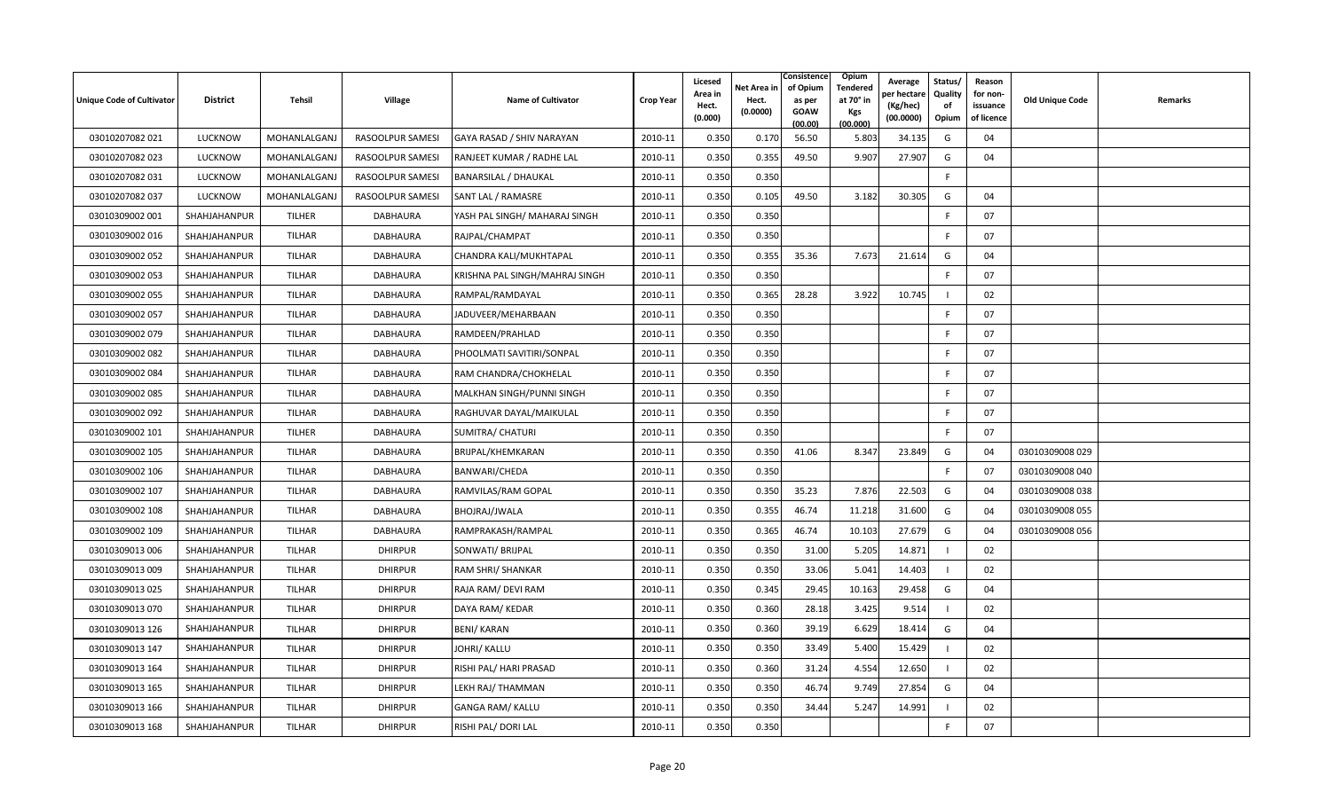| Unique Code of Cultivator | District | Tehsil | Village | Name of Cultivator | Crop Year | Licesed Area in Hect. (0.000) | Net Area in Hect. (0.0000) | Consistence of Opium as per GOAW (00.00) | Opium Tendered at 70° in Kgs (00.000) | Average per hectare (Kg/hec) (00.0000) | Status/ Quality of Opium | Reason for non-issuance of licence | Old Unique Code | Remarks |
|---|---|---|---|---|---|---|---|---|---|---|---|---|---|---|
| 03010207082 021 | LUCKNOW | MOHANLALGANJ | RASOOLPUR SAMESI | GAYA RASAD / SHIV NARAYAN | 2010-11 | 0.350 | 0.170 | 56.50 | 5.803 | 34.135 | G | 04 | | |
| 03010207082 023 | LUCKNOW | MOHANLALGANJ | RASOOLPUR SAMESI | RANJEET KUMAR / RADHE LAL | 2010-11 | 0.350 | 0.355 | 49.50 | 9.907 | 27.907 | G | 04 | | |
| 03010207082 031 | LUCKNOW | MOHANLALGANJ | RASOOLPUR SAMESI | BANARSILAL / DHAUKAL | 2010-11 | 0.350 | 0.350 | | | | F | | | |
| 03010207082 037 | LUCKNOW | MOHANLALGANJ | RASOOLPUR SAMESI | SANT LAL / RAMASRE | 2010-11 | 0.350 | 0.105 | 49.50 | 3.182 | 30.305 | G | 04 | | |
| 03010309002 001 | SHAHJAHANPUR | TILHER | DABHAURA | YASH PAL SINGH/ MAHARAJ SINGH | 2010-11 | 0.350 | 0.350 | | | | F | 07 | | |
| 03010309002 016 | SHAHJAHANPUR | TILHAR | DABHAURA | RAJPAL/CHAMPAT | 2010-11 | 0.350 | 0.350 | | | | F | 07 | | |
| 03010309002 052 | SHAHJAHANPUR | TILHAR | DABHAURA | CHANDRA KALI/MUKHTAPAL | 2010-11 | 0.350 | 0.355 | 35.36 | 7.673 | 21.614 | G | 04 | | |
| 03010309002 053 | SHAHJAHANPUR | TILHAR | DABHAURA | KRISHNA PAL SINGH/MAHRAJ SINGH | 2010-11 | 0.350 | 0.350 | | | | F | 07 | | |
| 03010309002 055 | SHAHJAHANPUR | TILHAR | DABHAURA | RAMPAL/RAMDAYAL | 2010-11 | 0.350 | 0.365 | 28.28 | 3.922 | 10.745 | I | 02 | | |
| 03010309002 057 | SHAHJAHANPUR | TILHAR | DABHAURA | JADUVEER/MEHARBAAN | 2010-11 | 0.350 | 0.350 | | | | F | 07 | | |
| 03010309002 079 | SHAHJAHANPUR | TILHAR | DABHAURA | RAMDEEN/PRAHLAD | 2010-11 | 0.350 | 0.350 | | | | F | 07 | | |
| 03010309002 082 | SHAHJAHANPUR | TILHAR | DABHAURA | PHOOLMATI SAVITIRI/SONPAL | 2010-11 | 0.350 | 0.350 | | | | F | 07 | | |
| 03010309002 084 | SHAHJAHANPUR | TILHAR | DABHAURA | RAM CHANDRA/CHOKHELAL | 2010-11 | 0.350 | 0.350 | | | | F | 07 | | |
| 03010309002 085 | SHAHJAHANPUR | TILHAR | DABHAURA | MALKHAN SINGH/PUNNI SINGH | 2010-11 | 0.350 | 0.350 | | | | F | 07 | | |
| 03010309002 092 | SHAHJAHANPUR | TILHAR | DABHAURA | RAGHUVAR DAYAL/MAIKULAL | 2010-11 | 0.350 | 0.350 | | | | F | 07 | | |
| 03010309002 101 | SHAHJAHANPUR | TILHER | DABHAURA | SUMITRA/ CHATURI | 2010-11 | 0.350 | 0.350 | | | | F | 07 | | |
| 03010309002 105 | SHAHJAHANPUR | TILHAR | DABHAURA | BRIJPAL/KHEMKARAN | 2010-11 | 0.350 | 0.350 | 41.06 | 8.347 | 23.849 | G | 04 | 03010309008 029 | |
| 03010309002 106 | SHAHJAHANPUR | TILHAR | DABHAURA | BANWARI/CHEDA | 2010-11 | 0.350 | 0.350 | | | | F | 07 | 03010309008 040 | |
| 03010309002 107 | SHAHJAHANPUR | TILHAR | DABHAURA | RAMVILAS/RAM GOPAL | 2010-11 | 0.350 | 0.350 | 35.23 | 7.876 | 22.503 | G | 04 | 03010309008 038 | |
| 03010309002 108 | SHAHJAHANPUR | TILHAR | DABHAURA | BHOJRAJ/JWALA | 2010-11 | 0.350 | 0.355 | 46.74 | 11.218 | 31.600 | G | 04 | 03010309008 055 | |
| 03010309002 109 | SHAHJAHANPUR | TILHAR | DABHAURA | RAMPRAKASH/RAMPAL | 2010-11 | 0.350 | 0.365 | 46.74 | 10.103 | 27.679 | G | 04 | 03010309008 056 | |
| 03010309013 006 | SHAHJAHANPUR | TILHAR | DHIRPUR | SONWATI/ BRIJPAL | 2010-11 | 0.350 | 0.350 | 31.00 | 5.205 | 14.871 | I | 02 | | |
| 03010309013 009 | SHAHJAHANPUR | TILHAR | DHIRPUR | RAM SHRI/ SHANKAR | 2010-11 | 0.350 | 0.350 | 33.06 | 5.041 | 14.403 | I | 02 | | |
| 03010309013 025 | SHAHJAHANPUR | TILHAR | DHIRPUR | RAJA RAM/ DEVI RAM | 2010-11 | 0.350 | 0.345 | 29.45 | 10.163 | 29.458 | G | 04 | | |
| 03010309013 070 | SHAHJAHANPUR | TILHAR | DHIRPUR | DAYA RAM/ KEDAR | 2010-11 | 0.350 | 0.360 | 28.18 | 3.425 | 9.514 | I | 02 | | |
| 03010309013 126 | SHAHJAHANPUR | TILHAR | DHIRPUR | BENI/ KARAN | 2010-11 | 0.350 | 0.360 | 39.19 | 6.629 | 18.414 | G | 04 | | |
| 03010309013 147 | SHAHJAHANPUR | TILHAR | DHIRPUR | JOHRI/ KALLU | 2010-11 | 0.350 | 0.350 | 33.49 | 5.400 | 15.429 | I | 02 | | |
| 03010309013 164 | SHAHJAHANPUR | TILHAR | DHIRPUR | RISHI PAL/ HARI PRASAD | 2010-11 | 0.350 | 0.360 | 31.24 | 4.554 | 12.650 | I | 02 | | |
| 03010309013 165 | SHAHJAHANPUR | TILHAR | DHIRPUR | LEKH RAJ/ THAMMAN | 2010-11 | 0.350 | 0.350 | 46.74 | 9.749 | 27.854 | G | 04 | | |
| 03010309013 166 | SHAHJAHANPUR | TILHAR | DHIRPUR | GANGA RAM/ KALLU | 2010-11 | 0.350 | 0.350 | 34.44 | 5.247 | 14.991 | I | 02 | | |
| 03010309013 168 | SHAHJAHANPUR | TILHAR | DHIRPUR | RISHI PAL/ DORI LAL | 2010-11 | 0.350 | 0.350 | | | | F | 07 | | |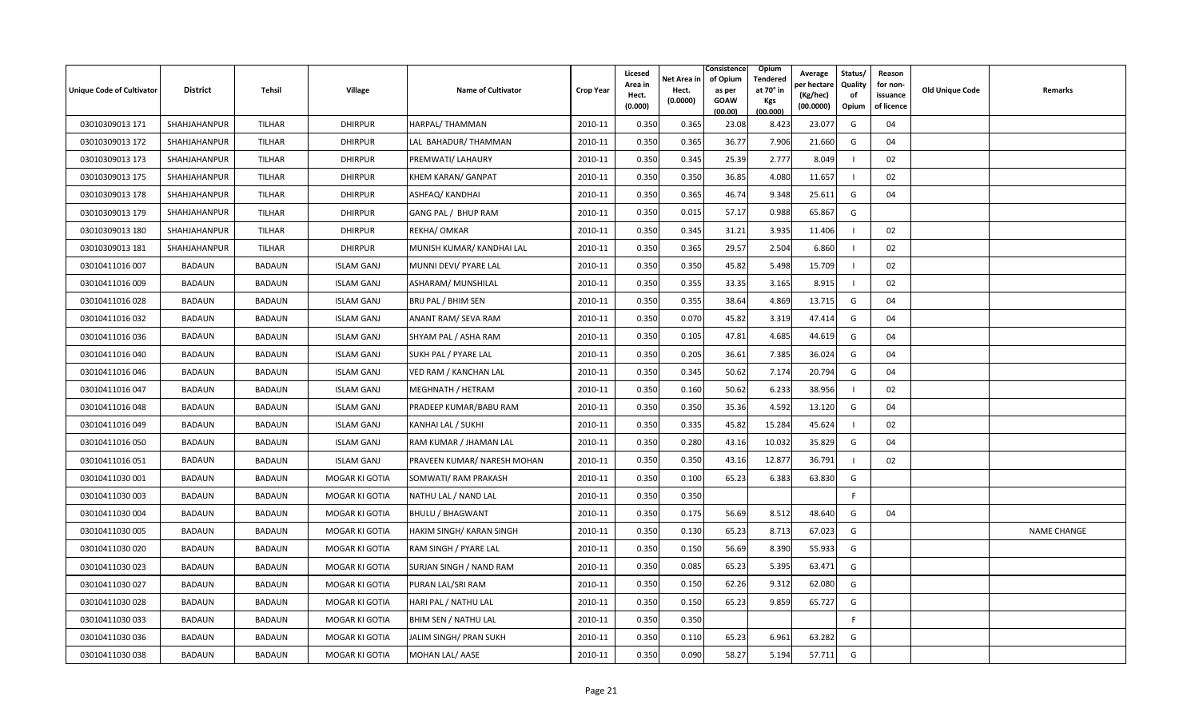| Unique Code of Cultivator | District | Tehsil | Village | Name of Cultivator | Crop Year | Licesed Area in Hect. (0.000) | Net Area in Hect. (0.0000) | Consistence of Opium as per GOAW (00.00) | Opium Tendered at 70° in Kgs (00.000) | Average per hectare (Kg/hec) (00.0000) | Status/ Quality of Opium | Reason for non-issuance of licence | Old Unique Code | Remarks |
|---|---|---|---|---|---|---|---|---|---|---|---|---|---|---|
| 03010309013 171 | SHAHJAHANPUR | TILHAR | DHIRPUR | HARPAL/ THAMMAN | 2010-11 | 0.350 | 0.365 | 23.08 | 8.423 | 23.077 | G | 04 | | |
| 03010309013 172 | SHAHJAHANPUR | TILHAR | DHIRPUR | LAL BAHADUR/ THAMMAN | 2010-11 | 0.350 | 0.365 | 36.77 | 7.906 | 21.660 | G | 04 | | |
| 03010309013 173 | SHAHJAHANPUR | TILHAR | DHIRPUR | PREMWATI/ LAHAURY | 2010-11 | 0.350 | 0.345 | 25.39 | 2.777 | 8.049 | I | 02 | | |
| 03010309013 175 | SHAHJAHANPUR | TILHAR | DHIRPUR | KHEM KARAN/ GANPAT | 2010-11 | 0.350 | 0.350 | 36.85 | 4.080 | 11.657 | I | 02 | | |
| 03010309013 178 | SHAHJAHANPUR | TILHAR | DHIRPUR | ASHFAQ/ KANDHAI | 2010-11 | 0.350 | 0.365 | 46.74 | 9.348 | 25.611 | G | 04 | | |
| 03010309013 179 | SHAHJAHANPUR | TILHAR | DHIRPUR | GANG PAL / BHUP RAM | 2010-11 | 0.350 | 0.015 | 57.17 | 0.988 | 65.867 | G | | | |
| 03010309013 180 | SHAHJAHANPUR | TILHAR | DHIRPUR | REKHA/ OMKAR | 2010-11 | 0.350 | 0.345 | 31.21 | 3.935 | 11.406 | I | 02 | | |
| 03010309013 181 | SHAHJAHANPUR | TILHAR | DHIRPUR | MUNISH KUMAR/ KANDHAI LAL | 2010-11 | 0.350 | 0.365 | 29.57 | 2.504 | 6.860 | I | 02 | | |
| 03010411016 007 | BADAUN | BADAUN | ISLAM GANJ | MUNNI DEVI/ PYARE LAL | 2010-11 | 0.350 | 0.350 | 45.82 | 5.498 | 15.709 | I | 02 | | |
| 03010411016 009 | BADAUN | BADAUN | ISLAM GANJ | ASHARAM/ MUNSHILAL | 2010-11 | 0.350 | 0.355 | 33.35 | 3.165 | 8.915 | I | 02 | | |
| 03010411016 028 | BADAUN | BADAUN | ISLAM GANJ | BRIJ PAL / BHIM SEN | 2010-11 | 0.350 | 0.355 | 38.64 | 4.869 | 13.715 | G | 04 | | |
| 03010411016 032 | BADAUN | BADAUN | ISLAM GANJ | ANANT RAM/ SEVA RAM | 2010-11 | 0.350 | 0.070 | 45.82 | 3.319 | 47.414 | G | 04 | | |
| 03010411016 036 | BADAUN | BADAUN | ISLAM GANJ | SHYAM PAL / ASHA RAM | 2010-11 | 0.350 | 0.105 | 47.81 | 4.685 | 44.619 | G | 04 | | |
| 03010411016 040 | BADAUN | BADAUN | ISLAM GANJ | SUKH PAL / PYARE LAL | 2010-11 | 0.350 | 0.205 | 36.61 | 7.385 | 36.024 | G | 04 | | |
| 03010411016 046 | BADAUN | BADAUN | ISLAM GANJ | VED RAM / KANCHAN LAL | 2010-11 | 0.350 | 0.345 | 50.62 | 7.174 | 20.794 | G | 04 | | |
| 03010411016 047 | BADAUN | BADAUN | ISLAM GANJ | MEGHNATH / HETRAM | 2010-11 | 0.350 | 0.160 | 50.62 | 6.233 | 38.956 | I | 02 | | |
| 03010411016 048 | BADAUN | BADAUN | ISLAM GANJ | PRADEEP KUMAR/BABU RAM | 2010-11 | 0.350 | 0.350 | 35.36 | 4.592 | 13.120 | G | 04 | | |
| 03010411016 049 | BADAUN | BADAUN | ISLAM GANJ | KANHAI LAL / SUKHI | 2010-11 | 0.350 | 0.335 | 45.82 | 15.284 | 45.624 | I | 02 | | |
| 03010411016 050 | BADAUN | BADAUN | ISLAM GANJ | RAM KUMAR / JHAMAN LAL | 2010-11 | 0.350 | 0.280 | 43.16 | 10.032 | 35.829 | G | 04 | | |
| 03010411016 051 | BADAUN | BADAUN | ISLAM GANJ | PRAVEEN KUMAR/ NARESH MOHAN | 2010-11 | 0.350 | 0.350 | 43.16 | 12.877 | 36.791 | I | 02 | | |
| 03010411030 001 | BADAUN | BADAUN | MOGAR KI GOTIA | SOMWATI/ RAM PRAKASH | 2010-11 | 0.350 | 0.100 | 65.23 | 6.383 | 63.830 | G | | | |
| 03010411030 003 | BADAUN | BADAUN | MOGAR KI GOTIA | NATHU LAL / NAND LAL | 2010-11 | 0.350 | 0.350 | | | | F | | | |
| 03010411030 004 | BADAUN | BADAUN | MOGAR KI GOTIA | BHULU / BHAGWANT | 2010-11 | 0.350 | 0.175 | 56.69 | 8.512 | 48.640 | G | 04 | | |
| 03010411030 005 | BADAUN | BADAUN | MOGAR KI GOTIA | HAKIM SINGH/ KARAN SINGH | 2010-11 | 0.350 | 0.130 | 65.23 | 8.713 | 67.023 | G | | | NAME CHANGE |
| 03010411030 020 | BADAUN | BADAUN | MOGAR KI GOTIA | RAM SINGH / PYARE LAL | 2010-11 | 0.350 | 0.150 | 56.69 | 8.390 | 55.933 | G | | | |
| 03010411030 023 | BADAUN | BADAUN | MOGAR KI GOTIA | SURJAN SINGH / NAND RAM | 2010-11 | 0.350 | 0.085 | 65.23 | 5.395 | 63.471 | G | | | |
| 03010411030 027 | BADAUN | BADAUN | MOGAR KI GOTIA | PURAN LAL/SRI RAM | 2010-11 | 0.350 | 0.150 | 62.26 | 9.312 | 62.080 | G | | | |
| 03010411030 028 | BADAUN | BADAUN | MOGAR KI GOTIA | HARI PAL / NATHU LAL | 2010-11 | 0.350 | 0.150 | 65.23 | 9.859 | 65.727 | G | | | |
| 03010411030 033 | BADAUN | BADAUN | MOGAR KI GOTIA | BHIM SEN / NATHU LAL | 2010-11 | 0.350 | 0.350 | | | | F | | | |
| 03010411030 036 | BADAUN | BADAUN | MOGAR KI GOTIA | JALIM SINGH/ PRAN SUKH | 2010-11 | 0.350 | 0.110 | 65.23 | 6.961 | 63.282 | G | | | |
| 03010411030 038 | BADAUN | BADAUN | MOGAR KI GOTIA | MOHAN LAL/ AASE | 2010-11 | 0.350 | 0.090 | 58.27 | 5.194 | 57.711 | G | | | |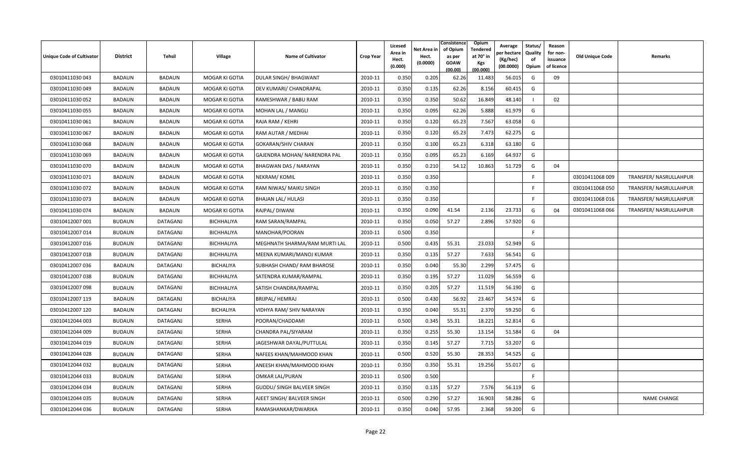| Unique Code of Cultivator | District | Tehsil | Village | Name of Cultivator | Crop Year | Licesed Area in Hect. (0.000) | Net Area in Hect. (0.0000) | Consistence of Opium as per GOAW (00.00) | Opium Tendered at 70° in Kgs (00.000) | Average per hectare (Kg/hec) (00.0000) | Status/ Quality of Opium | Reason for non-issuance of licence | Old Unique Code | Remarks |
|---|---|---|---|---|---|---|---|---|---|---|---|---|---|---|
| 03010411030 043 | BADAUN | BADAUN | MOGAR KI GOTIA | DULAR SINGH/ BHAGWANT | 2010-11 | 0.350 | 0.205 | 62.26 | 11.483 | 56.015 | G | 09 | | |
| 03010411030 049 | BADAUN | BADAUN | MOGAR KI GOTIA | DEV KUMARI/ CHANDRAPAL | 2010-11 | 0.350 | 0.135 | 62.26 | 8.156 | 60.415 | G | | | |
| 03010411030 052 | BADAUN | BADAUN | MOGAR KI GOTIA | RAMESHWAR / BABU RAM | 2010-11 | 0.350 | 0.350 | 50.62 | 16.849 | 48.140 | I | 02 | | |
| 03010411030 055 | BADAUN | BADAUN | MOGAR KI GOTIA | MOHAN LAL / MANGLI | 2010-11 | 0.350 | 0.095 | 62.26 | 5.888 | 61.979 | G | | | |
| 03010411030 061 | BADAUN | BADAUN | MOGAR KI GOTIA | RAJA RAM / KEHRI | 2010-11 | 0.350 | 0.120 | 65.23 | 7.567 | 63.058 | G | | | |
| 03010411030 067 | BADAUN | BADAUN | MOGAR KI GOTIA | RAM AUTAR / MEDHAI | 2010-11 | 0.350 | 0.120 | 65.23 | 7.473 | 62.275 | G | | | |
| 03010411030 068 | BADAUN | BADAUN | MOGAR KI GOTIA | GOKARAN/SHIV CHARAN | 2010-11 | 0.350 | 0.100 | 65.23 | 6.318 | 63.180 | G | | | |
| 03010411030 069 | BADAUN | BADAUN | MOGAR KI GOTIA | GAJENDRA MOHAN/ NARENDRA PAL | 2010-11 | 0.350 | 0.095 | 65.23 | 6.169 | 64.937 | G | | | |
| 03010411030 070 | BADAUN | BADAUN | MOGAR KI GOTIA | BHAGWAN DAS / NARAYAN | 2010-11 | 0.350 | 0.210 | 54.12 | 10.863 | 51.729 | G | 04 | | |
| 03010411030 071 | BADAUN | BADAUN | MOGAR KI GOTIA | NEKRAM/ KOMIL | 2010-11 | 0.350 | 0.350 | | | | F | | 03010411068 009 | TRANSFER/ NASRULLAHPUR |
| 03010411030 072 | BADAUN | BADAUN | MOGAR KI GOTIA | RAM NIWAS/ MAIKU SINGH | 2010-11 | 0.350 | 0.350 | | | | F | | 03010411068 050 | TRANSFER/ NASRULLAHPUR |
| 03010411030 073 | BADAUN | BADAUN | MOGAR KI GOTIA | BHAJAN LAL/ HULASI | 2010-11 | 0.350 | 0.350 | | | | F | | 03010411068 016 | TRANSFER/ NASRULLAHPUR |
| 03010411030 074 | BADAUN | BADAUN | MOGAR KI GOTIA | RAJPAL/ DIWANI | 2010-11 | 0.350 | 0.090 | 41.54 | 2.136 | 23.733 | G | 04 | 03010411068 066 | TRANSFER/ NASRULLAHPUR |
| 03010412007 001 | BUDAUN | DATAGANJ | BICHHALIYA | RAM SARAN/RAMPAL | 2010-11 | 0.350 | 0.050 | 57.27 | 2.896 | 57.920 | G | | | |
| 03010412007 014 | BUDAUN | DATAGANJ | BICHHALIYA | MANOHAR/POORAN | 2010-11 | 0.500 | 0.350 | | | | F | | | |
| 03010412007 016 | BUDAUN | DATAGANJ | BICHHALIYA | MEGHNATH SHARMA/RAM MURTI LAL | 2010-11 | 0.500 | 0.435 | 55.31 | 23.033 | 52.949 | G | | | |
| 03010412007 018 | BUDAUN | DATAGANJ | BICHHALIYA | MEENA KUMARI/MANOJ KUMAR | 2010-11 | 0.350 | 0.135 | 57.27 | 7.633 | 56.541 | G | | | |
| 03010412007 036 | BADAUN | DATAGANJ | BICHALIYA | SUBHASH CHAND/ RAM BHAROSE | 2010-11 | 0.350 | 0.040 | 55.30 | 2.299 | 57.475 | G | | | |
| 03010412007 038 | BUDAUN | DATAGANJ | BICHHALIYA | SATENDRA KUMAR/RAMPAL | 2010-11 | 0.350 | 0.195 | 57.27 | 11.029 | 56.559 | G | | | |
| 03010412007 098 | BUDAUN | DATAGANJ | BICHHALIYA | SATISH CHANDRA/RAMPAL | 2010-11 | 0.350 | 0.205 | 57.27 | 11.519 | 56.190 | G | | | |
| 03010412007 119 | BADAUN | DATAGANJ | BICHALIYA | BRIJPAL/ HEMRAJ | 2010-11 | 0.500 | 0.430 | 56.92 | 23.467 | 54.574 | G | | | |
| 03010412007 120 | BADAUN | DATAGANJ | BICHALIYA | VIDHYA RAM/ SHIV NARAYAN | 2010-11 | 0.350 | 0.040 | 55.31 | 2.370 | 59.250 | G | | | |
| 03010412044 003 | BUDAUN | DATAGANJ | SERHA | POORAN/CHADDAMI | 2010-11 | 0.500 | 0.345 | 55.31 | 18.221 | 52.814 | G | | | |
| 03010412044 009 | BUDAUN | DATAGANJ | SERHA | CHANDRA PAL/SIYARAM | 2010-11 | 0.350 | 0.255 | 55.30 | 13.154 | 51.584 | G | 04 | | |
| 03010412044 019 | BUDAUN | DATAGANJ | SERHA | JAGESHWAR DAYAL/PUTTULAL | 2010-11 | 0.350 | 0.145 | 57.27 | 7.715 | 53.207 | G | | | |
| 03010412044 028 | BUDAUN | DATAGANJ | SERHA | NAFEES KHAN/MAHMOOD KHAN | 2010-11 | 0.500 | 0.520 | 55.30 | 28.353 | 54.525 | G | | | |
| 03010412044 032 | BUDAUN | DATAGANJ | SERHA | ANEESH KHAN/MAHMOOD KHAN | 2010-11 | 0.350 | 0.350 | 55.31 | 19.256 | 55.017 | G | | | |
| 03010412044 033 | BUDAUN | DATAGANJ | SERHA | OMKAR LAL/PURAN | 2010-11 | 0.500 | 0.500 | | | | F | | | |
| 03010412044 034 | BUDAUN | DATAGANJ | SERHA | GUDDU/ SINGH BALVEER SINGH | 2010-11 | 0.350 | 0.135 | 57.27 | 7.576 | 56.119 | G | | | |
| 03010412044 035 | BUDAUN | DATAGANJ | SERHA | AJEET SINGH/ BALVEER SINGH | 2010-11 | 0.500 | 0.290 | 57.27 | 16.903 | 58.286 | G | | | NAME CHANGE |
| 03010412044 036 | BUDAUN | DATAGANJ | SERHA | RAMASHANKAR/DWARIKA | 2010-11 | 0.350 | 0.040 | 57.95 | 2.368 | 59.200 | G | | | |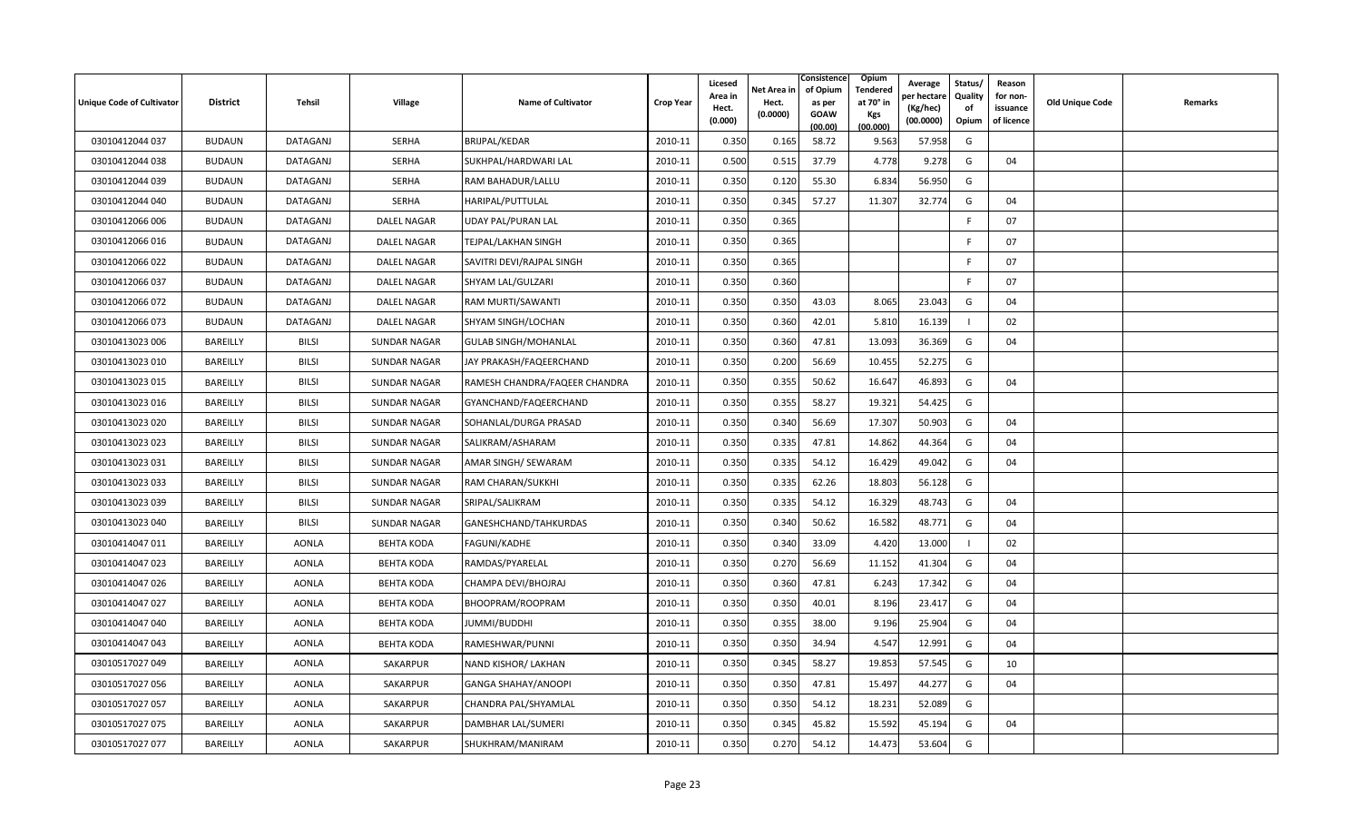| Unique Code of Cultivator | District | Tehsil | Village | Name of Cultivator | Crop Year | Licesed Area in Hect. (0.000) | Net Area in Hect. (0.0000) | Consistence of Opium as per GOAW (00.00) | Opium Tendered at 70° in Kgs (00.000) | Average per hectare (Kg/hec) (00.0000) | Status/ Quality of Opium | Reason for non-issuance of licence | Old Unique Code | Remarks |
|---|---|---|---|---|---|---|---|---|---|---|---|---|---|---|
| 03010412044 037 | BUDAUN | DATAGANJ | SERHA | BRIJPAL/KEDAR | 2010-11 | 0.350 | 0.165 | 58.72 | 9.563 | 57.958 | G | | | |
| 03010412044 038 | BUDAUN | DATAGANJ | SERHA | SUKHPAL/HARDWARI LAL | 2010-11 | 0.500 | 0.515 | 37.79 | 4.778 | 9.278 | G | 04 | | |
| 03010412044 039 | BUDAUN | DATAGANJ | SERHA | RAM BAHADUR/LALLU | 2010-11 | 0.350 | 0.120 | 55.30 | 6.834 | 56.950 | G | | | |
| 03010412044 040 | BUDAUN | DATAGANJ | SERHA | HARIPAL/PUTTULAL | 2010-11 | 0.350 | 0.345 | 57.27 | 11.307 | 32.774 | G | 04 | | |
| 03010412066 006 | BUDAUN | DATAGANJ | DALEL NAGAR | UDAY PAL/PURAN LAL | 2010-11 | 0.350 | 0.365 | | | | F | 07 | | |
| 03010412066 016 | BUDAUN | DATAGANJ | DALEL NAGAR | TEJPAL/LAKHAN SINGH | 2010-11 | 0.350 | 0.365 | | | | F | 07 | | |
| 03010412066 022 | BUDAUN | DATAGANJ | DALEL NAGAR | SAVITRI DEVI/RAJPAL SINGH | 2010-11 | 0.350 | 0.365 | | | | F | 07 | | |
| 03010412066 037 | BUDAUN | DATAGANJ | DALEL NAGAR | SHYAM LAL/GULZARI | 2010-11 | 0.350 | 0.360 | | | | F | 07 | | |
| 03010412066 072 | BUDAUN | DATAGANJ | DALEL NAGAR | RAM MURTI/SAWANTI | 2010-11 | 0.350 | 0.350 | 43.03 | 8.065 | 23.043 | G | 04 | | |
| 03010412066 073 | BUDAUN | DATAGANJ | DALEL NAGAR | SHYAM SINGH/LOCHAN | 2010-11 | 0.350 | 0.360 | 42.01 | 5.810 | 16.139 | I | 02 | | |
| 03010413023 006 | BAREILLY | BILSI | SUNDAR NAGAR | GULAB SINGH/MOHANLAL | 2010-11 | 0.350 | 0.360 | 47.81 | 13.093 | 36.369 | G | 04 | | |
| 03010413023 010 | BAREILLY | BILSI | SUNDAR NAGAR | JAY PRAKASH/FAQEERCHAND | 2010-11 | 0.350 | 0.200 | 56.69 | 10.455 | 52.275 | G | | | |
| 03010413023 015 | BAREILLY | BILSI | SUNDAR NAGAR | RAMESH CHANDRA/FAQEER CHANDRA | 2010-11 | 0.350 | 0.355 | 50.62 | 16.647 | 46.893 | G | 04 | | |
| 03010413023 016 | BAREILLY | BILSI | SUNDAR NAGAR | GYANCHAND/FAQEERCHAND | 2010-11 | 0.350 | 0.355 | 58.27 | 19.321 | 54.425 | G | | | |
| 03010413023 020 | BAREILLY | BILSI | SUNDAR NAGAR | SOHANLAL/DURGA PRASAD | 2010-11 | 0.350 | 0.340 | 56.69 | 17.307 | 50.903 | G | 04 | | |
| 03010413023 023 | BAREILLY | BILSI | SUNDAR NAGAR | SALIKRAM/ASHARAM | 2010-11 | 0.350 | 0.335 | 47.81 | 14.862 | 44.364 | G | 04 | | |
| 03010413023 031 | BAREILLY | BILSI | SUNDAR NAGAR | AMAR SINGH/ SEWARAM | 2010-11 | 0.350 | 0.335 | 54.12 | 16.429 | 49.042 | G | 04 | | |
| 03010413023 033 | BAREILLY | BILSI | SUNDAR NAGAR | RAM CHARAN/SUKKHI | 2010-11 | 0.350 | 0.335 | 62.26 | 18.803 | 56.128 | G | | | |
| 03010413023 039 | BAREILLY | BILSI | SUNDAR NAGAR | SRIPAL/SALIKRAM | 2010-11 | 0.350 | 0.335 | 54.12 | 16.329 | 48.743 | G | 04 | | |
| 03010413023 040 | BAREILLY | BILSI | SUNDAR NAGAR | GANESHCHAND/TAHKURDAS | 2010-11 | 0.350 | 0.340 | 50.62 | 16.582 | 48.771 | G | 04 | | |
| 03010414047 011 | BAREILLY | AONLA | BEHTA KODA | FAGUNI/KADHE | 2010-11 | 0.350 | 0.340 | 33.09 | 4.420 | 13.000 | I | 02 | | |
| 03010414047 023 | BAREILLY | AONLA | BEHTA KODA | RAMDAS/PYARELAL | 2010-11 | 0.350 | 0.270 | 56.69 | 11.152 | 41.304 | G | 04 | | |
| 03010414047 026 | BAREILLY | AONLA | BEHTA KODA | CHAMPA DEVI/BHOJRAJ | 2010-11 | 0.350 | 0.360 | 47.81 | 6.243 | 17.342 | G | 04 | | |
| 03010414047 027 | BAREILLY | AONLA | BEHTA KODA | BHOOPRAM/ROOPRAM | 2010-11 | 0.350 | 0.350 | 40.01 | 8.196 | 23.417 | G | 04 | | |
| 03010414047 040 | BAREILLY | AONLA | BEHTA KODA | JUMMI/BUDDHI | 2010-11 | 0.350 | 0.355 | 38.00 | 9.196 | 25.904 | G | 04 | | |
| 03010414047 043 | BAREILLY | AONLA | BEHTA KODA | RAMESHWAR/PUNNI | 2010-11 | 0.350 | 0.350 | 34.94 | 4.547 | 12.991 | G | 04 | | |
| 03010517027 049 | BAREILLY | AONLA | SAKARPUR | NAND KISHOR/ LAKHAN | 2010-11 | 0.350 | 0.345 | 58.27 | 19.853 | 57.545 | G | 10 | | |
| 03010517027 056 | BAREILLY | AONLA | SAKARPUR | GANGA SHAHAY/ANOOPI | 2010-11 | 0.350 | 0.350 | 47.81 | 15.497 | 44.277 | G | 04 | | |
| 03010517027 057 | BAREILLY | AONLA | SAKARPUR | CHANDRA PAL/SHYAMLAL | 2010-11 | 0.350 | 0.350 | 54.12 | 18.231 | 52.089 | G | | | |
| 03010517027 075 | BAREILLY | AONLA | SAKARPUR | DAMBHAR LAL/SUMERI | 2010-11 | 0.350 | 0.345 | 45.82 | 15.592 | 45.194 | G | 04 | | |
| 03010517027 077 | BAREILLY | AONLA | SAKARPUR | SHUKHRAM/MANIRAM | 2010-11 | 0.350 | 0.270 | 54.12 | 14.473 | 53.604 | G | | | |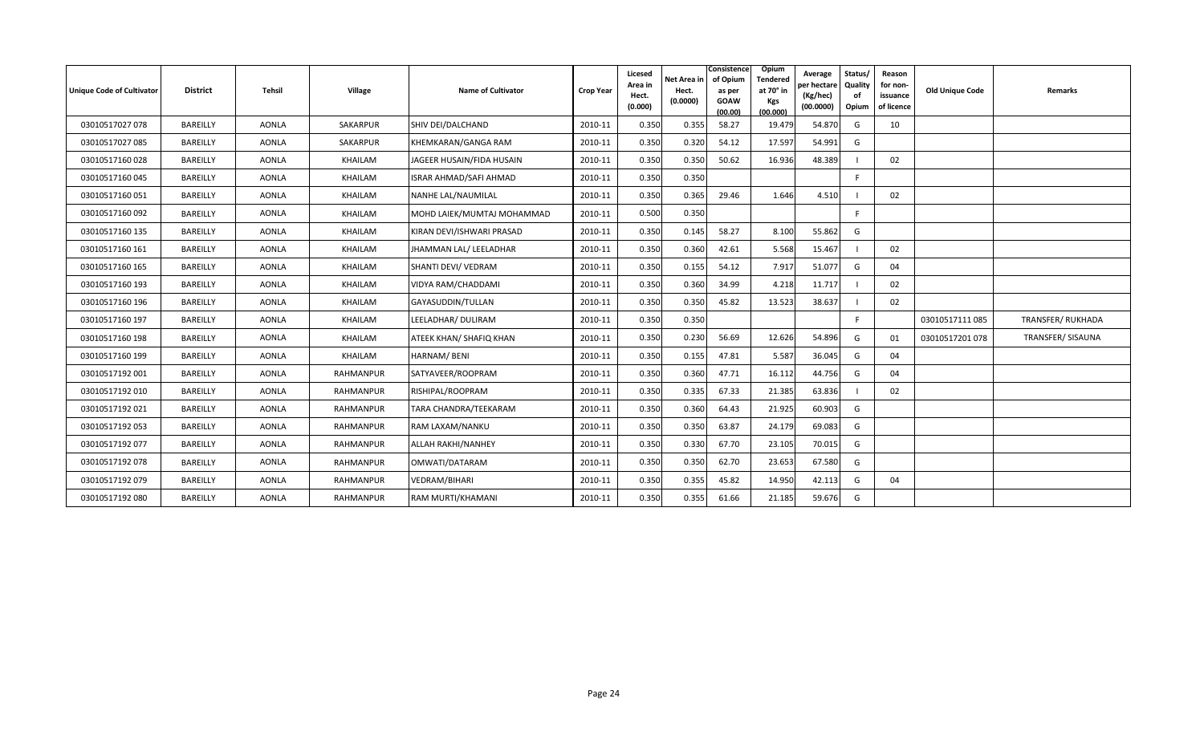| Unique Code of Cultivator | District | Tehsil | Village | Name of Cultivator | Crop Year | Licesed Area in Hect. (0.000) | Net Area in Hect. (0.0000) | Consistence of Opium as per GOAW (00.00) | Opium Tendered at 70° in Kgs (00.000) | Average per hectare (Kg/hec) (00.0000) | Status/ Quality of Opium | Reason for non-issuance of licence | Old Unique Code | Remarks |
|---|---|---|---|---|---|---|---|---|---|---|---|---|---|---|
| 03010517027 078 | BAREILLY | AONLA | SAKARPUR | SHIV DEI/DALCHAND | 2010-11 | 0.350 | 0.355 | 58.27 | 19.479 | 54.870 | G | 10 | | |
| 03010517027 085 | BAREILLY | AONLA | SAKARPUR | KHEMKARAN/GANGA RAM | 2010-11 | 0.350 | 0.320 | 54.12 | 17.597 | 54.991 | G | | | |
| 03010517160 028 | BAREILLY | AONLA | KHAILAM | JAGEER HUSAIN/FIDA HUSAIN | 2010-11 | 0.350 | 0.350 | 50.62 | 16.936 | 48.389 | I | 02 | | |
| 03010517160 045 | BAREILLY | AONLA | KHAILAM | ISRAR AHMAD/SAFI AHMAD | 2010-11 | 0.350 | 0.350 | | | | F | | | |
| 03010517160 051 | BAREILLY | AONLA | KHAILAM | NANHE LAL/NAUMILAL | 2010-11 | 0.350 | 0.365 | 29.46 | 1.646 | 4.510 | I | 02 | | |
| 03010517160 092 | BAREILLY | AONLA | KHAILAM | MOHD LAIEK/MUMTAJ MOHAMMAD | 2010-11 | 0.500 | 0.350 | | | | F | | | |
| 03010517160 135 | BAREILLY | AONLA | KHAILAM | KIRAN DEVI/ISHWARI PRASAD | 2010-11 | 0.350 | 0.145 | 58.27 | 8.100 | 55.862 | G | | | |
| 03010517160 161 | BAREILLY | AONLA | KHAILAM | JHAMMAN LAL/ LEELADHAR | 2010-11 | 0.350 | 0.360 | 42.61 | 5.568 | 15.467 | I | 02 | | |
| 03010517160 165 | BAREILLY | AONLA | KHAILAM | SHANTI DEVI/ VEDRAM | 2010-11 | 0.350 | 0.155 | 54.12 | 7.917 | 51.077 | G | 04 | | |
| 03010517160 193 | BAREILLY | AONLA | KHAILAM | VIDYA RAM/CHADDAMI | 2010-11 | 0.350 | 0.360 | 34.99 | 4.218 | 11.717 | I | 02 | | |
| 03010517160 196 | BAREILLY | AONLA | KHAILAM | GAYASUDDIN/TULLAN | 2010-11 | 0.350 | 0.350 | 45.82 | 13.523 | 38.637 | I | 02 | | |
| 03010517160 197 | BAREILLY | AONLA | KHAILAM | LEELADHAR/ DULIRAM | 2010-11 | 0.350 | 0.350 | | | | F | | 03010517111 085 | TRANSFER/ RUKHADA |
| 03010517160 198 | BAREILLY | AONLA | KHAILAM | ATEEK KHAN/ SHAFIQ KHAN | 2010-11 | 0.350 | 0.230 | 56.69 | 12.626 | 54.896 | G | 01 | 03010517201 078 | TRANSFER/ SISAUNA |
| 03010517160 199 | BAREILLY | AONLA | KHAILAM | HARNAM/ BENI | 2010-11 | 0.350 | 0.155 | 47.81 | 5.587 | 36.045 | G | 04 | | |
| 03010517192 001 | BAREILLY | AONLA | RAHMANPUR | SATYAVEER/ROOPRAM | 2010-11 | 0.350 | 0.360 | 47.71 | 16.112 | 44.756 | G | 04 | | |
| 03010517192 010 | BAREILLY | AONLA | RAHMANPUR | RISHIPAL/ROOPRAM | 2010-11 | 0.350 | 0.335 | 67.33 | 21.385 | 63.836 | I | 02 | | |
| 03010517192 021 | BAREILLY | AONLA | RAHMANPUR | TARA CHANDRA/TEEKARAM | 2010-11 | 0.350 | 0.360 | 64.43 | 21.925 | 60.903 | G | | | |
| 03010517192 053 | BAREILLY | AONLA | RAHMANPUR | RAM LAXAM/NANKU | 2010-11 | 0.350 | 0.350 | 63.87 | 24.179 | 69.083 | G | | | |
| 03010517192 077 | BAREILLY | AONLA | RAHMANPUR | ALLAH RAKHI/NANHEY | 2010-11 | 0.350 | 0.330 | 67.70 | 23.105 | 70.015 | G | | | |
| 03010517192 078 | BAREILLY | AONLA | RAHMANPUR | OMWATI/DATARAM | 2010-11 | 0.350 | 0.350 | 62.70 | 23.653 | 67.580 | G | | | |
| 03010517192 079 | BAREILLY | AONLA | RAHMANPUR | VEDRAM/BIHARI | 2010-11 | 0.350 | 0.355 | 45.82 | 14.950 | 42.113 | G | 04 | | |
| 03010517192 080 | BAREILLY | AONLA | RAHMANPUR | RAM MURTI/KHAMANI | 2010-11 | 0.350 | 0.355 | 61.66 | 21.185 | 59.676 | G | | | |